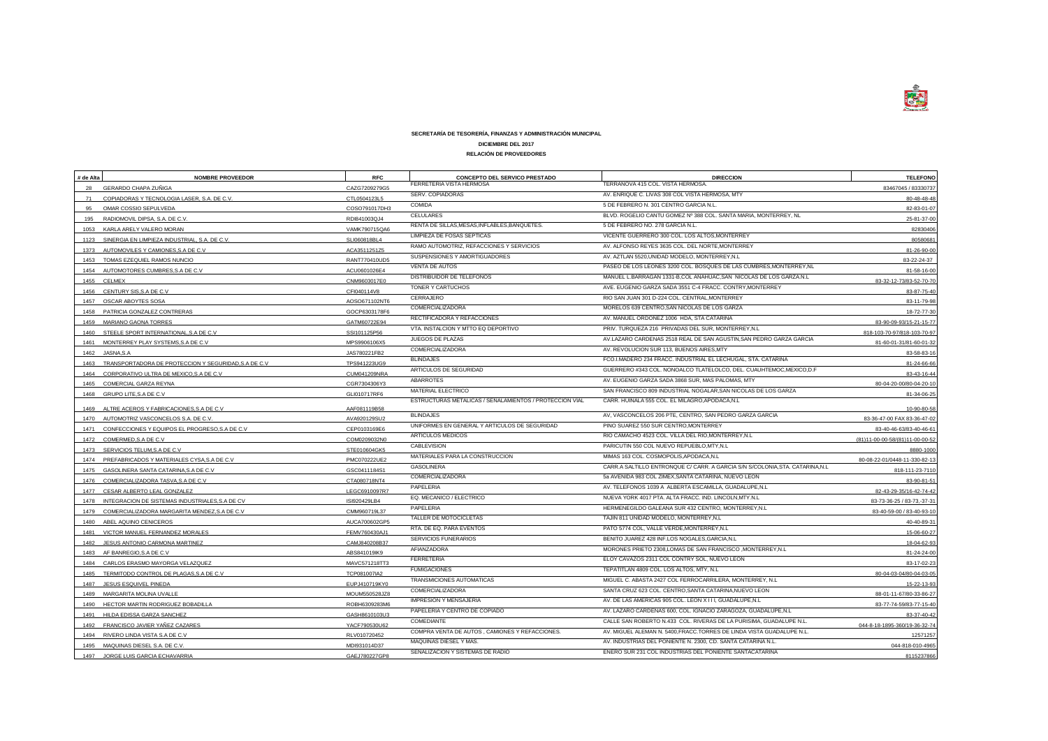**SECRETARÍA DE TESORERÍA, FINANZAS Y ADMINISTRACIÓN MUNICIPAL**

**DICIEMBRE DEL 2017**

**RELACIÓN DE PROVEEDORES**

| # de Alta | NOMBRE PROVEEDOR | RFC | CONCEPTO DEL SERVICO PRESTADO | DIRECCION | TELEFONO |
|---|---|---|---|---|---|
| 28 | GERARDO CHAPA ZUÑIGA | CAZG7209279G5 | FERRETERIA VISTA HERMOSA | TERRANOVA 415 COL. VISTA HERMOSA. | 83467045 / 83330737 |
| 71 | COPIADORAS Y TECNOLOGIA LASER, S.A. DE C.V. | CTL0504123L5 | SERV. COPIADORAS | AV. ENRIQUE C. LIVAS 308 COL VISTA HERMOSA, MTY | 80-48-48-48 |
| 95 | OMAR COSSIO SEPULVEDA | COSO791017DH3 | COMIDA | 5 DE FEBRERO N. 301 CENTRO GARCIA N.L. | 82-83-01-07 |
| 195 | RADIOMOVIL DIPSA, S.A. DE C.V. | RDI841003QJ4 | CELULARES | BLVD. ROGELIO CANTU GOMEZ Nº 388 COL. SANTA MARIA, MONTERREY, NL | 25-81-37-00 |
| 1053 | KARLA ARELY VALERO MORAN | VAMK790715QA6 | RENTA DE SILLAS,MESAS,INFLABLES,BANQUETES. | 5 DE FEBRERO NO. 278 GARCIA N.L. | 82830406 |
| 1123 | SINERGIA EN LIMPIEZA INDUSTRIAL, S.A. DE C.V. | SLI060818BL4 | LIMPIEZA DE FOSAS SEPTICAS | VICENTE GUERRERO 300 COL. LOS ALTOS,MONTERREY | 80580681 |
| 1373 | AUTOMOVILES Y CAMIONES,S.A DE C.V | ACA3511251Z5 | RAMO AUTOMOTRIZ, REFACCIONES Y SERVICIOS | AV. ALFONSO REYES 3635 COL. DEL NORTE,MONTERREY | 81-26-90-00 |
| 1453 | TOMAS EZEQUIEL RAMOS NUNCIO | RANT770410UD5 | SUSPENSIONES Y AMORTIGUADORES | AV. AZTLAN 5520,UNIDAD MODELO, MONTERREY,N.L | 83-22-24-37 |
| 1454 | AUTOMOTORES CUMBRES,S.A DE C.V | ACU0601026E4 | VENTA DE AUTOS | PASEO DE LOS LEONES 3200 COL. BOSQUES DE LAS CUMBRES,MONTERREY,NL | 81-58-16-00 |
| 1455 | CELMEX | CNM9603017E0 | DISTRIBUIDOR DE TELEFONOS | MANUEL L.BARRAGAN 1331-B,COL ANAHUAC,SAN NICOLAS DE LOS GARZA,N.L | 83-32-12-73/83-52-70-70 |
| 1456 | CENTURY SIS,S.A DE C.V | CFI040114V8 | TONER Y CARTUCHOS | AVE. EUGENIO GARZA SADA 3551 C-4 FRACC. CONTRY,MONTERREY | 83-87-75-40 |
| 1457 | OSCAR ABOYTES SOSA | AOSO671102NT6 | CERRAJERO | RIO SAN JUAN 301 D-224 COL. CENTRAL,MONTERREY | 83-11-79-98 |
| 1458 | PATRICIA GONZALEZ CONTRERAS | GOCP6303178F6 | COMERCIALIZADORA | MORELOS 639 CENTRO,SAN NICOLAS DE LOS GARZA | 18-72-77-30 |
| 1459 | MARIANO GAONA TORRES | GATM60722E94 | RECTIFICADORA Y REFACCIONES | AV. MANUEL ORDOÑEZ 1006 HDA, STA CATARINA | 83-90-09-93/15-21-15-77 |
| 1460 | STEELE SPORT INTERNATIONAL,S.A DE C.V | SSI101125P56 | VTA. INSTALCION Y MTTO EQ DEPORTIVO | PRIV. TURQUEZA 216 PRIVADAS DEL SUR, MONTERREY,N.L | 818-103-70-97/818-103-70-97 |
| 1461 | MONTERREY PLAY SYSTEMS,S.A DE C.V | MPS9906106X5 | JUEGOS DE PLAZAS | AV.LAZARO CARDENAS 2518 REAL DE SAN AGUSTIN,SAN PEDRO GARZA GARCIA | 81-60-01-31/81-60-01-32 |
| 1462 | JASNA,S.A | JAS780221FB2 | COMERCIALIZADORA | AV. REVOLUCION SUR 113, BUENOS AIRES,MTY | 83-58-83-16 |
| 1463 | TRANSPORTADORA DE PROTECCION Y SEGURIDAD,S.A DE C.V | TPS941223UG9 | BLINDAJES | FCO.I.MADERO 234 FRACC. INDUSTRIAL EL LECHUGAL, STA. CATARINA | 81-24-66-66 |
| 1464 | CORPORATIVO ULTRA DE MEXICO,S.A DE C.V | CUM041209NRA | ARTICULOS DE SEGURIDAD | GUERRERO #343 COL. NONOALCO TLATELOLCO, DEL. CUAUHTEMOC,MEXICO,D.F | 83-43-16-44 |
| 1465 | COMERCIAL GARZA REYNA | CGR7304306Y3 | ABARROTES | AV. EUGENIO GARZA SADA 3868 SUR, MAS PALOMAS, MTY | 80-04-20-00/80-04-20-10 |
| 1468 | GRUPO LITE,S.A DE C.V | GLI010717RF6 | MATERIAL ELECTRICO | SAN FRANCISCO 809 INDUSTRIAL NOGALAR,SAN NICOLAS DE LOS GARZA | 81-34-06-25 |
| 1469 | ALTRE ACEROS Y FABRICACIONES,S.A DE C.V | AAF081119B58 | ESTRUCTURAS METALICAS / SEÑALAMIENTOS / PROTECCION VIAL | CARR. HUINALA 555 COL. EL MILAGRO,APODACA,N.L | 10-90-80-58 |
| 1470 | AUTOMOTRIZ VASCONCELOS S.A. DE C.V. | AVA920129SU2 | BLINDAJES | AV, VASCONCELOS 206 PTE, CENTRO, SAN PEDRO GARZA GARCIA | 83-36-47-00 FAX 83-36-47-02 |
| 1471 | CONFECCIONES Y EQUIPOS EL PROGRESO,S.A DE C.V | CEP0103169E6 | UNIFORMES EN GENERAL Y ARTICULOS DE SEGURIDAD | PINO SUAREZ 550 SUR CENTRO,MONTERREY | 83-40-46-63/83-40-46-61 |
| 1472 | COMERMED,S.A DE C.V | COM0209032N0 | ARTICULOS MEDICOS | RIO CAMACHO 4523 COL. VILLA DEL RIO,MONTERREY,N.L | (81)11-00-00-58/(81)11-00-00-52 |
| 1473 | SERVICIOS TELUM,S.A DE C.V | STE010604GK5 | CABLEVISION | PARICUTIN 550 COL NUEVO REPUEBLO,MTY,N.L | 8880-1000 |
| 1474 | PREFABRICADOS Y MATERIALES CYSA,S.A DE C.V | PMC070222UE2 | MATERIALES PARA LA CONSTRUCCION | MIMAS 163 COL. COSMOPOLIS,APODACA,N.L | 80-08-22-01/0448-11-330-82-13 |
| 1475 | GASOLINERA SANTA CATARINA,S.A DE C.V | GSC0411184S1 | GASOLINERA | CARR.A SALTILLO ENTRONQUE C/ CARR. A GARCIA S/N S/COLONIA,STA. CATARINA,N.L | 818-111-23-7110 |
| 1476 | COMERCIALIZADORA TASVA,S.A DE C.V | CTA080718NT4 | COMERCIALIZADORA | 5a AVENIDA 983 COL ZIMEX,SANTA CATARINA, NUEVO LEON | 83-90-81-51 |
| 1477 | CESAR ALBERTO LEAL GONZALEZ | LEGC6910097R7 | PAPELERIA | AV. TELEFONOS 1039 A ALBERTA ESCAMILLA, GUADALUPE,N.L | 82-43-29-35/16-42-74-42 |
| 1478 | INTEGRACION DE SISTEMAS INDUSTRIALES,S.A DE CV | ISI920429LB4 | EQ. MECANICO / ELECTRICO | NUEVA YORK 4017 PTA. ALTA FRACC. IND. LINCOLN,MTY.N.L | 83-73-36-25 / 83-73,-37-31 |
| 1479 | COMERCIALIZADORA MARGARITA MENDEZ,S.A DE C.V | CMM960719L37 | PAPELERIA | HERMENEGILDO GALEANA SUR 432 CENTRO, MONTERREY,N.L | 83-40-59-00 / 83-40-93-10 |
| 1480 | ABEL AQUINO CENICEROS | AUCA700602GP5 | TALLER DE MOTOCICLETAS | TAJIN 811 UNIDAD MODELO, MONTERREY,N.L | 40-40-89-31 |
| 1481 | VICTOR MANUEL FERNANDEZ MORALES | FEMV760430AJ1 | RTA. DE EQ. PARA EVENTOS | PATO 5774 COL. VALLE VERDE,MONTERREY,N.L | 15-06-60-27 |
| 1482 | JESUS ANTONIO CARMONA MARTINEZ | CAMJ840208B37 | SERVICIOS FUNERARIOS | BENITO JUAREZ 428 INF.LOS NOGALES,GARCIA,N.L | 18-04-62-93 |
| 1483 | AF BANREGIO,S.A DE C.V | ABS841019IK9 | AFIANZADORA | MORONES PRIETO 2308,LOMAS DE SAN FRANCISCO ,MONTERREY,N.L | 81-24-24-00 |
| 1484 | CARLOS ERASMO MAYORGA VELAZQUEZ | MAVC571218TT3 | FERRETERIA | ELOY CAVAZOS 2311 COL CONTRY SOL, NUEVO LEON | 83-17-02-23 |
| 1485 | TERMITODO CONTROL DE PLAGAS,S.A DE C.V | TCP081007IA2 | FUMIGACIONES | TEPATITLAN 4809 COL. LOS ALTOS, MTY, N.L | 80-04-03-04/80-04-03-05 |
| 1487 | JESUS ESQUIVEL PINEDA | EUPJ410719KY0 | TRANSMICIONES AUTOMATICAS | MIGUEL C. ABASTA 2427 COL FERROCARRILERA, MONTERREY, N.L | 15-22-13-93 |
| 1489 | MARGARITA MOLINA UVALLE | MOUM550528JZ8 | COMERCIALIZADORA | SANTA CRUZ 623 COL. CENTRO,SANTA CATARINA,NUEVO LEON | 88-01-11-67/80-33-86-27 |
| 1490 | HECTOR MARTIN RODRIGUEZ BOBADILLA | ROBH6309283M6 | IMPRESION Y MENSAJERIA | AV. DE LAS AMERICAS 905 COL. LEON X I I I, GUADALUPE,N.L | 83-77-74-59/83-77-15-40 |
| 1491 | HILDA EDISSA GARZA SANCHEZ | GASH8610103U3 | PAPELERIA Y CENTRO DE COPIADO | AV. LAZARO CARDENAS 600, COL. IGNACIO ZARAGOZA, GUADALUPE,N.L | 83-37-40-42 |
| 1492 | FRANCISCO JAVIER YAÑEZ CAZARES | YACF790530U62 | COMEDIANTE | CALLE SAN ROBERTO N.433 COL. RIVERAS DE LA PURISIMA, GUADALUPE N.L. | 044-8-18-1895-360/19-36-32-74 |
| 1494 | RIVERO LINDA VISTA S.A DE C.V | RLV010720452 | COMPRA VENTA DE AUTOS , CAMIONES Y REFACCIONES. | AV. MIGUEL ALEMAN N. 5400,FRACC.TORRES DE LINDA VISTA GUADALUPE N.L. | 12571257 |
| 1495 | MAQUINAS DIESEL S.A. DE C.V. | MDI931014D37 | MAQUINAS DIESEL Y MAS. | AV. INDUSTRIAS DEL PONIENTE N. 2300, CD. SANTA CATARINA N.L. | 044-818-010-4965 |
| 1497 | JORGE LUIS GARCIA ECHAVARRIA | GAEJ780227GP8 | SEÑALIZACION Y SISTEMAS DE RADIO | ENERO SUR 231 COL INDUSTRIAS DEL PONIENTE SANTACATARINA | 8115237866 |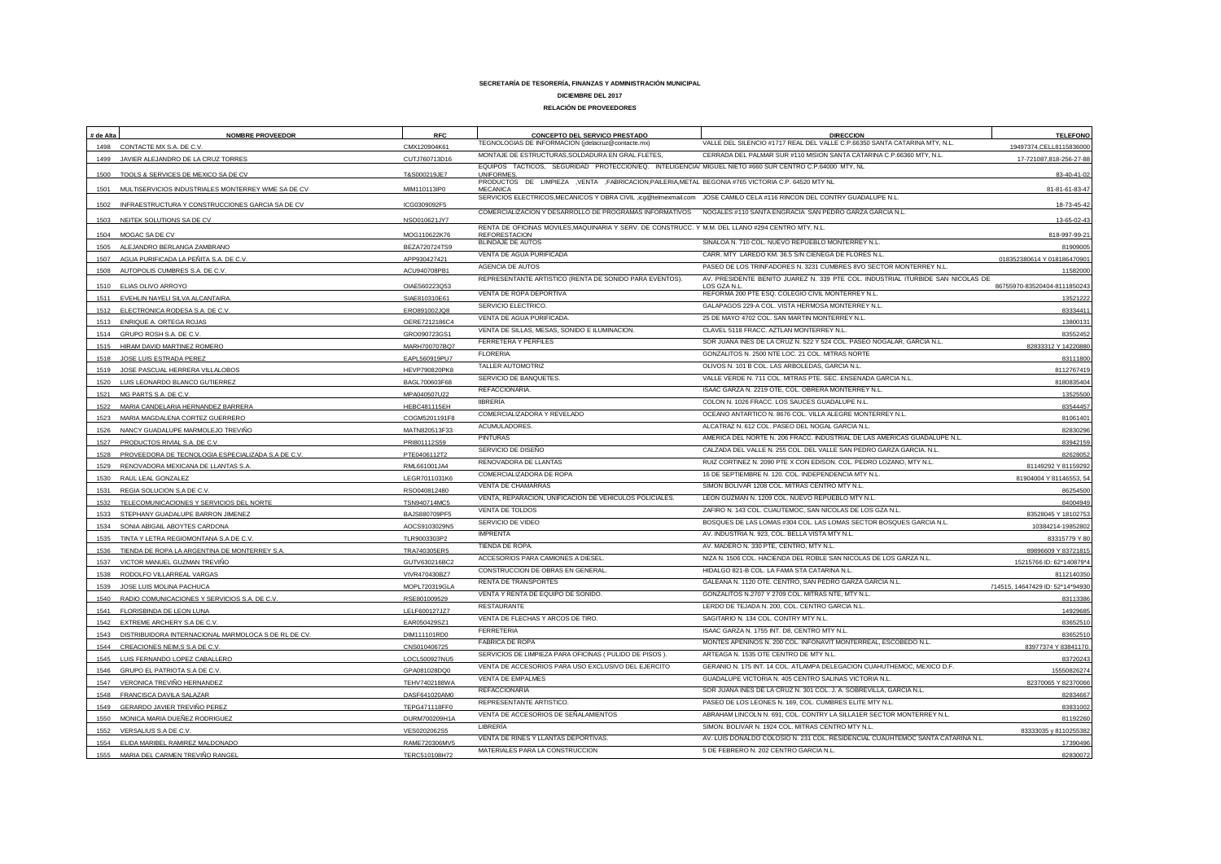**SECRETARÍA DE TESORERÍA, FINANZAS Y ADMINISTRACIÓN MUNICIPAL**

**DICIEMBRE DEL 2017**

**RELACIÓN DE PROVEEDORES**

| # de Alta | NOMBRE PROVEEDOR | RFC | CONCEPTO DEL SERVICO PRESTADO | DIRECCION | TELEFONO |
|---|---|---|---|---|---|
| 1498 | CONTACTE MX S.A. DE C.V. | CMX120904K61 | TEGNOLOGIAS DE INFORMACION (jdelacruz@contacte.mx) | VALLE DEL SILENCIO #1717 REAL DEL VALLE C.P.66350 SANTA CATARINA MTY, N.L. | 19497374,CELL8115836000 |
| 1499 | JAVIER ALEJANDRO DE LA CRUZ TORRES | CUTJ760713D16 | MONTAJE DE ESTRUCTURAS,SOLDADURA EN GRAL.FLETES, | CERRADA DEL PALMAR SUR #110 MISION SANTA CATARINA C.P.66360 MTY, N.L. | 17-721087,818-256-27-88 |
| 1500 | TOOLS & SERVICES DE MEXICO SA DE CV | T&S000219JE7 | EQUIPOS TACTICOS, SEGURIDAD PROTECCION/EQ. INTELIGENCIA/ UNIFORMES. | MIGUEL NIETO #660 SUR CENTRO C.P.64000 MTY, NL | 83-40-41-02 |
| 1501 | MULTISERVICIOS INDUSTRIALES MONTERREY WME SA DE CV | MIM110113IP0 | PRODUCTOS DE LIMPIEZA ,VENTA ,FABRICACION,PAILERIA,METAL MECANICA | BEGONIA #765 VICTORIA C.P. 64520 MTY NL | 81-81-61-83-47 |
| 1502 | INFRAESTRUCTURA Y CONSTRUCCIONES GARCIA SA DE CV | ICG0309092F5 | SERVICIOS ELECTRICOS,MECANICOS Y OBRA CIVIL ,icg@telmexmail.com | JOSE CAMILO CELA #116 RINCON DEL CONTRY GUADALUPE N.L. | 18-73-45-42 |
| 1503 | NEITEK SOLUTIONS SA DE CV | NSO010621JY7 | COMERCIALIZACION Y DESARROLLO DE PROGRAMAS INFORMATIVOS | NOGALES #110 SANTA ENGRACIA SAN PEDRO GARZA GARCIA N.L. | 13-65-02-43 |
| 1504 | MOGAC SA DE CV | MOG110622K76 | RENTA DE OFICINAS MOVILES,MAQUINARIA Y SERV. DE CONSTRUCC. Y REFORESTACION | M.M. DEL LLANO #294 CENTRO MTY. N.L. | 818-997-99-21 |
| 1505 | ALEJANDRO BERLANGA ZAMBRANO | BEZA720724TS9 | BLINDAJE DE AUTOS | SINALOA N. 710 COL. NUEVO REPUEBLO MONTERREY N.L. | 81909005 |
| 1507 | AGUA PURIFICADA LA PEÑITA S.A. DE C.V. | APP930427421 | VENTA DE AGUA PURIFICADA | CARR. MTY LAREDO KM. 36.5 S/N CIENEGA DE FLORES N.L. | 018352380614 Y 018186470901 |
| 1508 | AUTOPOLIS CUMBRES S.A. DE C.V. | ACU940708PB1 | AGENCIA DE AUTOS | PASEO DE LOS TRINFADORES N. 3231 CUMBRES 8VO SECTOR MONTERREY N.L. | 11582000 |
| 1510 | ELIAS OLIVO ARROYO | OIAE560223Q53 | REPRESENTANTE ARTISTICO (RENTA DE SONIDO PARA EVENTOS). | AV. PRESIDENTE BENITO JUAREZ N. 339 PTE COL. INDUSTRIAL ITURBIDE SAN NICOLAS DE LOS GZA N.L. | 86755970-83520404-8111850243 |
| 1511 | EVEHLIN NAYELI SILVA ALCANTAIRA. | SIAE810310E61 | VENTA DE ROPA DEPORTIVA | REFORMA 200 PTE ESQ. COLEGIO CIVIL MONTERREY N.L. | 13521222 |
| 1512 | ELECTRONICA RODESA S.A. DE C.V. | ERO891002JQ8 | SERVICIO ELECTRICO. | GALAPAGOS 229-A COL. VISTA HERMOSA MONTERREY N.L. | 83334411 |
| 1513 | ENRIQUE A. ORTEGA ROJAS | OERE7212186C4 | VENTA DE AGUA PURIFICADA. | 25 DE MAYO 4702 COL. SAN MARTIN MONTERREY N.L. | 13800131 |
| 1514 | GRUPO ROSH S.A. DE C.V. | GRO090723GS1 | VENTA DE SILLAS, MESAS, SONIDO E ILUMINACION. | CLAVEL 5118 FRACC. AZTLAN MONTERREY N.L. | 83552452 |
| 1515 | HIRAM DAVID MARTINEZ ROMERO | MARH700707BQ7 | FERRETERA Y PERFILES | SOR JUANA INES DE LA CRUZ N. 522 Y 524 COL. PASEO NOGALAR, GARCIA N.L. | 82833312 Y 14220880 |
| 1518 | JOSE LUIS ESTRADA PEREZ | EAPL560919PU7 | FLORERIA. | GONZALITOS N. 2500 NTE LOC. 21 COL. MITRAS NORTE | 83111800 |
| 1519 | JOSE PASCUAL HERRERA VILLALOBOS | HEVP790820PK8 | TALLER AUTOMOTRIZ | OLIVOS N. 101 B COL. LAS ARBOLEDAS, GARCIA N.L. | 8112767419 |
| 1520 | LUIS LEONARDO BLANCO GUTIERREZ | BAGL700603F68 | SERVICIO DE BANQUETES. | VALLE VERDE N. 711 COL. MITRAS PTE. SEC. ENSENADA GARCIA N.L. | 8180835404 |
| 1521 | MG PARTS S.A. DE C.V. | MPA040507U22 | REFACCIONARIA. | ISAAC GARZA N. 2219 OTE, COL. OBRERA MONTERREY N.L. | 13525500 |
| 1522 | MARIA CANDELARIA HERNANDEZ BARRERA | HEBC481115EH | lIBRERÍA | COLON N. 1026 FRACC. LOS SAUCES GUADALUPE N.L. | 83544457 |
| 1523 | MARIA MAGDALENA CORTEZ GUERRERO | COGM5201191F8 | COMERCIALIZADORA Y REVELADO | OCEANO ANTARTICO N. 8676 COL. VILLA ALEGRE MONTERREY N.L. | 81061401 |
| 1526 | NANCY GUADALUPE MARMOLEJO TREVIÑO | MATN820513F33 | ACUMULADORES. | ALCATRAZ N. 612 COL. PASEO DEL NOGAL GARCIA N.L. | 82830296 |
| 1527 | PRODUCTOS RIVIAL S.A. DE C.V. | PRI801112S59 | PINTURAS | AMERICA DEL NORTE N. 206 FRACC. INDUSTRIAL DE LAS AMERICAS GUADALUPE N.L. | 83942159 |
| 1528 | PROVEEDORA DE TECNOLOGIA ESPECIALIZADA S.A DE C.V. | PTE0406112T2 | SERVICIO DE DISEÑO | CALZADA DEL VALLE N. 255 COL. DEL VALLE SAN PEDRO GARZA GARCIA. N.L. | 82628052 |
| 1529 | RENOVADORA MEXICANA DE LLANTAS S.A. | RML661001JA4 | RENOVADORA DE LLANTAS | RUIZ CORTINEZ N. 2090 PTE X CON EDISON. COL. PEDRO LOZANO, MTY N.L. | 81149292 Y 81159292 |
| 1530 | RAUL LEAL GONZALEZ | LEGR7011031K6 | COMERCIALIZADORA DE ROPA | 16 DE SEPTIEMBRE N. 120. COL. INDEPENDENCIA MTY N.L. | 81904004 Y 81146553, 54 |
| 1531 | REGIA SOLUCION S.A DE C.V. | RSO040812480 | VENTA DE CHAMARRAS | SIMON BOLIVAR 1208 COL. MITRAS CENTRO MTY N.L. | 86254500 |
| 1532 | TELECOMUNICACIONES Y SERVICIOS DEL NORTE | TSN940714MC5 | VENTA, REPARACION, UNIFICACION DE VEHICULOS POLICIALES. | LEON GUZMAN N. 1209 COL. NUEVO REPUEBLO MTY N.L. | 84004949 |
| 1533 | STEPHANY GUADALUPE BARRON JIMENEZ | BAJS880709PF5 | VENTA DE TOLDOS | ZAFIRO N. 143 COL. CUAUTEMOC, SAN NICOLAS DE LOS GZA N.L. | 83528045 Y 18102753 |
| 1534 | SONIA ABIGAIL ABOYTES CARDONA | AOCS9103029N5 | SERVICIO DE VIDEO | BOSQUES DE LAS LOMAS #304 COL. LAS LOMAS SECTOR BOSQUES GARCIA N.L. | 10384214-19852802 |
| 1535 | TINTA Y LETRA REGIOMONTANA S.A DE C.V. | TLR9003303P2 | IMPRENTA | AV. INDUSTRIA N. 923, COL. BELLA VISTA MTY N.L. | 83315779 Y 80 |
| 1536 | TIENDA DE ROPA LA ARGENTINA DE MONTERREY S.A. | TRA740305ER5 | TIENDA DE ROPA. | AV. MADERO N. 330 PTE, CENTRO, MTY N.L. | 89896609 Y 83721815 |
| 1537 | VICTOR MANUEL GUZMAN TREVIÑO | GUTV630216BC2 | ACCESORIOS PARA CAMIONES A DIESEL. | NIZA N. 1506 COL. HACIENDA DEL ROBLE SAN NICOLAS DE LOS GARZA N.L. | 15215766 ID: 62*140879*4 |
| 1538 | RODOLFO VILLARREAL VARGAS | VIVR470430BZ7 | CONSTRUCCION DE OBRAS EN GENERAL. | HIDALGO 821-B COL. LA FAMA STA CATARINA N.L. | 8112140350 |
| 1539 | JOSE LUIS MOLINA PACHUCA | MOPL720319GLA | RENTA DE TRANSPORTES | GALEANA N. 1120 OTE. CENTRO, SAN PEDRO GARZA GARCIA N.L. | 714515, 14647429 ID: 52*14*94930 |
| 1540 | RADIO COMUNICACIONES Y SERVICIOS S.A. DE C.V. | RSE801009529 | VENTA Y RENTA DE EQUIPO DE SONIDO. | GONZALITOS N.2707 Y 2709 COL. MITRAS NTE, MTY N.L. | 83113386 |
| 1541 | FLORISBINDA DE LEON LUNA | LELF600127JZ7 | RESTAURANTE | LERDO DE TEJADA N. 200, COL. CENTRO GARCIA N.L. | 14929685 |
| 1542 | EXTREME ARCHERY S.A DE C.V. | EAR050429SZ1 | VENTA DE FLECHAS Y ARCOS DE TIRO. | SAGITARIO N. 134 COL. CONTRY MTY N.L. | 83652510 |
| 1543 | DISTRIBUIDORA INTERNACIONAL MARMOLOCA S DE RL DE CV. | DIM111101RD0 | FERRETERIA | ISAAC GARZA N. 1755 INT. D8, CENTRO MTY N.L. | 83652510 |
| 1544 | CREACIONES NEIM,S S.A DE C.V. | CNS010406725 | FABRICA DE ROPA | MONTES APENINOS N. 200 COL. INFONAVIT MONTERREAL, ESCOBEDO N.L. | 83977374 Y 83841170. |
| 1545 | LUIS FERNANDO LOPEZ CABALLERO | LOCL500927NU5 | SERVICIOS DE LIMPIEZA PARA OFICINAS ( PULIDO DE PISOS ). | ARTEAGA N. 1535 OTE CENTRO DE MTY N.L. | 83720243 |
| 1546 | GRUPO EL PATRIOTA S.A DE C.V. | GPA081028DQ0 | VENTA DE ACCESORIOS PARA USO EXCLUSIVO DEL EJERCITO | GERANIO N. 175 INT. 14 COL. ATLAMPA DELEGACION CUAHUTHEMOC, MEXICO D.F. | 15550826274 |
| 1547 | VERONICA TREVIÑO HERNANDEZ | TEHV7402188WA | VENTA DE EMPALMES | GUADALUPE VICTORIA N. 405 CENTRO SALINAS VICTORIA N.L. | 82370065 Y 82370066 |
| 1548 | FRANCISCA DAVILA SALAZAR | DASF641020AM0 | REFACCIONARIA | SOR JUANA INES DE LA CRUZ N. 301 COL. J. A. SOBREVILLA, GARCIA N.L. | 82834667 |
| 1549 | GERARDO JAVIER TREVIÑO PEREZ | TEPG471118FF0 | REPRESENTANTE ARTISTICO. | PASEO DE LOS LEONES N. 169, COL. CUMBRES ELITE MTY N.L. | 83831002 |
| 1550 | MONICA MARIA DUEÑEZ RODRIGUEZ | DURM700209H1A | VENTA DE ACCESORIOS DE SEÑALAMIENTOS | ABRAHAM LINCOLN N. 691, COL. CONTRY LA SILLA1ER SECTOR MONTERREY N.L. | 81192260 |
| 1552 | VERSALIUS S.A DE C.V. | VES0202062S5 | LIBRERÍA | SIMON. BOLIVAR N. 1924 COL. MITRAS CENTRO MTY N.L. | 83333035 y 8110255382 |
| 1554 | ELIDA MARIBEL RAMIREZ MALDONADO | RAME720306MV5 | VENTA DE RINES Y LLANTAS DEPORTIVAS. | AV. LUIS DONALDO COLOSIO N. 231 COL. RESIDENCIAL CUAUHTEMOC SANTA CATARINA N.L. | 17390496 |
| 1555 | MARIA DEL CARMEN TREVIÑO RANGEL | TERC510108H72 | MATERIALES PARA LA CONSTRUCCION | 5 DE FEBRERO N. 202 CENTRO GARCIA N.L. | 82830072 |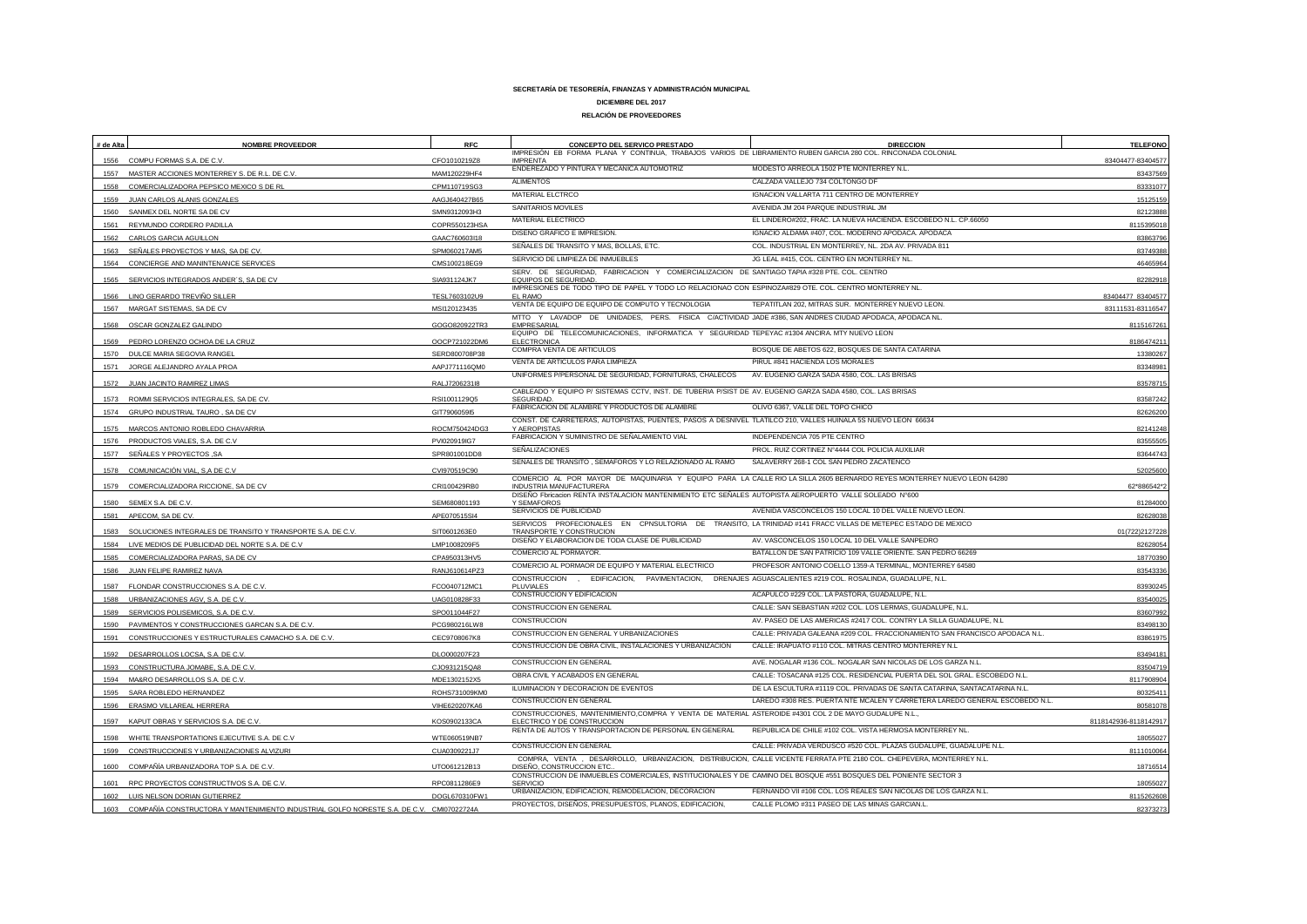**SECRETARÍA DE TESORERÍA, FINANZAS Y ADMINISTRACIÓN MUNICIPAL**

**DICIEMBRE DEL 2017**

**RELACIÓN DE PROVEEDORES**

| # de Alta | NOMBRE PROVEEDOR | RFC | CONCEPTO DEL SERVICO PRESTADO | DIRECCION | TELEFONO |
|---|---|---|---|---|---|
| 1556 | COMPU FORMAS S.A. DE C.V. | CFO1010219Z8 | IMPRESIÓN EB FORMA PLANA Y CONTINUA, TRABAJOS VARIOS DE IMPRENTA | LIBRAMIENTO RUBEN GARCIA 280 COL. RINCONADA COLONIAL | 83404477-83404577 |
| 1557 | MASTER ACCIONES MONTERREY S. DE R.L. DE C.V. | MAM120229HF4 | ENDEREZADO Y PINTURA Y MECANICA AUTOMOTRIZ | MODESTO ARREOLA 1502 PTE MONTERREY N.L. | 83437569 |
| 1558 | COMERCIALIZADORA PEPSICO MEXICO S DE RL | CPM110719SG3 | ALIMENTOS | CALZADA VALLEJO 734 COLTONGO DF | 83331077 |
| 1559 | JUAN CARLOS ALANIS GONZALES | AAGJ640427B65 | MATERIAL ELCTRCO | IGNACION VALLARTA 711 CENTRO DE MONTERREY | 15125159 |
| 1560 | SANMEX DEL NORTE SA DE CV | SMN9312093H3 | SANITARIOS MOVILES | AVENIDA JM 204 PARQUE INDUSTRIAL JM | 82123888 |
| 1561 | REYMUNDO CORDERO PADILLA | COPR550123HSA | MATERIAL ELECTRICO | EL LINDERO#202, FRAC. LA NUEVA HACIENDA. ESCOBEDO N.L. CP.66050 | 8115395018 |
| 1562 | CARLOS GARCIA AGUILLON | GAAC760603I18 | DISENO GRAFICO E IMPRESION. | IGNACIO ALDAMA #407, COL. MODERNO APODACA. APODACA | 83863796 |
| 1563 | SEÑALES PROYECTOS Y MAS, SA DE CV. | SPM060217AM5 | SEÑALES DE TRANSITO Y MAS, BOLLAS, ETC. | COL. INDUSTRIAL EN MONTERREY, NL. 2DA AV. PRIVADA 811 | 83749388 |
| 1564 | CONCIERGE AND MANINTENANCE SERVICES | CMS100218EG9 | SERVICIO DE LIMPIEZA DE INMUEBLES | JG LEAL #415, COL. CENTRO EN MONTERREY NL. | 46465964 |
| 1565 | SERVICIOS INTEGRADOS ANDER´S, SA DE CV | SIA931124JK7 | SERV. DE SEGURIDAD, FABRICACION Y COMERCIALIZACION DE EQUIPOS DE SEGURIDAD. | SANTIAGO TAPIA #328 PTE. COL. CENTRO | 82282918 |
| 1566 | LINO GERARDO TREVIÑO SILLER | TESL7603102U9 | IMPRESIONES DE TODO TIPO DE PAPEL Y TODO LO RELACIONAO CON EL RAMO | ESPINOZA#829 OTE. COL. CENTRO MONTERREY NL. | 83404477 83404577 |
| 1567 | MARGAT SISTEMAS, SA DE CV | MSI120123435 | VENTA DE EQUIPO DE EQUIPO DE COMPUTO Y TECNOLOGIA | TEPATITLAN 202, MITRAS SUR. MONTERREY NUEVO LEON. | 83111531-83116547 |
| 1568 | OSCAR GONZALEZ GALINDO | GOGO820922TR3 | MTTO Y LAVADOP DE UNIDADES, PERS. FISICA C/ACTIVIDAD EMPRESARIAL | JADE #386, SAN ANDRES CIUDAD APODACA, APODACA NL. | 8115167261 |
| 1569 | PEDRO LORENZO OCHOA DE LA CRUZ | OOCP721022DM6 | EQUIPO DE TELECOMUNICACIONES, INFORMATICA Y SEGURIDAD ELECTRONICA | TEPEYAC #1304 ANCIRA. MTY NUEVO LEON | 8186474211 |
| 1570 | DULCE MARIA SEGOVIA RANGEL | SERD800708P38 | COMPRA VENTA DE ARTICULOS | BOSQUE DE ABETOS 622, BOSQUES DE SANTA CATARINA | 13380267 |
| 1571 | JORGE ALEJANDRO AYALA PROA | AAPJ771116QM0 | VENTA DE ARTICULOS PARA LIMPIEZA | PIRUL #841 HACIENDA LOS MORALES | 83348981 |
| 1572 | JUAN JACINTO RAMIREZ LIMAS | RALJ7206231I8 | UNIFORMES P/PERSONAL DE SEGURIDAD, FORNITURAS, CHALECOS | AV. EUGENIO GARZA SADA 4580, COL. LAS BRISAS | 83578715 |
| 1573 | ROMMI SERVICIOS INTEGRALES, SA DE CV. | RSI1001129Q5 | CABLEADO Y EQUIPO P/ SISTEMAS CCTV, INST. DE TUBERIA P/SIST DE SEGURIDAD. | AV. EUGENIO GARZA SADA 4580, COL. LAS BRISAS | 83587242 |
| 1574 | GRUPO INDUSTRIAL TAURO , SA DE CV | GIT7906059I5 | FABRICACION DE ALAMBRE Y PRODUCTOS DE ALAMBRE | OLIVO 6367, VALLE DEL TOPO CHICO | 82626200 |
| 1575 | MARCOS ANTONIO ROBLEDO CHAVARRIA | ROCM750424DG3 | CONST. DE CARRETERAS, AUTOPISTAS, PUENTES, PASOS A DESNIVEL Y AEROPISTAS | TLATILCO 210, VALLES HUINALA 5S NUEVO LEON 66634 | 82141248 |
| 1576 | PRODUCTOS VIALES, S.A. DE C.V | PVI020919IG7 | FABRICACION Y SUMINISTRO DE SEÑALAMIENTO VIAL | INDEPENDENCIA 705 PTE CENTRO | 83555505 |
| 1577 | SEÑALES Y PROYECTOS ,SA | SPR801001DD8 | SEÑALIZACIONES | PROL. RUIZ CORTINEZ N°4444 COL POLICIA AUXILIAR | 83644743 |
| 1578 | COMUNICACIÓN VIAL, S,A DE C.V | CVI970519C90 | SEÑALES DE TRANSITO , SEMAFOROS Y LO RELAZIONADO AL RAMO | SALAVERRY 268-1 COL SAN PEDRO ZACATENCO | 52025600 |
| 1579 | COMERCIALIZADORA RICCIONE, SA DE CV | CRI100429RB0 | COMERCIO AL POR MAYOR DE MAQUINARIA Y EQUIPO PARA LA INDUSTRIA MANUFACTURERA | CALLE RIO LA SILLA 2605 BERNARDO REYES MONTERREY NUEVO LEON 64280 | 62*886542*2 |
| 1580 | SEMEX S.A. DE C.V. | SEM680801193 | DISEÑO Fbricacion RENTA INSTALACION MANTENIMIENTO ETC SEÑALES Y SEMAFOROS | AUTOPISTA AEROPUERTO VALLE SOLEADO N°600 | 81284000 |
| 1581 | APECOM, SA DE CV. | APE070515SI4 | SERVICIOS DE PUBLICIDAD | AVENIDA VASCONCELOS 150 LOCAL 10 DEL VALLE NUEVO LEON. | 82628038 |
| 1583 | SOLUCIONES INTEGRALES DE TRANSITO Y TRANSPORTE S.A. DE C.V. | SIT0601263E0 | SERVICIOS PROFECIONALES EN CPNSULTORIA DE TRANSITO, TRANSPORTE Y CONSTRUCION | LA TRINIDAD #141 FRACC VILLAS DE METEPEC ESTADO DE MEXICO | 01(722)2127228 |
| 1584 | LIVE MEDIOS DE PUBLICIDAD DEL NORTE S.A. DE C.V | LMP1008209F5 | DISEÑO Y ELABORACION DE TODA CLASE DE PUBLICIDAD | AV. VASCONCELOS 150 LOCAL 10 DEL VALLE SANPEDRO | 82628054 |
| 1585 | COMERCIALIZADORA PARAS, SA DE CV | CPA950313HV5 | COMERCIO AL PORMAYOR. | BATALLON DE SAN PATRICIO 109 VALLE ORIENTE. SAN PEDRO 66269 | 18770390 |
| 1586 | JUAN FELIPE RAMIREZ NAVA | RANJ610614PZ3 | COMERCIO AL PORMAOR DE EQUIPO Y MATERIAL ELECTRICO | PROFESOR ANTONIO COELLO 1359-A TERMINAL, MONTERREY 64580 | 83543336 |
| 1587 | FLONDAR CONSTRUCCIONES S.A. DE C.V. | FCO040712MC1 | CONSTRUCCION , EDIFICACION, PAVIMENTACION, DRENAJES PLUVIALES | AGUASCALIENTES #219 COL. ROSALINDA, GUADALUPE, N.L. | 83930245 |
| 1588 | URBANIZACIONES AGV, S.A. DE C.V. | UAG010828F33 | CONSTRUCCION Y EDIFICACION | ACAPULCO #229 COL. LA PASTORA, GUADALUPE, N.L. | 83540025 |
| 1589 | SERVICIOS POLISEMICOS, S.A. DE C.V. | SPO011044F27 | CONSTRUCCION EN GENERAL | CALLE: SAN SEBASTIAN #202 COL. LOS LERMAS, GUADALUPE, N.L. | 83607992 |
| 1590 | PAVIMENTOS Y CONSTRUCCIONES GARCAN S.A. DE C.V. | PCG980216LW8 | CONSTRUCCION | AV. PASEO DE LAS AMERICAS #2417 COL. CONTRY LA SILLA GUADALUPE, N.L | 83498130 |
| 1591 | CONSTRUCCIONES Y ESTRUCTURALES CAMACHO S.A. DE C.V. | CEC9708067K8 | CONSTRUCCION EN GENERAL Y URBANIZACIONES | CALLE: PRIVADA GALEANA #209 COL. FRACCIONAMIENTO SAN FRANCISCO APODACA N.L. | 83861975 |
| 1592 | DESARROLLOS LOCSA, S.A. DE C.V. | DLO000207F23 | CONSTRUCCION DE OBRA CIVIL, INSTALACIONES Y URBANIZACION | CALLE: IRAPUATO #110 COL. MITRAS CENTRO MONTERREY N.L | 83494181 |
| 1593 | CONSTRUCTURA JOMABE, S.A. DE C.V. | CJO931215QA8 | CONSTRUCCION EN GENERAL | AVE. NOGALAR #136 COL. NOGALAR SAN NICOLAS DE LOS GARZA N.L. | 83504719 |
| 1594 | MA&RO DESARROLLOS S.A. DE C.V. | MDE1302152X5 | OBRA CIVIL Y ACABADOS EN GENERAL | CALLE: TOSACANA #125 COL. RESIDENCIAL PUERTA DEL SOL GRAL. ESCOBEDO N.L. | 8117908904 |
| 1595 | SARA ROBLEDO HERNANDEZ | ROHS731009KM0 | ILUMINACION Y DECORACION DE EVENTOS | DE LA ESCULTURA #1119 COL. PRIVADAS DE SANTA CATARINA, SANTACATARINA N.L. | 80325411 |
| 1596 | ERASMO VILLAREAL HERRERA | VIHE620207KA6 | CONSTRUCCION EN GENERAL | LAREDO #308 RES. PUERTA NTE MCALEN Y CARRETERA LAREDO GENERAL ESCOBEDO N.L. | 80581078 |
| 1597 | KAPUT OBRAS Y SERVICIOS S.A. DE C.V. | KOS0902133CA | CONSTRUCCIONES, MANTENIMIENTO,COMPRA Y VENTA DE MATERIAL ELECTRICO Y DE CONSTRUCCION | ASTEROIDE #4301 COL 2 DE MAYO GUDALUPE N.L., | 8118142936-8118142917 |
| 1598 | WHITE TRANSPORTATIONS EJECUTIVE S.A. DE C.V | WTE060519NB7 | RENTA DE AUTOS Y TRANSPORTACION DE PERSONAL EN GENERAL | REPUBLICA DE CHILE #102 COL. VISTA HERMOSA MONTERREY NL. | 18055027 |
| 1599 | CONSTRUCCIONES Y URBANIZACIONES ALVIZURI | CUA0309221J7 | CONSTRUCCION EN GENERAL | CALLE: PRIVADA VERDUSCO #520 COL. PLAZAS GUDALUPE, GUADALUPE N.L. | 8111010064 |
| 1600 | COMPAÑÍA URBANIZADORA TOP S.A. DE C.V. | UTO061212B13 | COMPRA, VENTA , DESARROLLO, URBANIZACION, DISTRIBUCION, DISEÑO, CONSTRUCCION ETC.. | CALLE VICENTE FERRATA PTE 2180 COL. CHEPEVERA, MONTERREY N.L. | 18716514 |
| 1601 | RPC PROYECTOS CONSTRUCTIVOS S.A. DE C.V. | RPC0811286E9 | CONSTRUCCION DE INMUEBLES COMERCIALES, INSTITUCIONALES Y DE SERVICIO | CAMINO DEL BOSQUE #551 BOSQUES DEL PONIENTE SECTOR 3 | 18055027 |
| 1602 | LUIS NELSON DORIAN GUTIERREZ | DOGL670310FW1 | URBANIZACION, EDIFICACION, REMODELACION, DECORACION | FERNANDO VII #106 COL. LOS REALES SAN NICOLAS DE LOS GARZA N.L. | 8115262608 |
| 1603 | COMPAÑÍA CONSTRUCTORA Y MANTENIMIENTO INDUSTRIAL GOLFO NORESTE S.A. DE C.V. | CMI07022724A | PROYECTOS, DISEÑOS, PRESUPUESTOS, PLANOS, EDIFICACION, | CALLE PLOMO #311 PASEO DE LAS MINAS GARCIAN.L. | 82373273 |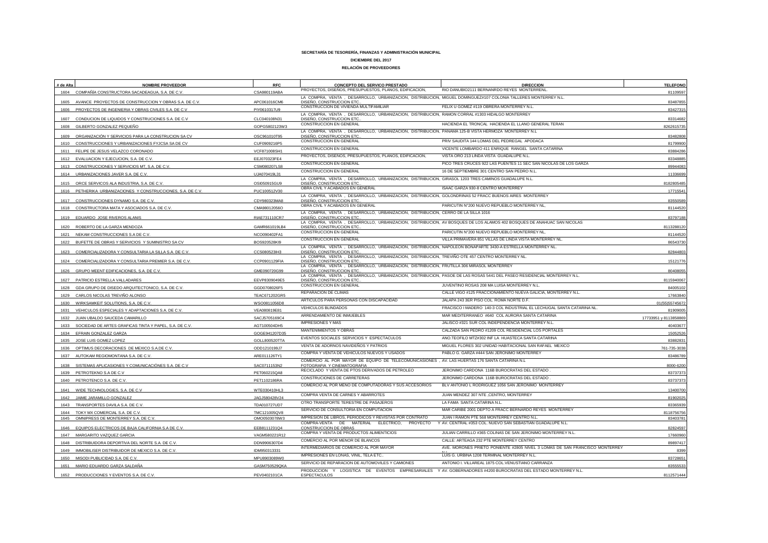**SECRETARÍA DE TESORERÍA, FINANZAS Y ADMINISTRACIÓN MUNICIPAL**

**DICIEMBRE DEL 2017**

**RELACIÓN DE PROVEEDORES**

| # de Alta | NOMBRE PROVEEDOR | RFC | CONCEPTO DEL SERVICO PRESTADO | DIRECCION | TELEFONO |
|---|---|---|---|---|---|
| 1604 | COMPAÑÍA CONSTRUCTORA SACADEAGUA, S.A. DE C.V. | CSA980119ABA | PROYECTOS, DISEÑOS, PRESUPUESTOS, PLANOS, EDIFICACION, | RIO DANUBIO2111 BERNANRDO REYES MONTERRENL. | 81109597 |
| 1605 | AVANCE PROYECTOS DE CONSTRUCCION Y OBRAS S.A. DE C.V. | APC061016CM6 | LA COMPRA, VENTA , DESARROLLO, URBANIZACION, DISTRIBUCION, DISEÑO, CONSTRUCCION ETC.. | MIGUEL DOMINGUEZ#107 COLONIA TALLERES MONTERREY N.L. | 83487855 |
| 1606 | PROYECTOS DE INGENIERIA Y OBRAS CIVILES S.A. DE C.V | PIY0610317U9 | CONSTRUCCION DE VIVIENDA MULTIFAMILIAR | FELIX U GOMEZ #119 OBRERA MONTERREY N.L. | 83427315 |
| 1607 | CONDUCION DE LIQUIDOS Y CONSTRUCIONES S.A. DE C.V | CLC040108N31 | LA COMPRA, VENTA , DESARROLLO, URBANIZACION, DISTRIBUCION, DISEÑO, CONSTRUCCION ETC.. | RAMON CORRAL #1303 HIDALGO MONTERREY | 83314682 |
| 1608 | GILBERTO GONZALEZ PEQUEÑO | GOPG5802123W3 | CONSTRUCCION EN GENERAL | HACIENDA EL TRONCAL HACIENDA EL LLANO GENERAL TERAN | 8262615735 |
| 1609 | ORGANIZACIÓN Y SERVICIOS PARA LA CONSTRUCION SA CV | OSC961010T95 | LA COMPRA, VENTA , DESARROLLO, URBANIZACION, DISTRIBUCION, DISEÑO, CONSTRUCCION ETC.. | PANAMA 125-B VISTA HERMOZA MONTERREY N.L | 83482808 |
| 1610 | CONSTRUCCIONES Y URBANIZACIONES FYJCSA SA DE CV | CUF0909216P5 | CONSTRUCCION EN GENERAL | PRIV SAUDITA 144 LOMAS DEL PEDREGAL APODACA | 81799900 |
| 1611 | FELIPE DE JESUS VELAZCO CORONADO | VCF871008SH1 | CONSTRUCCION EN GENERAL | VICENTE LOMBARDO 411 ENRIQUE RANGEL SANTA CATARINA | 83884286 |
| 1612 | EVALUACION Y EJECUCION, S.A. DE C.V. | EEJ070323FE4 | PROYECTOS, DISEÑOS, PRESUPUESTOS, PLANOS, EDIFICACION, | VISTA ORO 213 LINDA VISTA GUADALUPE N.L. | 83348885 |
| 1613 | CONSTRUCCIONES Y SERVICIOS MT, S.A. DE C.V. | CSM080207LS8 | CONSTRUCCION EN GENERAL | PICO TRES CRUCES 922 LAS PUENTES 11 SEC SAN NICOLAS DE LOS GARZA | 89944083 |
| 1614 | URBANIZACIONES JAVER S.A. DE C.V. | UJA070419L31 | CONSTRUCCION EN GENERAL | 16 DE SEPTIEMBRE 301 CENTRO SAN PEDRO N.L. | 11336699 |
| 1615 | ORCE SERVICOS ALA INDUSTRIA, S.A. DE C.V. | OSI050915GU9 | LA COMPRA, VENTA , DESARROLLO, URBANIZACION, DISTRIBUCION, DISEÑO, CONSTRUCCION ETC.. | GIRASOL 1203 TRES CAMINOS GUADALUPE N.L. | 8182805485 |
| 1616 | PETHERIKA URBANIZACIONES Y CONSTRUCCIONES, S.A. DE C.V. | PUC100512V30 | OBRA CIVIL Y ACABADOS EN GENERAL | ISAAC GARZA 930-8 CENTRO MONTERREY | 17715541 |
| 1617 | CONSTRUCCIONES DYNAMO S.A. DE C.V. | CDY980323MA8 | LA COMPRA, VENTA , DESARROLLO, URBANIZACION, DISTRIBUCION, DISEÑO, CONSTRUCCION ETC.. | GOLONDRINAS 52 FRACC BUENOS AIRES MONTERREY | 83550589 |
| 1618 | CONSTRUCTORA MATA Y ASOCIADOS S.A. DE C.V. | CMA98012056O | OBRA CIVIL Y ACABADOS EN GENERAL | PARICUTIN N°200 NUEVO REPUEBLO MONTERREY NL, | 81144520 |
| 1619 | EDUARDO JOSE RIVEROS ALANIS | RIAE731110CR7 | LA COMPRA, VENTA , DESARROLLO, URBANIZACION, DISTRIBUCION, DISEÑO, CONSTRUCCION ETC.. | CERRO DE LA SILLA 1016 | 83797188 |
| 1620 | ROBERTO DE LA GARZA MENDOZA | GAMR661019LB4 | LA COMPRA, VENTA , DESARROLLO, URBANIZACION, DISTRIBUCION, DISEÑO, CONSTRUCCION ETC.. | AV BOSQUES DE LOS ALAMOS 402 BOSQUES DE ANAHUAC SAN NICOLAS | 8113288120 |
| 1621 | NEKAM CONSTRUCCIONES S.A DE C.V. | NCO090402FA1 | CONSTRUCCION EN GENERAL | PARICUTIN N°200 NUEVO REPUEBLO MONTERREY NL, | 81144520 |
| 1622 | BUFETTE DE OBRAS Y SERVICIOS Y SUMINISTRO SA CV | BOS920528KI9 | CONSTRUCCION EN GENERAL | VILLA PRIMAVERA 851 VILLAS DE LINDA VISTA MONTERREY NL. | 86543730 |
| 1623 | COMERCIALIZADORA Y CONSULTARIA LA SILLA S.A. DE C.V. | CCS080523IH3 | LA COMPRA, VENTA , DESARROLLO, URBANIZACION, DISTRIBUCION, DISEÑO, CONSTRUCCION ETC.. | NAPOLEON BONAPARTE 3430-A ESTRELLA MONTERREY NL. | 82844803 |
| 1624 | COMERCIALIZADORA Y CONSULTARIA PREMIER S.A. DE C.V. | CCP0901129FIA | LA COMPRA, VENTA , DESARROLLO, URBANIZACION, DISTRIBUCION, DISEÑO, CONSTRUCCION ETC.. | TREVIÑO OTE 457 CENTRO MONTERREY NL. | 15121776 |
| 1626 | GRUPO MEENT EDIFICACIONES, S.A. DE C.V. | GME090720G99 | LA COMPRA, VENTA , DESARROLLO, URBANIZACION, DISTRIBUCION, DISEÑO, CONSTRUCCION ETC.. | FRUTILLA 306 MIRASOL MONTERREY | 80408055 |
| 1627 | PATRICIO ESTRELLA VALLADARES | EEVP8309049E5 | LA COMPRA, VENTA , DESARROLLO, URBANIZACION, DISTRIBUCION, DISEÑO, CONSTRUCCION ETC.. | PASOE DE LAS ROSAS 5441 DEL PASEO RESIDENCIAL MONTERREY N.L. | 8115940067 |
| 1628 | GDA GRUPO DE DISEDO ARQUITECTONICO, S.A. DE C.V. | GGD0708026F5 | CONSTRUCCION EN GENERAL | JUVENTINO ROSAS 208 MA LUISA MONTERREY N.L. | 84005102 |
| 1629 | CARLOS NICOLAS TREVIÑO ALONSO | TEAC671202GR5 | REPARACION DE CLIMAS | CALLE VIGO #125 FRACCIONAMIENTO NUEVA GALICIA, MONTERREY N.L. | 17663840 |
| 1630 | WIRKSAMKEIT SOLUTIONS, S.A. DE C.V. | WSO0811056D8 | ARTICULOS PARA PERSONAS CON DISCAPACIDAD | JALAPA 243 3ER PISO COL. ROMA NORTE D.F. | 01(55)55745672 |
| 1631 | VEHICULOS ESPECIALES Y ADAPTACIONES S.A. DE C.V. | VEA080819E81 | VEHICULOS BLINDADOS | FRACISCO I MADERO 140-3 COL INDUSTRIAL EL LECHUGAL SANTA CATARINA NL. | 81909005 |
| 1632 | JUAN UBALDO SAUCEDA CAMARILLO | SACJ5705169C4 | ARRENDAMIENTO DE INMUEBLES | MAR MEDITERRANEO #640 COL AURORA SANTA CATARINA | 17733951 y 8113858869 |
| 1633 | SOCIEDAD DE ARTES GRAFICAS TINTA Y PAPEL, S.A. DE C.V. | AGT100504DH5 | IMPRESIONES Y MAS | JALISCO #321 SUR COL INDEPENDENCIA MONTERREY N.L. | 40403677 |
| 1634 | EFRAIN GONZALEZ GARZA | GOGE941207D35 | MANTENIMIENTOS Y OBRAS | CALZADA SAN PEDRO #1209 COL RESIDENCIAL LOS PORTALES | 15052526 |
| 1635 | JOSE LUIS GOMEZ LOPEZ | GOLL800520TTA | EVENTOS SOCIALES SERVICIOS Y ESPECTACULOS | ANO.TEOFILO MTZ#302 INF LA HUASTECA SANTA CATARINA | 83882831 |
| 1636 | OPTIMUS DECORACIONES DE MEXICO S.A.DE C.V. | ODD1210199J7 | VENTA DE ADORNOS NAVIDEÑOS Y PATRIOS | MIGUEL FLORES 302 UNIDAD HABITACIONAL SAN RAFAEL MEXICO | 761-735-3038 |
| 1637 | AUTOKAM REGIOMONTANA S.A. DE C.V. | ARE011126TY1 | COMPRA Y VENTA DE VEHICULOS NUEVOS Y USADOS | PABLO G. GARZA #444 SAN JERONIMO MONTERREY | 83486789 |
| 1638 | SISTEMAS APLICASIONES Y COMUNICACIÓNES S.A. DE C.V | SAC0711153N2 | COMERCIO AL POR MAYOR DE EQUIPO DE TELECOMUNICASIONES , FOTOGRAFIA Y CINEMATOGRAFIA | AV. LAS HUERTAS 176 SANTA CATARINA N.L | 8000-6200 |
| 1639 | PETROTEKNO S.A DE C.V | PET060215QA8 | RECICLADO Y VENTA DE PTOS DERIVADOS DE PETROLEO | JERONIMO CARDONA 116B BUROCRATAS DEL ESTADO . | 83737373 |
| 1640 | PETROTENCO S.A. DE C.V. | PET1102186RA | CONSTRUCIONES DE CARRETERAS | JERONIMO CARDONA 116B BUROCRATAS DEL ESTADO . | 83737373 |
| 1641 | WIDE TECHNOLOGIES, S.A. DE C.V | WTE030410HL3 | COMERCIO AL POR MENO DE COMPUTADORAS Y SUS ACCESORIOS | BLV ANTONIO L RODRIGUEZ 1056 SAN JERONIMO MONTERREY | 13400700 |
| 1642 | JAIME JARAMILLO GONZALEZ | JAGJ580428V24 | COMPRA VENTA DE CARNES Y ABARROTES | JUAN MENDEZ 307 NTE ,CENTRO, MONTERREY | 81902025 |
| 1643 | TRANSPORTES DAVILA S.A. DE C.V. | TDA010727UD7 | OTRO TRANSPORTE TERESTRE DE PASAJEROS | LA FAMA SANTA CATARINA N.L. | 83365939 |
| 1644 | TOKY MX COMERCIAL S.A. DE C.V. | TMC121005QV8 | SERVICIO DE CONSULTORIA EN COMPUTACION | MAR CARIBE 2001 DEPTO A FRACC BERNARDO REYES MONTERREY | 8118756756 |
| 1645 | OMNIPRESS DE MONTERREY S.A. DE C.V. | OMO0503078W3 | IMPRESION DE LIBROS, PERIODICOS Y REVISTAS POR CONTRATO | JUAN I RAMON PTE 568 MONTERREY CENTRO N.L. | 83403781 |
| 1646 | EQUIPOS ELECTRICOS DE BAJA CALIFORNIA S.A DE C.V. | EEB8111231Q4 | COMPRA-VENTA DE MATERIAL ELECTRICO, PROYECTO Y CONSTRUCCION DE OBRAS | AV. CENTRAL #353 COL. NUEVO SAN SEBASTIAN GUADALUPE N.L. | 82824597 |
| 1647 | MARGARITO VAZQUEZ GARCIA | VAGM580221R12 | COMPRA Y VENTA DE PRODUCTOS ALIMENTICIOS | JULIAN CARRILLO #365 COLINAS DE SAN JERONIMO MONTERREY N.L. | 17660960 |
| 1648 | DISTRIBUIDORA DEPORTIVA DEL NORTE S.A. DE C.V. | DDN9906307D4 | COMERCIO AL POR MENOR DE BLANCOS | CALLE: ARTEAGA 232 PTE MONTERREY CENTRO | 89897417 |
| 1649 | IMMOBILISER DISTRIBUIDOR DE MEXICO S.A. DE C.V. | IDM950313331 | INTERMEDIARIOS DE COMERCIO AL POR MAYOR | AVE. MORONES PRIETO PONIENTE #2805 NIVEL 3 LOMAS DE SAN FRANCISCO MONTERREY N.L. | 8399 |
| 1650 | MISODI PUBLICIDAD S.A. DE C.V. | MPU8903089W0 | IMPRESIONES EN LONAS, VINIL, TELA ETC.. | LUIS G. URBINA 1208 TERMINAL MONTERREY N.L. | 83728651 |
| 1651 | MARIO EDUARDO GARZA SALDAÑA | GASM750529QKA | SERVICIO DE REPARACION DE AUTOMOVILES Y CAMIONES | ANTONIO I. VILLAREAL 1875 COL.VENUSTIANO CARRANZA | 83555533 |
| 1652 | PRODUCCIONES Y EVENTOS S.A. DE C.V. | PEV0402101CA | PRODUCCION Y LOGISTICA DE EVENTOS EMPRESARIALES Y ESPECTACULOS | AV. GOBERNADORES #4200 BUROCRATAS DEL ESTADO MONTERREY N.L. | 8112571444 |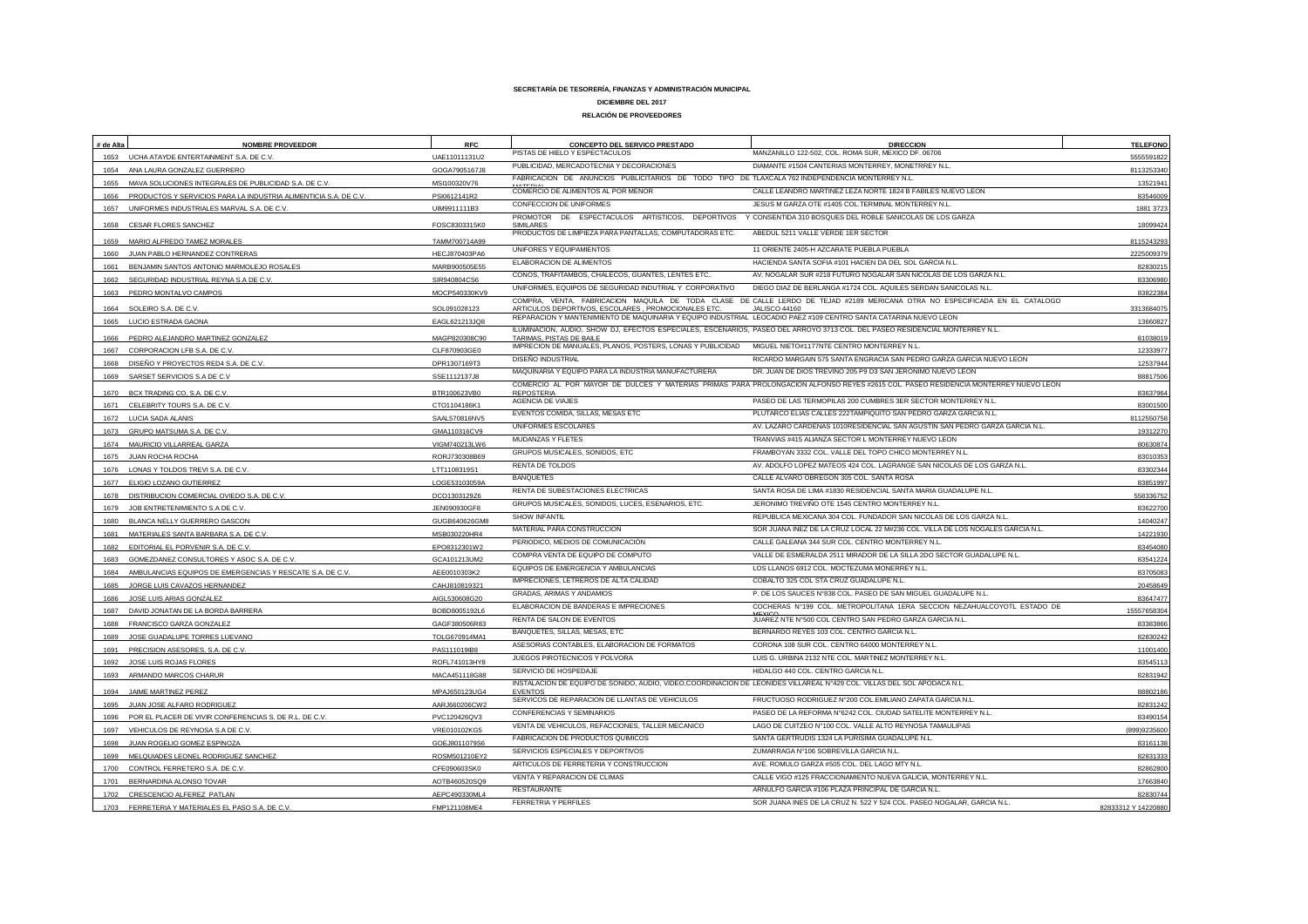**SECRETARÍA DE TESORERÍA, FINANZAS Y ADMINISTRACIÓN MUNICIPAL**

**DICIEMBRE DEL 2017**

**RELACIÓN DE PROVEEDORES**

| # de Alta | NOMBRE PROVEEDOR | RFC | CONCEPTO DEL SERVICO PRESTADO | DIRECCION | TELEFONO |
|---|---|---|---|---|---|
| 1653 | UCHA ATAYDE ENTERTAINMENT S.A. DE C.V. | UAE11011131U2 | PISTAS DE HIELO Y ESPECTACULOS | MANZANILLO 122-502, COL. ROMA SUR, MEXICO DF. 06706 | 5555591822 |
| 1654 | ANA LAURA GONZALEZ GUERRERO | GOGA7905167J8 | PUBLICIDAD, MERCADOTECNIA Y DECORACIONES | DIAMANTE #1504 CANTERIAS MONTERREY, MONETRREY N.L. | 8113253340 |
| 1655 | MAVA SOLUCIONES INTEGRALES DE PUBLICIDAD S.A. DE C.V. | MSI100320V76 | FABRICACION DE ANUNCIOS PUBLICITARIOS DE TODO TIPO DE MATERIAL | TLAXCALA 762 INDEPENDENCIA MONTERREY N.L. | 13521941 |
| 1656 | PRODUCTOS Y SERVICIOS PARA LA INDUSTRIA ALIMENTICIA S.A. DE C.V. | PSI0612141R2 | COMERCIO DE ALIMENTOS AL POR MENOR | CALLE LEANDRO MARTINEZ LEZA NORTE 1824 B FABILES NUEVO LEON | 83546009 |
| 1657 | UNIFORMES INDUSTRIALES MARVAL S.A. DE C.V. | UIM9911111B3 | CONFECCION DE UNIFORMES | JESUS M GARZA OTE #1405 COL.TERMINAL MONTERREY N.L. | 1881 3723 |
| 1658 | CESAR FLORES SANCHEZ | FOSC8303315K0 | PROMOTOR DE ESPECTACULOS ARTISTICOS, DEPORTIVOS Y SIMILARES | CONSENTIDA 310 BOSQUES DEL ROBLE SANICOLAS DE LOS GARZA | 18099424 |
| 1659 | MARIO ALFREDO TAMEZ MORALES | TAMM700714A99 | PRODUCTOS DE LIMPIEZA PARA PANTALLAS, COMPUTADORAS ETC. | ABEDUL 5211 VALLE VERDE 1ER SECTOR | 8115243293 |
| 1660 | JUAN PABLO HERNANDEZ CONTRERAS | HECJ870403PA6 | UNIFORES Y EQUIPAMIENTOS | 11 ORIENTE 2405-H AZCARATE PUEBLA PUEBLA | 2225009379 |
| 1661 | BENJAMIN SANTOS ANTONIO MARMOLEJO ROSALES | MARB900505E55 | ELABORACION DE ALIMENTOS | HACIENDA SANTA SOFIA #101 HACIEN DA DEL SOL GARCIA N.L. | 82830215 |
| 1662 | SEGURIDAD INDUSTRIAL REYNA S.A DE C.V. | SIR940804CS6 | CONOS, TRAFITAMBOS, CHALECOS, GUANTES, LENTES ETC.. | AV. NOGALAR SUR #218 FUTURO NOGALAR SAN NICOLAS DE LOS GARZA N.L. | 83306980 |
| 1663 | PEDRO MONTALVO CAMPOS | MOCP540330KV9 | UNIFORMES, EQUIPOS DE SEGURIDAD INDUTRIAL Y CORPORATIVO | DIEGO DIAZ DE BERLANGA #1724 COL. AQUILES SERDAN SANICOLAS N.L. | 83822384 |
| 1664 | SOLEIRO S.A. DE C.V. | SOL091028123 | COMPRA, VENTA, FABRICACION MAQUILA DE TODA CLASE DE ARTICULOS DEPORTIVOS, ESCOLARES , PROMOCIONALES ETC. | CALLE LERDO DE TEJAD #2189 MERICANA OTRA NO ESPECIFICADA EN EL CATALOGO JALISCO 44160 | 3313684075 |
| 1665 | LUCIO ESTRADA GAONA | EAGL621213JQ8 | REPARACION Y MANTENIMIENTO DE MAQUINARIA Y EQUIPO INDUSTRIAL | LEOCADIO PAEZ #109 CENTRO SANTA CATARINA NUEVO LEON | 13660827 |
| 1666 | PEDRO ALEJANDRO MARTINEZ GONZALEZ | MAGP820308C90 | ILUMINACION, AUDIO, SHOW DJ, EFECTOS ESPECIALES, ESCENARIOS, TARIMAS, PISTAS DE BAILE | PASEO DEL ARROYO 3713 COL. DEL PASEO RESIDENCIAL MONTERREY N.L. | 81038019 |
| 1667 | CORPORACION LFB S.A. DE C.V. | CLF870903GE0 | IMPRECION DE MANUALES, PLANOS, POSTERS, LONAS Y PUBLICIDAD | MIGUEL NIETO#1177NTE CENTRO MONTERREY N.L. | 12333977 |
| 1668 | DISEÑO Y PROYECTOS RED4 S.A. DE C.V. | DPR1307169T3 | DISEÑO INDUSTRIAL | RICARDO MARGAIN 575 SANTA ENGRACIA SAN PEDRO GARZA GARCIA NUEVO LEON | 12537944 |
| 1669 | SARSET SERVICIOS S.A DE C.V | SSE1112137J8 | MAQUINARIA Y EQUIPO PARA LA INDUSTRIA MANUFACTURERA | DR. JUAN DE DIOS TREVINO 205 P9 D3 SAN JERONIMO NUEVO LEON | 88817506 |
| 1670 | BCX TRADING CO, S.A. DE C.V. | BTR100623VB0 | COMERCIO AL POR MAYOR DE DULCES Y MATERIAS PRIMAS PARA REPOSTERIA | PROLONGACION ALFONSO REYES #2615 COL. PASEO RESIDENCIA MONTERREY NUEVO LEON | 83637964 |
| 1671 | CELEBRITY TOURS S.A. DE C.V. | CTO1104186K1 | AGENCIA DE VIAJES | PASEO DE LAS TERMOPILAS 200 CUMBRES 3ER SECTOR MONTERREY N.L. | 83001500 |
| 1672 | LUCIA SADA ALANIS | SAAL570816NV5 | EVENTOS COMIDA, SILLAS, MESAS ETC | PLUTARCO ELIAS CALLES 222TAMPIQUITO SAN PEDRO GARZA GARCIA N.L. | 8112550758 |
| 1673 | GRUPO MATSUMA S.A. DE C.V. | GMA110316CV9 | UNIFORMES ESCOLARES | AV. LAZARO CARDENAS 1010RESIDENCIAL SAN AGUSTIN SAN PEDRO GARZA GARCIA N.L. | 19312270 |
| 1674 | MAURICIO VILLARREAL GARZA | VIGM740213LW6 | MUDANZAS Y FLETES | TRANVIAS #415 ALIANZA SECTOR L MONTERREY NUEVO LEON | 80630874 |
| 1675 | JUAN ROCHA ROCHA | RORJ730308B69 | GRUPOS MUSICALES, SONIDOS, ETC | FRAMBOYAN 3332 COL. VALLE DEL TOPO CHICO MONTERREY N.L. | 83010353 |
| 1676 | LONAS Y TOLDOS TREVI S.A. DE C.V. | LTT1108319S1 | RENTA DE TOLDOS | AV. ADOLFO LOPEZ MATEOS 424 COL. LAGRANGE SAN NICOLAS DE LOS GARZA N.L. | 83302344 |
| 1677 | ELIGIO LOZANO GUTIERREZ | LOGE53103059A | BANQUETES | CALLE ALVARO OBREGON 305 COL. SANTA ROSA | 83851997 |
| 1678 | DISTRIBUCION COMERCIAL OVIEDO S.A. DE C.V. | DCO1303129Z6 | RENTA DE SUBESTACIONES ELECTRICAS | SANTA ROSA DE LIMA #1830 RESIDENCIAL SANTA MARIA GUADALUPE N.L. | 558336752 |
| 1679 | JOB ENTRETENIMIENTO S.A DE C.V. | JEN090930GF8 | GRUPOS MUSICALES, SONIDOS, LUCES, ESENARIOS, ETC. | JERONIMO TREVIÑO OTE 1545 CENTRO MONTERREY N.L. | 83622700 |
| 1680 | BLANCA NELLY GUERRERO GASCON | GUGB640626GM8 | SHOW INFANTIL | REPUBLICA MEXICANA 304 COL. FUNDADOR SAN NICOLAS DE LOS GARZA N.L. | 14040247 |
| 1681 | MATERIALES SANTA BARBARA S.A. DE C.V. | MSB030220HR4 | MATERIAL PARA CONSTRUCCION | SOR JUANA INEZ DE LA CRUZ LOCAL 22 M#236 COL. VILLA DE LOS NOGALES GARCIA N.L. | 14221930 |
| 1682 | EDITORIAL EL PORVENIR S.A. DE C.V. | EPO8312301W2 | PERIODICO, MEDIOS DE COMUNICACIÓN | CALLE GALEANA 344 SUR COL. CENTRO MONTERREY N.L. | 83454080 |
| 1683 | GOMEZDANEZ CONSULTORES Y ASOC S.A. DE C.V. | GCA101213UM2 | COMPRA VENTA DE EQUIPO DE COMPUTO | VALLE DE ESMERALDA 2511 MIRADOR DE LA SILLA 2DO SECTOR GUADALUPE N.L. | 83541224 |
| 1684 | AMBULANCIAS EQUIPOS DE EMERGENCIAS Y RESCATE S.A. DE C.V. | AEE0010303K2 | EQUIPOS DE EMERGENCIA Y AMBULANCIAS | LOS LLANOS 6912 COL. MOCTEZUMA MONERREY N.L. | 83705083 |
| 1685 | JORGE LUIS CAVAZOS HERNANDEZ | CAHJ810819321 | IMPRECIONES, LETREROS DE ALTA CALIDAD | COBALTO 325 COL STA CRUZ GUADALUPE N.L. | 20458649 |
| 1686 | JOSE LUIS ARIAS GONZALEZ | AIGL530608G20 | GRADAS, ARIMAS Y ANDAMIOS | P. DE LOS SAUCES N°838 COL. PASEO DE SAN MIGUEL GUADALUPE N.L. | 83647477 |
| 1687 | DAVID JONATAN DE LA BORDA BARRERA | BOBD8005192L6 | ELABORACION DE BANDERAS E IMPRECIONES | COCHERAS N°199 COL. METROPOLITANA 1ERA SECCION NEZAHUALCOYOTL ESTADO DE MEXICO | 15557658304 |
| 1688 | FRANCISCO GARZA GONZALEZ | GAGF380506R83 | RENTA DE SALON DE EVENTOS | JUAREZ NTE N°500 COL CENTRO SAN PEDRO GARZA GARCIA N.L. | 83383866 |
| 1689 | JOSE GUADALUPE TORRES LUEVANO | TOLG670914MA1 | BANQUETES, SILLAS, MESAS, ETC | BERNARDO REYES 103 COL. CENTRO GARCIA N.L. | 82830242 |
| 1691 | PRECISION ASESORES, S.A. DE C.V. | PAS1110191B8 | ASESORIAS CONTABLES, ELABORACION DE FORMATOS | CORONA 108 SUR COL. CENTRO 64000 MONTERREY N.L. | 11001400 |
| 1692 | JOSE LUIS ROJAS FLORES | ROFL741013HY8 | JUEGOS PIROTECNICOS Y POLVORA | LUIS G. URBINA 2132 NTE COL. MARTINEZ MONTERREY N.L. | 83545113 |
| 1693 | ARMANDO MARCOS CHARUR | MACA451118G88 | SERVICIO DE HOSPEDAJE | HIDALGO 440 COL. CENTRO GARCIA N.L. | 82831942 |
| 1694 | JAIME MARTINEZ PEREZ | MPAJ650123UG4 | INSTALACION DE EQUIPO DE SONIDO, AUDIO, VIDEO,COORDINACION DE EVENTOS | LEONIDES VILLAREAL N°429 COL. VILLAS DEL SOL APODACA N.L. | 88802186 |
| 1695 | JUAN JOSE ALFARO RODRIGUEZ | AARJ660206CW2 | SERVICOS DE REPARACION DE LLANTAS DE VEHICULOS | FRUCTUOSO RODRIGUEZ N°200 COL.EMILIANO ZAPATA GARCIA N.L. | 82831242 |
| 1696 | POR EL PLACER DE VIVIR CONFERENCIAS S. DE R.L. DE C.V. | PVC120426QV3 | CONFERENCIAS Y SEMINARIOS | PASEO DE LA REFORMA N°6242 COL. CIUDAD SATELITE MONTERREY N.L. | 83490154 |
| 1697 | VEHICULOS DE REYNOSA S.A DE C.V. | VRE010102KG5 | VENTA DE VEHICULOS, REFACCIONES, TALLER MECANICO | LAGO DE CUITZEO N°100 COL. VALLE ALTO REYNOSA TAMAULIPAS | (899)9235600 |
| 1698 | JUAN ROGELIO GOMEZ ESPINOZA | GOEJ8011079S6 | FABRICACION DE PRODUCTOS QUIMICOS | SANTA GERTRUDIS 1324 LA PURISIMA GUADALUPE N.L. | 83161138 |
| 1699 | MELQUIADES LEONEL RODRIGUEZ SANCHEZ | ROSM501210EY2 | SERVICIOS ESPECIALES Y DEPORTIVOS | ZUMARRAGA N°106 SOBREVILLA GARCIA N.L. | 82831333 |
| 1700 | CONTROL FERRETERO S.A. DE C.V. | CFE090603SK0 | ARTICULOS DE FERRETERIA Y CONSTRUCCION | AVE. ROMULO GARZA #505 COL. DEL LAGO MTY N.L. | 82862800 |
| 1701 | BERNARDINA ALONSO TOVAR | AOTB460520SQ9 | VENTA Y REPARACION DE CLIMAS | CALLE VIGO #125 FRACCIONAMIENTO NUEVA GALICIA, MONTERREY N.L. | 17663840 |
| 1702 | CRESCENCIO ALFEREZ PATLAN | AEPC490330ML4 | RESTAURANTE | ARNULFO GARCIA #106 PLAZA PRINCIPAL DE GARCIA N.L. | 82830744 |
| 1703 | FERRETERIA Y MATERIALES EL PASO S.A. DE C.V. | FMP121108ME4 | FERRETERIA Y PERFILES | SOR JUANA INES DE LA CRUZ N. 522 Y 524 COL. PASEO NOGALAR, GARCIA N.L. | 82833312 Y 14220880 |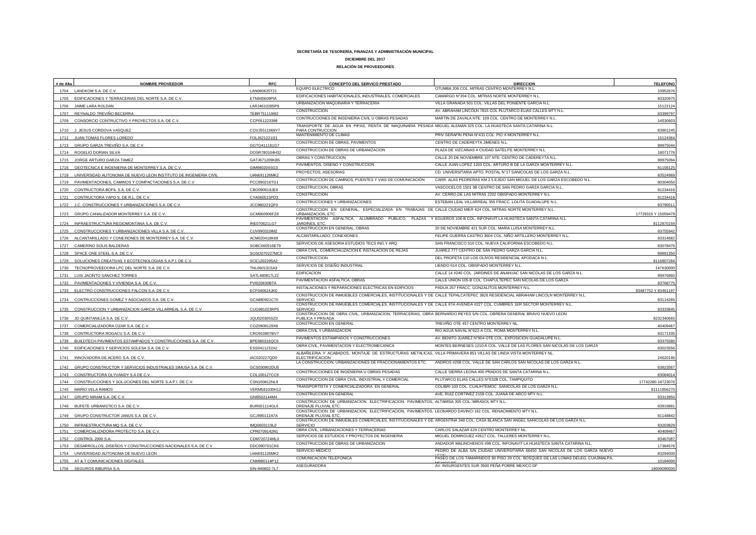**SECRETARÍA DE TESORERÍA, FINANZAS Y ADMINISTRACIÓN MUNICIPAL**

**DICIEMBRE DEL 2017**

**RELACIÓN DE PROVEEDORES**

| # de Alta | NOMBRE PROVEEDOR | RFC | CONCEPTO DEL SERVICO PRESTADO | DIRECCION | TELEFONO |
|---|---|---|---|---|---|
| 1704 | LANDKOM S.A. DE C.V. | LAN080625T21 | EQUIPO ELECTRICO | OTUMBA 206 COL. MITRAS CENTRO MONTERREY N.L. | 10952676 |
| 1705 | EDIFICACIONES Y TERRACERIAS DEL NORTE S.A. DE C.V. | ETN940609PIA | EDIFICACIONES HABITACIONALES, INDUSTRIALES, COMERCIALES | CAMARGO N°204 COL. MITRAS NORTE MONTERREY N.L. | 83320975 |
| 1706 | JAIME LARA ROLDAN | LARJ4610285P9 | URBANIZACION MAQUINARIA Y TERRACERIA | VILLA GRANADA 501 COL. VILLAS DEL PONIENTE GARCIA N.L. | 15122124 |
| 1707 | REYNALDO TREVIÑO BECERRA | TEBR751119I82 | CONSTRUCCION | AV. ABRAHAM LINCOLN 7815 COL PLUTARCO ELIAS CALLES MTY N.L. | 83399797 |
| 1709 | CONSORCIO CONTRUCTIVO Y PROYECTOS S.A. DE C.V. | CCP051223398 | CONTRUCCIONES DE INGENIERIA CIVIL U OBRAS PESADAS | MARTIN DE ZAVALA NTE. 109 COL. CENTRO DE MONTERREY N.L. | 14530603 |
| 1710 | J. JESUS CORDOVA VASQUEZ | COVJ5511068Y7 | TRANSPORTE DE AGUA EN PIPAS, RENTA DE MAQUINARIA PESADA PARA CONTRUCCION | MIGUEL ALEMAN 325 COL. LA HUASTECA SANTA CATARINA N.L. | 83901245 |
| 1712 | JUAN TOMAS FLORES LOREDO | FOLJ621221I21 | MANTENIMIENTO DE CLIMAS | PRIV.SERAFIN PENA N°431 COL. PIO X MONTERREY N.L. | 15124364 |
| 1713 | GRUPO GARZA TREVIÑO S.A. DE C.V. | GGTO411161G7 | CONSTRUCCION DE OBRAS, PAVIMENTOS | CENTRO DE CADEREYTA JIMENES N.L. | 89975044 |
| 1714 | ROGELIO DORIAN SILVA | DOSR780104H32 | CONSTRUCCION DE OBRAS DE URBANIZACION | PLAZA DE VIZCAINAS 4 CIUDAD SATELITE MONTERREY N.L. | 18071776 |
| 1715 | JORGE ARTURO GARZA TAMEZ | GATJ671209KB5 | OBRAS Y CONSTRUCCION | CALLE 20 DE NOVIEMBRE 107 NTE. CENTRO DE CADEREYTA N.L. | 89975094 |
| 1716 | GEOTECNICA E INGENIERIA DE MONTERREY S.A. DE C.V. | GIM980204SG3 | PAVIMENTOS, DISEÑO Y CONSTRUCCION | CALLE JUAN LOPEZ 1203 COL. ARTURO B DE LA GARZA MONTERREY N.L. | 81158125 |
| 1718 | UNIVERSIDAD AUTONOMA DE NUEVO LEON INSTITUTO DE INGENIERIA CIVIL | UAN691126MK2 | PROYECTOS, ASESORIAS | CD. UNIVERSITARIA APTO. POSTAL N°17 SANICOLAS DE LOS GARZA N.L. | 83524969 |
| 1719 | PAVIMENTACIONES, CAMINOS Y COMPACTACIONES S.A. DE C.V. | PCC890216TG1 | CONSTRUCCION DE CAMINOS, PUENTES Y VIAS DE COMUNICACIÓN | CARR. ALAS PEDRERAS KM 2.5 EJIDO SAN MIGUEL DE LOS GARZA ESCOBEDO N.L. | 80304050 |
| 1720 | CONTRUCTORA BOFIL S.A. DE C.V. | CBO090618JE6 | CONSTRUCCION, OBRAS | VASCOCELOS 1501 3B CENTRO DE SAN PEDRO GARZA GARCIA N.L. | 81234416 |
| 1721 | CONTRUCTORA YAPO S. DE R.L. DE C.V. | CYA060515PD3 | CONSTRUCCION | AV. CERRO DE LAS MITRAS 2202 OBISPADO MONTERREY N.L. | 81234418 |
| 1722 | J.C. CONSTRUCCIONES Y URBANIZACIONES S.A. DE C.V. | JCC980221QF0 | CONSTRUCCIONES Y URBANIZACIONES | ESTEBAN LEAL VILLARREAL 355 FRACC. LOLITA GUADALUPE N.L. | 83790511 |
| 1723 | GRUPO CANALIZADOR MONTERREY S.A. DE C.V. | GCM060906FZ8 | CONSTRUCCION EN GENERAL, ESPECIALIZADA EN TRABAJAS DE URBANIZACION, ETC. | CALLE CIUDAD MIER 424 COL. MITRAS NORTE MONTERREY N.L. | 17729315 Y 15059479 |
| 1724 | INFRAESTRUCTURA REGIOMONTANA S.A. DE C.V. | IRE070621LG7 | PAVIMENTACION ASFALTICA, ALUMBRADO PUBLICO, PLAZAS Y JARDINES, ETC. | EGUEROS 106-B COL. INFONAVIT LA HUASTECA SANTA CATARINA N.L. | 8112870159 |
| 1725 | CONSTRUCCIONES Y URBANIZACIONES VILLA S.A. DE C.V. | CUV990310IM2 | CONSTRUCCION EN GENERAL, OBRAS | 20 DE NOVIEMBRE 421 SUR COL. MARIA LUISA MONTERREY N.L. | 83755942 |
| 1726 | ALCANTARILLADO Y CONEXIONES DE MONTERREY S.A. DE C.V. | ACM020418K69 | ALCANTARILLADO, CONEXIONES | FELIPE GUERRA CASTRO 3604 COL. NIÑO ARTILLERO MONTERREY N.L. | 83314682 |
| 1727 | CAMERINO SOLIS BALDERAS | SOBC660516E79 | SERVICIOS DE ASESORIA ESTUDIOS TECS ING Y ARQ | SAN FRANCISCO 510 COL. NUEVA CALIFORNIA ESCOBEDO N.L. | 83078476 |
| 1728 | SPACE ONE STEEL S.A. DE C.V. | SOSO070227MC5 | OBRA CIVIL, COMERCIALIZACION E INSTALACION DE REJAS | JUAREZ 777 CENTRO DE SAN PEDRO GARZA GARCIA N.L. | 89891350 |
| 1729 | SOLUCIONES CREATIVAS Y ECOTECNOLOGIAS S.A.P.I. DE C.V. | SCE1202295A2 | CONSTRUCCION | DEL PROFETA 110 LOS OLIVOS RESIDENCIAL APODACA N.L. | 8116807284 |
| 1730 | TECNOPROVEEDORA LPC DEL NORTE S.A. DE C.V. | TNL060131SA3 | SERVICIOS DE DISEÑO INDUSTRIAL | LIENDO 614 COL. OBISPADO MONTERREY N.L. | 147630000 |
| 1731 | LUIS JACINTO SANCHEZ TORRES | SATL480817L22 | EDIFICACION | CALLE 14 #240 COL. JARDINES DE ANAHUAC SAN NICOLAS DE LOS GARZA N.L. | 89976860 |
| 1732 | PAVIMENTACIONES Y VIVIENDA S.A. DE C.V. | PVI020830BTA | PAVIMENTACION ASFALTICA, OBRAS | CALLE UNION 105-B COL. CHAPULTEPEC SAN NICOLAS DE LOS GARZA | 83768775 |
| 1733 | ELECTRO CONSTRUCCIONES FALCON S.A. DE C.V. | ECF040624JK0 | INSTALACIONES Y REPARACIONES ELECTRICAS EN EDIFICIOS | PADUA 257 FRACC. GONZALITOS MONTERREY N.L. | 83487752 Y 83461197 |
| 1734 | CONTRUCCIONES GOMEZ Y ASOCIADOS S.A. DE C.V. | GCA880921C70 | CONSTRUCCION DE INMUEBLES COMERCIALES, INSTITUCIONALES Y DE SERVICIO | CALLE TEPALCATEPEC 3826 RESIDENCIAL ABRAHAM LINCOLN MONTERREY N.L. | 83114265 |
| 1735 | CONSTRUCCION Y URBANIZACION GARCIA VILLARREAL S.A. DE C.V. | CUG981023RP5 | CONSTRUCCION DE INMUEBLES COMERCIALES, INSTITUCIONALES Y DE SERVICIO | CALLE 6TA AVENIDA #227 COL. CUMBRES 1ER SECTOR MONTERREY N.L. | 83333845 |
| 1736 | JD QUINTANILLA S.A. DE C.V. | JQU020305SZ0 | CONSTRUCCION DE OBRA CIVIL, URBANIZACION, TERRACERIAS, OBRA PUBLICA Y PRIVADA | BERNARDO REYES S/N COL. OBRERA GENERAL BRAVO NUEVO LEON | 8232340665 |
| 1737 | COMERCIALIZADORA OZAR S.A. DE C.V. | COZ0908129X8 | CONSTRUCCION EN GENERAL | TREVIÑO OTE 457 CENTRO MONTERREY NL. | 40409467 |
| 1738 | CONTRUCTORA ROGACU S.A. DE C.V. | CRO910807BV7 | OBRA CIVIL Y URBANIZACION | RIO AGUA NAVAL N°622-A COL. ROMA MONTERREY N.L. | 83171335 |
| 1739 | BUILDTECH PAVIMENTOS ESTAMPADOS Y CONSTRUCCIONES S.A. DE C.V. | BPE980316QC6 | PAVIMENTOS ESTAMPADOS Y CONSTRUCCIONES | AV. BENITO JUAREZ N°904 OTE COL. EXPOSICION GUADALUPE N.L. | 83375580 |
| 1740 | EDIFICACIONES Y SERVICIOS SOLESA S.A. DE C.V. | ESS0411232A2 | OBRA CIVIL, PAVIMENTACION Y ELECTROMECANICA | MONTES BERNESES 1210-A COL. VALLE DE LAS FLORES SAN NICOLAS DE LOS GARZA | 83023556 |
| 1741 | INNOVADORA DE ACERO S.A. DE C.V. | IAC020227QD0 | ALBAÑILERIA Y ACABADOS, MONTAJE DE ESTRUCTURAS METALICAS, ELECTRIFICACION | VILLA PRIMAVERA 851 VILLAS DE LINDA VISTA MONTERREY NL. | 24620146 |
| 1742 | GRUPO CONSTRUCTOR Y SERVICIOS INDUSTRIALES SIMUSA S.A. DE C.V. | GCS030902DU5 | LA CONSTRUCCION, URBANIZACIONES DE FRACCIONAMIENTOS ETC. | ANDROS #208 COL. VALLE DE SAN CARLOS SAN NICOLAS DE LOS GARZA N.L. | 83823567 |
| 1743 | CONSTRUCTORA OLYVANDY S.A DE C.V. | COL100127CC9 | CONSTRUCCIONES DE INGENIERIA U OBRAS PESADAS | CALLE SIERRA LEONA 400 PRADOS DE SANTA CATARINA N.L. | 83084014 |
| 1744 | CONSTRUCCIONES Y SOLUCIONES DEL NORTE S.A.P.I. DE C.V. | CSN100812NL9 | CONSTRUCCION DE OBRA CIVIL, INDUSTRIAL Y COMERCIAL | PLUTARCO ELIAS CALLES N°632B COL. TAMPIQUITO | 17742280-18723076 |
| 1745 | MARIO VELA RAMOS | VERM581030H12 | TRANSPORTISTA Y COMERCIALIZADORA EN GENERAL | COLIBRI 103 COL. CUAUHTEMOC SANICOLAS DE LOS GARZA N.L. | 81111856270 |
| 1747 | GRUPO NIRAM S.A. DE C.V. | GNI9502144M4 | CONSTRUCCION EN GENERAL | AVE. RUIZ CORTINEZ 2159 COL. JUANA DE ARCO MTY N.L. | 83313950 |
| 1748 | BUFETE URBANISTICO S.A. DE C.V. | BUR001114GL6 | CONSTRUCCION DE URBANIZACION, ELECTRIFICACION, PAVIMENTOS, DRENAJE PLUVIAL ETC. | ALTAMISA 305 COL. MIRASOL MTY N.L. | 83919881 |
| 1749 | GRUPO CONSTRUCTOR JANUS S.A. DE C.V. | GCJ990112A7A | CONSTRUCCION DE URBANIZACION, ELECTRIFICACION, PAVIMENTOS, DRENAJE PLUVIAL ETC. | LEONARDO DAVINCI 162 COL. RENACIMIENTO MTY N.L. | 81148842 |
| 1750 | INFRAESTRUCTURA MQ S.A. DE C.V. | IMQ0603119L0 | CONSTRUCCION DE INMUEBLES COMERCIALES, INSTITUCIONALES Y DE SERVICIO | ARGENTINA 348 COL. CASA BLANCA SAN ANGEL SANICOLAS DE LOS GARZA N.L. | 83203829 |
| 1751 | COMERCIALIZADORA PROTECTO S.A. DE C.V. | CPR070914 2N1 | OBRA CIVIL, URBANIZACIONES Y TERRACERIAS | CARLOS SALAZAR 629 CENTRO MONTERREY NL. | 40409467 |
| 1752 | CONTROL 2000 S.A. | CDM720724ML0 | SERVICIOS DE ESTUDIOS Y PROYECTOS DE INGENIERIA | MIGUEL DOMINGUEZ #2617 COL. TALLERES MONTERREY N.L. | 83467087 |
| 1753 | DESARROLLOS, DISEÑOS Y CONSTRUCCIONES NACIONALES S.A. DE C.V. | DDC090701CK6 | CONSTRUCCION DE OBRAS DE URBANIZACION | ANDADOR MALINCHENOS #99 COL. INFONAVIT LA HUASTECA SANTA CATARINA N.L. | 17384576 |
| 1754 | UNIVERSIDAD AUTONOMA DE NUEVO LEON | UAN691126MK2 | SERVICIO MEDICO | PEDRO DE ALBA S/N CIUDAD UNIVERSITARIA 66450 SAN NICOLAS DE LOS GARZA NUEVO LEON | 83294000 |
| 1755 | AT & T COMUNICACIONES DIGITALES | CNM980114P12 | COMUNICACION TELEFONICA | PASEO DE LOS TAMARINDOS 90 PISO 29 COL. BOSQUES DE LAS LOMAS DELEG. CUAJIMALPA, MEXICO DF | 10184000 |
| 1756 | SEGUROS INBURSA S.A. | SIN-940802-7L7 | ASEGURADORA | AV. INSURGENTES SUR 3500 PEÑA POBRE MEXICO DF | 18009090000 |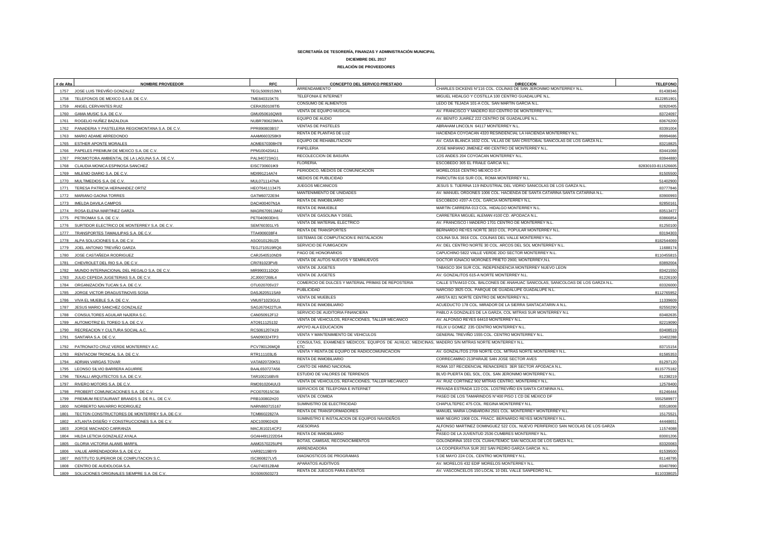**SECRETARÍA DE TESORERÍA, FINANZAS Y ADMINISTRACIÓN MUNICIPAL**

**DICIEMBRE DEL 2017**

**RELACIÓN DE PROVEEDORES**

| # de Alta | NOMBRE PROVEEDOR | RFC | CONCEPTO DEL SERVICO PRESTADO | DIRECCION | TELEFONO |
|---|---|---|---|---|---|
| 1757 | JOSE LUIS TREVIÑO GONZALEZ | TEGL5009153W1 | ARRENDAMIENTO | CHARLES DICKENS N°116 COL. COLINAS DE SAN JERONIMO MONTERREY N.L. | 81438346 |
| 1758 | TELEFONOS DE MEXICO S.A.B. DE C.V. | TME840315KT6 | TELEFONIA E INTERNET | MIGUEL HIDALGO Y COSTILLA 100 CENTRO GUADALUPE N.L. | 8122851901 |
| 1759 | ANGEL CERVANTES RUIZ | CERA350108TI5 | CONSUMO DE ALIMENTOS | LEDO DE TEJADA 101-A COL. SAN MARTIN GARCIA N.L. | 82820405 |
| 1760 | GAMA MUSIC S.A. DE C.V. | GMU050616QW8 | VENTA DE EQUIPO MUSICAL | AV. FRANCISCO Y MADERO 810 CENTRO DE MONTERREY N.L. | 83724097 |
| 1761 | ROGELIO NUÑEZ BAZALDUA | NUBR780623MVA | EQUIPO DE AUDIO | AV. BENITO JUAREZ 222 CENTRO DE GUADALUPE N.L. | 83676200 |
| 1762 | PANADERIA Y PASTELERIA REGIOMONTANA S.A. DE C.V. | PPR890803BS7 | VENTAS DE PASTELES | ABRAHAM LINCOLN 64117 MONTERREY N.L. | 83391004 |
| 1763 | MARIO ADAME ARREDONDO | AAAM6603258K9 | RENTA DE PLANTAS DE LUZ | HACIENDA COYOACAN 4320 RESINDENCIAL LA HACIENDA MONTERREY N.L. | 89994686 |
| 1765 | ESTHER APONTE MORALES | AOME670308H78 | EQUIPO DE REHABILITACION | AV. CASA BLANCA 1632 COL. VILLAS DE SAN CRISTOBAL SANICOLAS DE LOS GARZA N.L. | 83218825 |
| 1766 | PAPELES PREMIUM DE MEXICO S.A. DE C.V. | PPM100420A11 | PAPELERIA | JOSE MARIANO JIMENEZ 490 CENTRO DE MONTERREY N.L. | 83441068 |
| 1767 | PROMOTORA AMBIENTAL DE LA LAGUNA S.A. DE C.V. | PAL940723AG1 | RECOLECCION DE BASURA | LOS ANDES 204 COYOACAN MONTERREY N.L. | 83944880 |
| 1768 | CLAUDIA MONICA ESPINOSA SANCHEZ | EISC730601IK9 | FLORERIA. | ESCOBEDO 305 EL FRAILE GARCIA N.L. | 82830103-811526605 |
| 1769 | MILENIO DIARIO S.A. DE C.V. | MDI991214A74 | PERIODICO, MEDIOS DE COMUNICACION | MORELOS16 CENTRO MEXICO D.F. | 81505500 |
| 1770 | MULTIMEDIOS S.A. DE C.V. | MUL0711147NA | MEDIOS DE PUBLICIDAD | PARICUTIN 616 SUR COL. ROMA MONTERREY N.L. | 51402900 |
| 1771 | TERESA PATRICIA HERNANDEZ ORTIZ | HEOT641113475 | JUEGOS MECANICOS | JESUS S. TIJERINA 119 INDUSTRIAL DEL VIDRIO SANICOLAS DE LOS GARZA N.L. | 83777846 |
| 1772 | MARIANO GAONA TORRES | GATM60722E94 | MANTENIMIENTO DE UNIDADES | AV. MANUEL ORDONES 1006 COL. HACIENDA DE SANTA CATARINA SANTA CATARINA N.L. | 83900993 |
| 1773 | IMELDA DAVILA CAMPOS | DACI400407N1A | RENTA DE INMOBILIARIO | ESCOBEDO #207-A COL. GARCIA MONTERREY N.L. | 82850161 |
| 1774 | ROSA ELENA MARTINEZ GARZA | MAGR670911M42 | RENTA DE INMUEBLE | MARTIN CARRERA 013 COL. HIDALGO MONTERREY N.L. | 83513477 |
| 1775 | PETROMAX S.A. DE C.V. | PET040903DH1 | VENTA DE GASOLINA Y DISEL | CARRETERA MIGUEL ALEMAN #100 CD. APODACA N.L. | 83866854 |
| 1776 | SURTIDOR ELECTRICO DE MONTERREY S.A. DE C.V. | SEM760301LY5 | VENTA DE MATERIAL ELECTRICO | AV. FRANCISCO I MADERO 1701 CENTRO DE MONTERREY N.L. | 81250100 |
| 1777 | TRANSPORTES TAMAULIPAS S.A. DE C.V. | TTA4906038F4 | RENTA DE TRANSPORTES | BERNARDO REYES NORTE 3810 COL. POPULAR MONTERREY N.L. | 83194303 |
| 1778 | ALPA SOLUCIONES S.A. DE C.V. | ASO010126U25 | SISTEMAS DE COMPUTACION E INSTALACION | COLINA SUL 3916 COL. COLINAS DEL VALLE MONTERREY N.L. | 8182544069 |
| 1779 | JOEL ANTONIO TREVIÑO GARZA | TEGJ710519RQ6 | SERVICIO DE FUMIGACION | AV. DEL CENTRO NORTE 30 COL. ARCOS DEL SOL MONTERREY N.L. | 11688174 |
| 1780 | JOSE CASTAÑEDA RODRIGUEZ | CARJ540510ND9 | PAGO DE HONORARIOS | CAPUCHINO 5822 VALLE VERDE 2DO SECTOR MONTERREY N.L. | 8110455815 |
| 1781 | CHEVROLET DEL RIO S.A. DE C.V. | CRI781023PV8 | VENTA DE AUTOS NUEVOS Y SEMINUEVOS | DOCTOR IGNACIO MORONES PRIETO 2900, MONTERREY,N.L | 83892004 |
| 1782 | MUNDO INTERNACIONAL DEL REGALO S.A. DE C.V. | MIR990311DQ0 | VENTA DE JUGETES | TABASCO 304 SUR COL. INDEPENDENCIA MONTERREY NUEVO LEON | 83421550 |
| 1783 | JULIO CEPEDA JUGETERIAS S.A. DE C.V. | JCJ0007268L4 | VENTA DE JUGETES | AV. GONZALITOS 615-A NORTE MONTERREY N.L. | 81226100 |
| 1784 | ORGANIZACIÓN TUCAN S.A. DE C.V. | OTU020705V27 | COMERCIO DE DULCES Y MATERIAL PRIMAS DE REPOSTERIA | CALLE STIVA410 COL. BALCONES DE ANAHUAC SANICOLAS, SANICOLOAS DE LOS GARZA N.L. | 83326000 |
| 1785 | JORGE VICTOR DRAGUSTINOVIS SOSA | DASJ620511SA9 | PUBLICIDAD | NARCISO 3925 COL. PARQUE DE GUADALUPE GUADALUPE N.L. | 8112765952 |
| 1786 | VIVA EL MUEBLE S.A. DE C.V. | VMU971023GU1 | VENTA DE MUEBLES | ARISTA 821 NORTE CENTRO DE MONTERREY N.L. | 11339609 |
| 1787 | JESUS MARIO SANCHEZ GONZALEZ | SAGJ670422TUA | RENTA DE INMOBILIARIO | ACUEDUCTO 178 COL. MIRADOR DE LA SIERRA SANTACATARIN A N.L. | 82550290 |
| 1788 | CONSULTORES AGUILAR NAJERA S.C. | CAN050912F12 | SERVICIO DE AUDITORIA FINANCIERA | PABLO A GONZALES DE LA GARZA, COL MITRAS SUR MONTERREY N.L | 83482635 |
| 1789 | AUTOMOTRIZ EL TOREO S.A. DE C.V. | ATO911125132 | VENTA DE VEHICULOS, REFACCIONES, TALLER MECANICO | AV. ALFONSO REYES 64410 MONTERREY N.L. | 82219090 |
| 1790 | RECREACION Y CULTURA SOCIAL A.C. | RCS061207A19 | APOYO ALA EDUCACION | FELIX U GOMEZ 235 CENTRO MONTERREY N.L. | 83408519 |
| 1791 | SANTARA S.A. DE C.V. | SAN090324TP3 | VENTA Y MANTENIMIENTO DE VEHICULOS | GENERAL TREVIÑO 1555 COL. CENTRO MONTERREY N.L. | 10402288 |
| 1792 | PATRONATO CRUZ VERDE MONTERREY A.C. | PCV780126MQ8 | CONSULTAS, EXAMENES MEDICOS, EQUIPOS DE AUXILIO, MEDICINAS, ETC | MADERO S/N MITRAS NORTE MONTERREY N.L. | 83715154 |
| 1793 | RENTACOM TRONCAL S.A. DE C.V. | RTR111103LI5 | VENTA Y RENTA DE EQUIPO DE RADIOCOMUNICACION | AV. GONZALITOS 2709 NORTE COL. MITRAS NORTE MONTERREY N.L. | 81585353 |
| 1794 | ADRIAN VARGAS TOVAR | VATA820720K51 | RENTA DE INMOBILIARIO | CORRECAMINO 213PARAJE SAN JOSE SECTOR AVES | 81297120 |
| 1795 | LEONSO SILVIO BARRERA AGUIRRE | BAAL650727A56 | CANTO DE HIMNO NACIONAL | ROMA 107 RECIDENCIAL RENACERES 3ER SECTOR APODACA N.L. | 8115775182 |
| 1796 | TEKALLI ARQUITECTOS S.A. DE C.V. | TAR100216BV8 | ESTUDIO DE VALORES DE TERRENOS | BLVD PUERTA DEL SOL, COL. SAN JERONIMO MONTERREY N.L. | 81238219 |
| 1797 | RIVERO MOTORS S.A. DE C.V. | RMO910204UU3 | VENTA DE VEHICULOS, REFACCIONES, TALLER MECANICO | AV. RUIZ CORTINEZ 902 MITRAS CENTRO. MONTERREY N.L. | 12578400 |
| 1798 | PROBERT COMUNICACIONES S.A. DE C.V. | PCO070515CS6 | SERVICIOS DE TELEFONIA E INTERNET | PRIVADA ESTRADA 123 COL. LOSTREVIÑO EN SANTA CATARINA N.L. | 81246444 |
| 1799 | PREMIUM RESTAURANT BRANDS S. DE R.L. DE C.V. | PRB100802H20 | VENTA DE COMIDA | PASEO DE LOS TAMARINDOS N°400 PISO 1 CD DE MEXICO DF | 5552589977 |
| 1800 | NORBERTO NAVARRO RODRIGUEZ | NARN860715167 | SUMINISTRO DE ELECTRICIDAD | CHAPULTEPEC 475 COL. REGINA MONTERREY N.L. | 83518008 |
| 1801 | TECTON CONSTRUCTORES DE MONTERREY S.A. DE C.V. | TCM86022827A | RENTA DE TRANSFORMADORES | MANUEL MARIA LONBARDINI 2501 COL. MONTERREY MONTERREY N.L. | 15175521 |
| 1802 | ATLANTA DISEÑO Y CONSTRUCCIONES S.A. DE C.V. | ADC100902426 | SUMINISTRO E INSTALACION DE EQUIPOS NAVIDEÑOS | MAR NEGRO 1908 COL. FRACC. BERNARDO REYES MONTERREY N.L. | 44448651 |
| 1803 | JORGE MACHADO CARRANZA | MACJ610214CP2 | ASESORIAS | ALFONSO MARTINEZ DOMINGUEZ 522 COL. NUEVO PERIFERICO SAN NICOLAS DE LOS GARZA N.L | 11574088 |
| 1804 | HILDA LETICIA GONZALEZ AYALA | GOAH491222DS4 | RENTA DE INMOBILIARIO | PASEO DE LA JUVENTUD 2536 CUMBRES MONTERREY N.L. | 83001206 |
| 1805 | GLORIA VICTORIA ALANIS MARFIL | AAMG570225UP6 | BOTAS, CAMISAS, RECONOCIMIENTOS | GOLONDRINA 1010 COL CUAHUTEMOC SAN NICOLAS DE LOS GARZA N.L. | 83320083 |
| 1806 | VALUE ARRENDADORA S.A. DE C.V. | VAR92119BY9 | ARRENDADORA | LA COOPERATIVA SUR 202 SAN PEDRO GARZA GARCIA N.L. | 81539500 |
| 1807 | INSTITUTO SUPERIOR DE COMPUTACION S.C. | ISC860827LV5 | DIAGNOSTICOS DE PROGRAMAS | 5 DE MAYO 224 COL. CENTRO MONTERREY N.L. | 81148795 |
| 1808 | CENTRO DE AUDIOLOGIA S.A. | CAU740312BA8 | APARATOS AUDITIVOS | AV. MORELOS 432 EDIF MORELOS MONTERREY N.L. | 83407890 |
| 1809 | SOLUCIONES ORIGINALES SIEMPRE S.A. DE C.V. | SOS060503273 | RENTA DE JUEGOS PARA EVENTOS | AV. VASCONCELOS 150 LOCAL 10 DEL VALLE SANPEDRO N.L. | 8110338025 |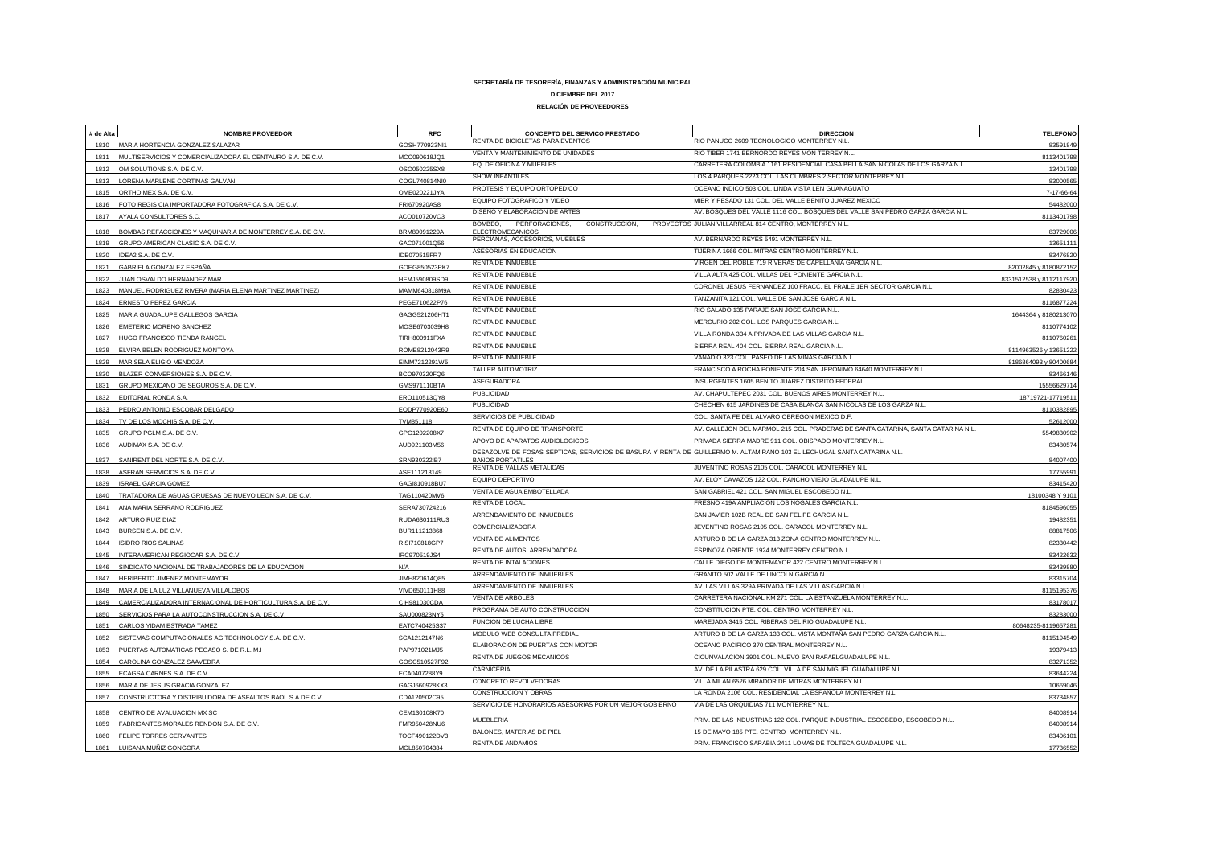**SECRETARÍA DE TESORERÍA, FINANZAS Y ADMINISTRACIÓN MUNICIPAL**

**DICIEMBRE DEL 2017**

**RELACIÓN DE PROVEEDORES**

| # de Alta | NOMBRE PROVEEDOR | RFC | CONCEPTO DEL SERVICO PRESTADO | DIRECCION | TELEFONO |
|---|---|---|---|---|---|
| 1810 | MARIA HORTENCIA GONZALEZ SALAZAR | GOSH770923NI1 | RENTA DE BICICLETAS PARA EVENTOS | RIO PANUCO 2609 TECNOLOGICO MONTERREY N.L. | 83591849 |
| 1811 | MULTISERVICIOS Y COMERCIALIZADORA EL CENTAURO S.A. DE C.V. | MCC090618JQ1 | VENTA Y MANTENIMIENTO DE UNIDADES | RIO TIBER 1741 BERNORDO REYES MON TERREY N.L. | 8113401798 |
| 1812 | OM SOLUTIONS S.A. DE C.V. | OSO050225SX8 | EQ. DE OFICINA Y MUEBLES | CARRETERA COLOMBIA 1161 RESIDENCIAL CASA BELLA SAN NICOLAS DE LOS GARZA N.L. | 13401798 |
| 1813 | LORENA MARLENE CORTINAS GALVAN | COGL740814NI0 | SHOW INFANTILES | LOS 4 PARQUES 2223 COL. LAS CUMBRES 2 SECTOR MONTERREY N.L. | 83000565 |
| 1815 | ORTHO MEX S.A. DE C.V. | OME020221JYA | PROTESIS Y EQUIPO ORTOPEDICO | OCEANO INDICO 503 COL. LINDA VISTA LEN GUANAGUATO | 7-17-66-64 |
| 1816 | FOTO REGIS CIA IMPORTADORA FOTOGRAFICA S.A. DE C.V. | FRI670920AS8 | EQUIPO FOTOGRAFICO Y VIDEO | MIER Y PESADO 131 COL. DEL VALLE BENITO JUAREZ MEXICO | 54482000 |
| 1817 | AYALA CONSULTORES S.C. | ACO010720VC3 | DISEÑO Y ELABORACION DE ARTES | AV. BOSQUES DEL VALLE 1116 COL. BOSQUES DEL VALLE SAN PEDRO GARZA GARCIA N.L. | 8113401798 |
| 1818 | BOMBAS REFACCIONES Y MAQUINARIA DE MONTERREY S.A. DE C.V. | BRM89091229A | BOMBEO, PERFORACIONES, CONSTRUCCION, PROYECTOS ELECTROMECANICOS | JULIAN VILLARREAL 814 CENTRO, MONTERREY N.L. | 83729006 |
| 1819 | GRUPO AMERICAN CLASIC S.A. DE C.V. | GAC071001Q56 | PERCIANAS, ACCESORIOS, MUEBLES | AV. BERNARDO REYES 5491 MONTERREY N.L. | 13651111 |
| 1820 | IDEA2 S.A. DE C.V. | IDE070515FR7 | ASESORIAS EN EDUCACION | TIJERINA 1666 COL. MITRAS CENTRO MONTERREY N.L. | 83476820 |
| 1821 | GABRIELA GONZALEZ ESPAÑA | GOEG850523PK7 | RENTA DE INMUEBLE | VIRGEN DEL ROBLE 719 RIVERAS DE CAPELLANIA GARCIA N.L. | 82002845 y 8180872152 |
| 1822 | JUAN OSVALDO HERNANDEZ MAR | HEMJ590809SD9 | RENTA DE INMUEBLE | VILLA ALTA 425 COL. VILLAS DEL PONIENTE GARCIA N.L. | 8331512538 y 8112117920 |
| 1823 | MANUEL RODRIGUEZ RIVERA (MARIA ELENA MARTINEZ MARTINEZ) | MAMM640818M9A | RENTA DE INMUEBLE | CORONEL JESUS FERNANDEZ 100 FRACC. EL FRAILE 1ER SECTOR GARCIA N.L. | 82830423 |
| 1824 | ERNESTO PEREZ GARCIA | PEGE710622P76 | RENTA DE INMUEBLE | TANZANITA 121 COL. VALLE DE SAN JOSE GARCIA N.L. | 8116877224 |
| 1825 | MARIA GUADALUPE GALLEGOS GARCIA | GAGG521206HT1 | RENTA DE INMUEBLE | RIO SALADO 135 PARAJE SAN JOSE GARCIA N.L. | 1644364 y 8180213070 |
| 1826 | EMETERIO MORENO SANCHEZ | MOSE6703039H8 | RENTA DE INMUEBLE | MERCURIO 202 COL. LOS PARQUES GARCIA N.L. | 8110774102 |
| 1827 | HUGO FRANCISCO TIENDA RANGEL | TIRH800911FXA | RENTA DE INMUEBLE | VILLA RONDA 334 A PRIVADA DE LAS VILLAS GARCIA N.L. | 8110760261 |
| 1828 | ELVIRA BELEN RODRIGUEZ MONTOYA | ROME8212043R9 | RENTA DE INMUEBLE | SIERRA REAL 404 COL. SIERRA REAL GARCIA N.L. | 8114963526 y 13651222 |
| 1829 | MARISELA ELIGIO MENDOZA | EIMM7212291W5 | RENTA DE INMUEBLE | VANADIO 323 COL. PASEO DE LAS MINAS GARCIA N.L. | 8186864093 y 80400684 |
| 1830 | BLAZER CONVERSIONES S.A. DE C.V. | BCO970320FQ6 | TALLER AUTOMOTRIZ | FRANCISCO A ROCHA PONIENTE 204 SAN JERONIMO 64640 MONTERREY N.L. | 83466146 |
| 1831 | GRUPO MEXICANO DE SEGUROS S.A. DE C.V. | GMS971110BTA | ASEGURADORA | INSURGENTES 1605 BENITO JUAREZ DISTRITO FEDERAL | 15556629714 |
| 1832 | EDITORIAL RONDA S.A. | ERO110513QY8 | PUBLICIDAD | AV. CHAPULTEPEC 2031 COL. BUENOS AIRES MONTERREY N.L. | 18719721-17719511 |
| 1833 | PEDRO ANTONIO ESCOBAR DELGADO | EODP770920E60 | PUBLICIDAD | CHECHEN 615 JARDINES DE CASA BLANCA SAN NICOLAS DE LOS GARZA N.L. | 8110382895 |
| 1834 | TV DE LOS MOCHIS S.A. DE C.V. | TVM851118 | SERVICIOS DE PUBLICIDAD | COL. SANTA FE DEL ALVARO OBREGON MEXICO D.F. | 52612000 |
| 1835 | GRUPO PGLM S.A. DE C.V. | GPG1202208X7 | RENTA DE EQUIPO DE TRANSPORTE | AV. CALLEJON DEL MARMOL 215 COL. PRADERAS DE SANTA CATARINA, SANTA CATARINA N.L. | 5549830902 |
| 1836 | AUDIMAX S.A. DE C.V. | AUD921103M56 | APOYO DE APARATOS AUDIOLOGICOS | PRIVADA SIERRA MADRE 911 COL. OBISPADO MONTERREY N.L. | 83480574 |
| 1837 | SANIRENT DEL NORTE S.A. DE C.V. | SRN930322IB7 | DESAZOLVE DE FOSAS SEPTICAS, SERVICIOS DE BASURA Y RENTA DE BAÑOS PORTATILES | GUILLERMO M. ALTAMIRANO 103 EL LECHUGAL SANTA CATARINA N.L. | 84007400 |
| 1838 | ASFRAN SERVICIOS S.A. DE C.V. | ASE11121314 9 | RENTA DE VALLAS METALICAS | JUVENTINO ROSAS 2105 COL. CARACOL MONTERREY N.L. | 17755991 |
| 1839 | ISRAEL GARCIA GOMEZ | GAGI810918BU7 | EQUIPO DEPORTIVO | AV. ELOY CAVAZOS 122 COL. RANCHO VIEJO GUADALUPE N.L. | 83415420 |
| 1840 | TRATADORA DE AGUAS GRUESAS DE NUEVO LEON S.A. DE C.V. | TAG110420MV6 | VENTA DE AGUA EMBOTELLADA | SAN GABRIEL 421 COL. SAN MIGUEL ESCOBEDO N.L. | 18100348 Y 9101 |
| 1841 | ANA MARIA SERRANO RODRIGUEZ | SERA730724216 | RENTA DE LOCAL | FRESNO 419A AMPLIACION LOS NOGALES GARCIA N.L. | 8184596055 |
| 1842 | ARTURO RUIZ DIAZ | RUDA630111RU3 | ARRENDAMIENTO DE INMUEBLES | SAN JAVIER 102B REAL DE SAN FELIPE GARCIA N.L. | 19482351 |
| 1843 | BURSEN S.A. DE C.V. | BUR111213868 | COMERCIALIZADORA | JEVENTINO ROSAS 2105 COL. CARACOL MONTERREY N.L. | 88817506 |
| 1844 | ISIDRO RIOS SALINAS | RISI710818GP7 | VENTA DE ALIMENTOS | ARTURO B DE LA GARZA 313 ZONA CENTRO MONTERREY N.L. | 82330442 |
| 1845 | INTERAMERICAN REGIOCAR S.A. DE C.V. | IRC970519JS4 | RENTA DE AUTOS, ARRENDADORA | ESPINOZA ORIENTE 1924 MONTERREY CENTRO N.L. | 83422632 |
| 1846 | SINDICATO NACIONAL DE TRABAJADORES DE LA EDUCACION | N/A | RENTA DE INTALACIONES | CALLE DIEGO DE MONTEMAYOR 422 CENTRO MONTERREY N.L. | 83439880 |
| 1847 | HERIBERTO JIMENEZ MONTEMAYOR | JIMH820614Q85 | ARRENDAMIENTO DE INMUEBLES | GRANITO 502 VALLE DE LINCOLN GARCIA N.L. | 83315704 |
| 1848 | MARIA DE LA LUZ VILLANUEVA VILLALOBOS | VIVD650111H88 | ARRENDAMIENTO DE INMUEBLES | AV. LAS VILLAS 329A PRIVADA DE LAS VILLAS GARCIA N.L. | 8115195376 |
| 1849 | CAMERCIALIZADORA INTERNACIONAL DE HORTICULTURA S.A. DE C.V. | CIH981030CDA | VENTA DE ARBOLES | CARRETERA NACIONAL KM 271 COL. LA ESTANZUELA MONTERREY N.L. | 83178017 |
| 1850 | SERVICIOS PARA LA AUTOCONSTRUCCION S.A. DE C.V. | SAU000823NY5 | PROGRAMA DE AUTO CONSTRUCCION | CONSTITUCION PTE. COL. CENTRO MONTERREY N.L. | 83283000 |
| 1851 | CARLOS YIDAM ESTRADA TAMEZ | EATC740425S37 | FUNCION DE LUCHA LIBRE | MAREJADA 3415 COL. RIBERAS DEL RIO GUADALUPE N.L. | 80648235-8119657281 |
| 1852 | SISTEMAS COMPUTACIONALES AG TECHNOLOGY S.A. DE C.V. | SCA1212147N6 | MODULO WEB CONSULTA PREDIAL | ARTURO B DE LA GARZA 133 COL. VISTA MONTAÑA SAN PEDRO GARZA GARCIA N.L. | 8115194549 |
| 1853 | PUERTAS AUTOMATICAS PEGASO S. DE R.L. M.I | PAP971021MJ5 | ELABORACION DE PUERTAS CON MOTOR | OCEANO PACIFICO 370 CENTRAL MONTERREY N.L. | 19379413 |
| 1854 | CAROLINA GONZALEZ SAAVEDRA | GOSC510527F92 | RENTA DE JUEGOS MECANICOS | CICUNVALACION 3901 COL. NUEVO SAN RAFAELGUADALUPE N.L. | 83271352 |
| 1855 | ECAGSA CARNES S.A. DE C.V. | ECA0407288Y9 | CARNICERIA | AV. DE LA PILASTRA 629 COL. VILLA DE SAN MIGUEL GUADALUPE N.L. | 83644224 |
| 1856 | MARIA DE JESUS GRACIA GONZALEZ | GAGJ660928KX3 | CONCRETO REVOLVEDORAS | VILLA MILAN 6526 MIRADOR DE MITRAS MONTERREY N.L. | 10669046 |
| 1857 | CONSTRUCTORA Y DISTRIBUIDORA DE ASFALTOS BAOL S.A DE C.V. | CDA120502C95 | CONSTRUCCION Y OBRAS | LA RONDA 2106 COL. RESIDENCIAL LA ESPANOLA MONTERREY N.L. | 83734857 |
| 1858 | CENTRO DE AVALUACION MX SC | CEM130108K70 | SERVICIO DE HONORARIOS ASESORIAS POR UN MEJOR GOBIERNO | VIA DE LAS ORQUIDIAS 711 MONTERREY N.L. | 84008914 |
| 1859 | FABRICANTES MORALES RENDON S.A. DE C.V. | FMR950428NU6 | MUEBLERIA | PRIV. DE LAS INDUSTRIAS 122 COL. PARQUE INDUSTRIAL ESCOBEDO, ESCOBEDO N.L. | 84008914 |
| 1860 | FELIPE TORRES CERVANTES | TOCF490122DV3 | BALONES, MATERIAS DE PIEL | 15 DE MAYO 185 PTE. CENTRO MONTERREY N.L. | 83406101 |
| 1861 | LUISANA MUÑIZ GONGORA | MGL850704384 | RENTA DE ANDAMIOS | PRIV. FRANCISCO SARABIA 2411 LOMAS DE TOLTECA GUADALUPE N.L. | 17736552 |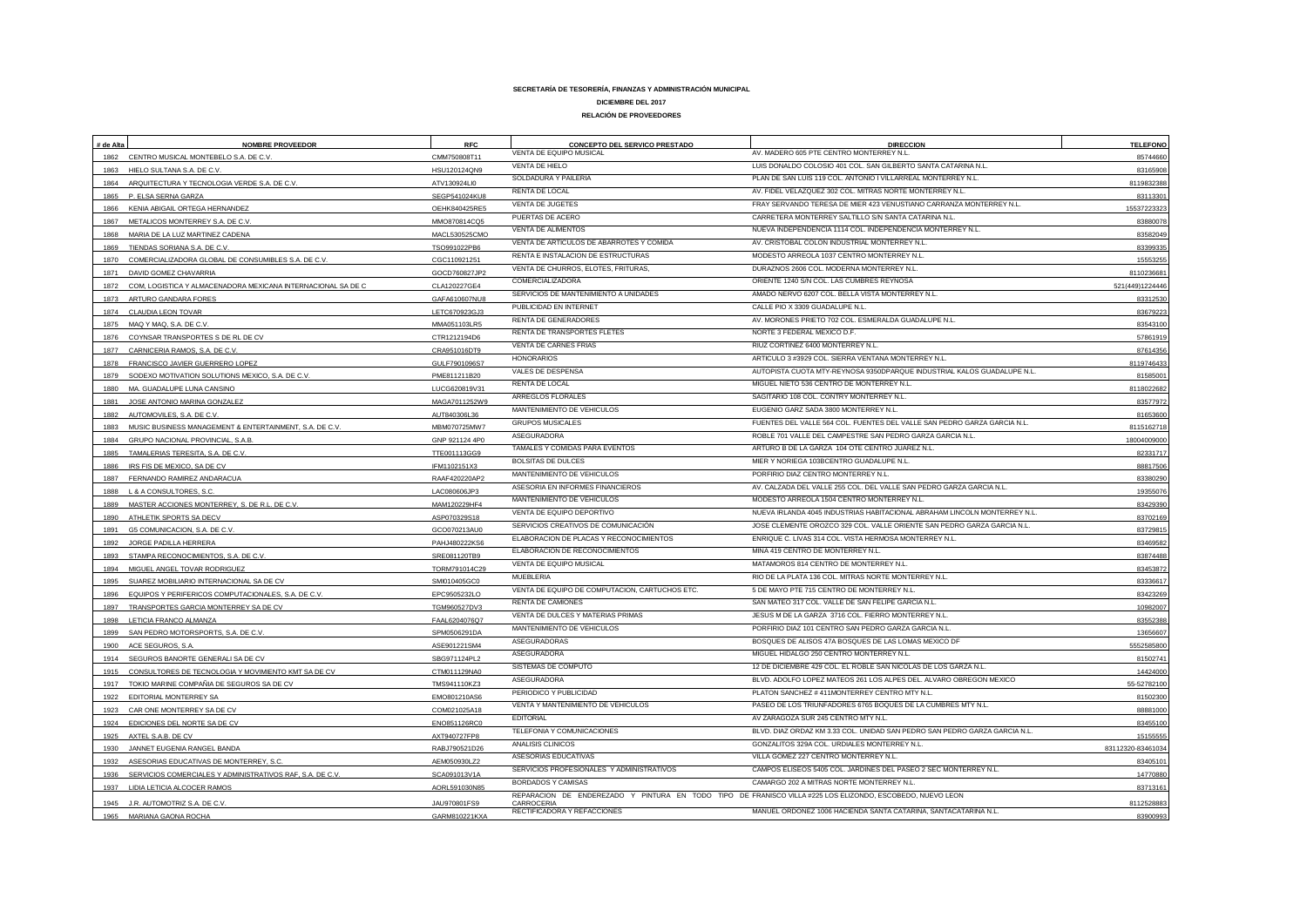**SECRETARÍA DE TESORERÍA, FINANZAS Y ADMINISTRACIÓN MUNICIPAL**

**DICIEMBRE DEL 2017**

**RELACIÓN DE PROVEEDORES**

| # de Alta | NOMBRE PROVEEDOR | RFC | CONCEPTO DEL SERVICO PRESTADO | DIRECCION | TELEFONO |
|---|---|---|---|---|---|
| 1862 | CENTRO MUSICAL MONTEBELO S.A. DE C.V. | CMM750808T11 | VENTA DE EQUIPO MUSICAL | AV. MADERO 605 PTE CENTRO MONTERREY N.L. | 85744660 |
| 1863 | HIELO SULTANA S.A. DE C.V. | HSU120124QN9 | VENTA DE HIELO | LUIS DONALDO COLOSIO 401 COL. SAN GILBERTO SANTA CATARINA N.L. | 83165908 |
| 1864 | ARQUITECTURA Y TECNOLOGIA VERDE S.A. DE C.V. | ATV130924LI0 | SOLDADURA Y PAILERIA | PLAN DE SAN LUIS 119 COL. ANTONIO I VILLARREAL MONTERREY N.L. | 8119832388 |
| 1865 | P. ELSA SERNA GARZA | SEGP541024KU8 | RENTA DE LOCAL | AV. FIDEL VELAZQUEZ 302 COL. MITRAS NORTE MONTERREY N.L. | 83113301 |
| 1866 | KENIA ABIGAIL ORTEGA HERNANDEZ | OEHK840425RE5 | VENTA DE JUGETES | FRAY SERVANDO TERESA DE MIER 423 VENUSTIANO CARRANZA MONTERREY N.L. | 15537223323 |
| 1867 | METALICOS MONTERREY S.A. DE C.V. | MMO870814CQ5 | PUERTAS DE ACERO | CARRETERA MONTERREY SALTILLO S/N SANTA CATARINA N.L. | 83880078 |
| 1868 | MARIA DE LA LUZ MARTINEZ CADENA | MACL530525CMO | VENTA DE ALIMENTOS | NUEVA INDEPENDENCIA 1114 COL. INDEPENDENCIA MONTERREY N.L. | 83582049 |
| 1869 | TIENDAS SORIANA S.A. DE C.V. | TSO991022PB6 | VENTA DE ARTICULOS DE ABARROTES Y COMIDA | AV. CRISTOBAL COLON INDUSTRIAL MONTERREY N.L. | 83399335 |
| 1870 | COMERCIALIZADORA GLOBAL DE CONSUMIBLES S.A. DE C.V. | CGC110921251 | RENTA E INSTALACION DE ESTRUCTURAS | MODESTO ARREOLA 1037 CENTRO MONTERREY N.L. | 15553255 |
| 1871 | DAVID GOMEZ CHAVARRIA | GOCD760827JP2 | VENTA DE CHURROS, ELOTES, FRITURAS, | DURAZNOS 2606 COL. MODERNA MONTERREY N.L. | 8110236681 |
| 1872 | COM, LOGISTICA Y ALMACENADORA MEXICANA INTERNACIONAL SA DE C | CLA120227GE4 | COMERCIALIZADORA | ORIENTE 1240 S/N COL. LAS CUMBRES REYNOSA | 521(449)1224446 |
| 1873 | ARTURO GANDARA FORES | GAFA610607NU8 | SERVICIOS DE MANTENIMIENTO A UNIDADES | AMADO NERVO 6207 COL. BELLA VISTA MONTERREY N.L. | 83312530 |
| 1874 | CLAUDIA LEON TOVAR | LETC670923GJ3 | PUBLICIDAD EN INTERNET | CALLE PIO X 3309 GUADALUPE N.L. | 83679223 |
| 1875 | MAQ Y MAQ, S.A. DE C.V. | MMA051103LR5 | RENTA DE GENERADORES | AV. MORONES PRIETO 702 COL. ESMERALDA GUADALUPE N.L. | 83543100 |
| 1876 | COYNSAR TRANSPORTES S DE RL DE CV | CTR1212194D6 | RENTA DE TRANSPORTES FLETES | NORTE 3 FEDERAL MEXICO D.F. | 57861919 |
| 1877 | CARNICERIA RAMOS, S.A. DE C.V. | CRA951016DT9 | VENTA DE CARNES FRIAS | RIUZ CORTINEZ 6400 MONTERREY N.L. | 87614356 |
| 1878 | FRANCISCO JAVIER GUERRERO LOPEZ | GULF7901096S7 | HONORARIOS | ARTICULO 3 #3929 COL. SIERRA VENTANA MONTERREY N.L. | 8119746433 |
| 1879 | SODEXO MOTIVATION SOLUTIONS MEXICO, S.A. DE C.V. | PME811211B20 | VALES DE DESPENSA | AUTOPISTA CUOTA MTY-REYNOSA 9350DPARQUE INDUSTRIAL KALOS GUADALUPE N.L. | 81585001 |
| 1880 | MA. GUADALUPE LUNA CANSINO | LUCG620819V31 | RENTA DE LOCAL | MIGUEL NIETO 536 CENTRO DE MONTERREY N.L. | 8118022682 |
| 1881 | JOSE ANTONIO MARINA GONZALEZ | MAGA7011252W9 | ARREGLOS FLORALES | SAGITARIO 108 COL. CONTRY MONTERREY N.L. | 83577972 |
| 1882 | AUTOMOVILES, S.A. DE C.V. | AUT840306L36 | MANTENIMIENTO DE VEHICULOS | EUGENIO GARZ SADA 3800 MONTERREY N.L. | 81653600 |
| 1883 | MUSIC BUSINESS MANAGEMENT & ENTERTAINMENT, S.A. DE C.V. | MBM070725MW7 | GRUPOS MUSICALES | FUENTES DEL VALLE 564 COL. FUENTES DEL VALLE SAN PEDRO GARZA GARCIA N.L. | 8115162718 |
| 1884 | GRUPO NACIONAL PROVINCIAL, S.A.B. | GNP 921124 4P0 | ASEGURADORA | ROBLE 701 VALLE DEL CAMPESTRE SAN PEDRO GARZA GARCIA N.L. | 18004009000 |
| 1885 | TAMALERIAS TERESITA, S.A. DE C.V. | TTE001113GG9 | TAMALES Y COMIDAS PARA EVENTOS | ARTURO B DE LA GARZA 104 OTE CENTRO JUAREZ N.L. | 82331717 |
| 1886 | IRS FIS DE MEXICO, SA DE CV | IFM1102151X3 | BOLSITAS DE DULCES | MIER Y NORIEGA 103BCENTRO GUADALUPE N.L. | 88817506 |
| 1887 | FERNANDO RAMIREZ ANDARACUA | RAAF420220AP2 | MANTENIMIENTO DE VEHICULOS | PORFIRIO DIAZ CENTRO MONTERREY N.L. | 83380290 |
| 1888 | L & A CONSULTORES, S.C. | LAC080606JP3 | ASESORIA EN INFORMES FINANCIEROS | AV. CALZADA DEL VALLE 255 COL. DEL VALLE SAN PEDRO GARZA GARCIA N.L. | 19355076 |
| 1889 | MASTER ACCIONES MONTERREY, S. DE R.L. DE C.V. | MAM120229HF4 | MANTENIMIENTO DE VEHICULOS | MODESTO ARREOLA 1504 CENTRO MONTERREY N.L. | 83429390 |
| 1890 | ATHLETIK SPORTS SA DECV | ASP070329S18 | VENTA DE EQUIPO DEPORTIVO | NUEVA IRLANDA 4045 INDUSTRIAS HABITACIONAL ABRAHAM LINCOLN MONTERREY N.L. | 83702169 |
| 1891 | G5 COMUNICACION, S.A. DE C.V. | GCO070213AU0 | SERVICIOS CREATIVOS DE COMUNICACIÓN | JOSE CLEMENTE OROZCO 329 COL. VALLE ORIENTE SAN PEDRO GARZA GARCIA N.L. | 83729815 |
| 1892 | JORGE PADILLA HERRERA | PAHJ480222KS6 | ELABORACION DE PLACAS Y RECONOCIMIENTOS | ENRIQUE C. LIVAS 314 COL. VISTA HERMOSA MONTERREY N.L. | 83469582 |
| 1893 | STAMPA RECONOCIMIENTOS, S.A. DE C.V. | SRE081120TB9 | ELABORACION DE RECONOCIMIENTOS | MINA 419 CENTRO DE MONTERREY N.L. | 83874488 |
| 1894 | MIGUEL ANGEL TOVAR RODRIGUEZ | TORM791014C29 | VENTA DE EQUIPO MUSICAL | MATAMOROS 814 CENTRO DE MONTERREY N.L. | 83453872 |
| 1895 | SUAREZ MOBILIARIO INTERNACIONAL SA DE CV | SMI010405GC0 | MUEBLERIA | RIO DE LA PLATA 136 COL. MITRAS NORTE MONTERREY N.L. | 83336617 |
| 1896 | EQUIPOS Y PERIFERICOS COMPUTACIONALES, S.A. DE C.V. | EPC9505232LO | VENTA DE EQUIPO DE COMPUTACION, CARTUCHOS ETC. | 5 DE MAYO PTE 715 CENTRO DE MONTERREY N.L. | 83423269 |
| 1897 | TRANSPORTES GARCIA MONTERREY SA DE CV | TGM960527DV3 | RENTA DE CAMIONES | SAN MATEO 317 COL. VALLE DE SAN FELIPE GARCIA N.L. | 10982007 |
| 1898 | LETICIA FRANCO ALMANZA | FAAL6204076Q7 | VENTA DE DULCES Y MATERIAS PRIMAS | JESUS M DE LA GARZA 3716 COL. FIERRO MONTERREY N.L. | 83552388 |
| 1899 | SAN PEDRO MOTORSPORTS, S.A. DE C.V. | SPM0506291DA | MANTENIMIENTO DE VEHICULOS | PORFIRIO DIAZ 101 CENTRO SAN PEDRO GARZA GARCIA N.L. | 13656607 |
| 1900 | ACE SEGUROS, S.A. | ASE901221SM4 | ASEGURADORAS | BOSQUES DE ALISOS 47A BOSQUES DE LAS LOMAS MEXICO DF | 5552585800 |
| 1914 | SEGUROS BANORTE GENERALI SA DE CV | SBG971124PL2 | ASEGURADORA | MIGUEL HIDALGO 250 CENTRO MONTERREY N.L. | 81502741 |
| 1915 | CONSULTORES DE TECNOLOGIA Y MOVIMIENTO KMT SA DE CV | CTM011129NA0 | SISTEMAS DE COMPUTO | 12 DE DICIEMBRE 429 COL. EL ROBLE SAN NICOLAS DE LOS GARZA N.L. | 14424000 |
| 1917 | TOKIO MARINE COMPAÑIA DE SEGUROS SA DE CV | TMS941110KZ3 | ASEGURADORA | BLVD. ADOLFO LOPEZ MATEOS 261 LOS ALPES DEL. ALVARO OBREGON MEXICO | 55-52782100 |
| 1922 | EDITORIAL MONTERREY SA | EMO801210AS6 | PERIODICO Y PUBLICIDAD | PLATON SANCHEZ # 411MONTERREY CENTRO MTY N.L. | 81502300 |
| 1923 | CAR ONE MONTERREY SA DE CV | COM021025A18 | VENTA Y MANTENIMIENTO DE VEHICULOS | PASEO DE LOS TRIUNFADORES 6765 BOQUES DE LA CUMBRES MTY N.L. | 88881000 |
| 1924 | EDICIONES DEL NORTE SA DE CV | ENO851126RC0 | EDITORIAL | AV ZARAGOZA SUR 245 CENTRO MTY N.L. | 83455100 |
| 1925 | AXTEL S.A.B. DE CV | AXT940727FP8 | TELEFONIA Y COMUNICACIONES | BLVD. DIAZ ORDAZ KM 3.33 COL. UNIDAD SAN PEDRO SAN PEDRO GARZA GARCIA N.L. | 15155555 |
| 1930 | JANNET EUGENIA RANGEL BANDA | RABJ790521D26 | ANALISIS CLINICOS | GONZALITOS 329A COL. URDIALES MONTERREY N.L. | 83112320-83461034 |
| 1932 | ASESORIAS EDUCATIVAS DE MONTERREY, S.C. | AEM050930LZ2 | ASESORIAS EDUCATIVAS | VILLA GOMEZ 227 CENTRO MONTERREY N.L. | 83405101 |
| 1936 | SERVICIOS COMERCIALES Y ADMINISTRATIVOS RAF, S.A. DE C.V. | SCA091013V1A | SERVICIOS PROFESIONALES Y ADMINISTRATIVOS | CAMPOS ELISEOS 5405 COL. JARDINES DEL PASEO 2 SEC MONTERREY N.L. | 14770880 |
| 1937 | LIDIA LETICIA ALCOCER RAMOS | AORL591030N85 | BORDADOS Y CAMISAS | CAMARGO 202 A MITRAS NORTE MONTERREY N.L. | 83713161 |
| 1945 | J.R. AUTOMOTRIZ S.A. DE C.V. | JAU970801FS9 | REPARACION DE ENDEREZADO Y PINTURA EN TODO TIPO DE CARROCERIA | FRANISCO VILLA #225 LOS ELIZONDO, ESCOBEDO, NUEVO LEON | 8112528883 |
| 1965 | MARIANA GAONA ROCHA | GARM810221KXA | RECTIFICADORA Y REFACCIONES | MANUEL ORDONEZ 1006 HACIENDA SANTA CATARINA, SANTACATARINA N.L. | 83900993 |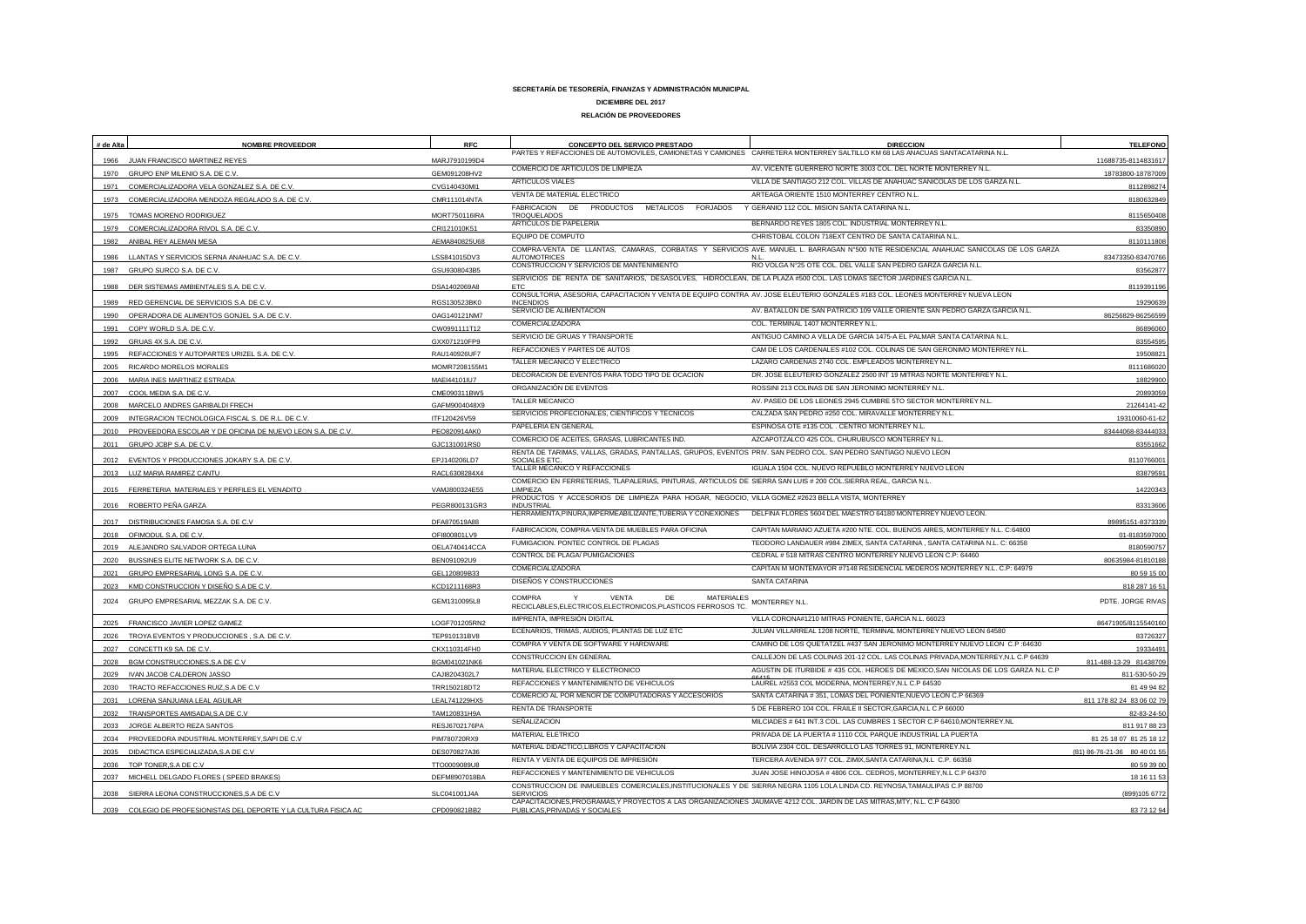**SECRETARÍA DE TESORERÍA, FINANZAS Y ADMINISTRACIÓN MUNICIPAL**

**DICIEMBRE DEL 2017**

**RELACIÓN DE PROVEEDORES**

| # de Alta | NOMBRE PROVEEDOR | RFC | CONCEPTO DEL SERVICO PRESTADO | DIRECCION | TELEFONO |
|---|---|---|---|---|---|
| 1966 | JUAN FRANCISCO MARTINEZ REYES | MARJ7910199D4 | PARTES Y REFACCIONES DE AUTOMOVILES, CAMIONETAS Y CAMIONES | CARRETERA MONTERREY SALTILLO KM 68 LAS ANACUAS SANTACATARINA N.L. | 11688735-8114831617 |
| 1970 | GRUPO ENP MILENIO S.A. DE C.V. | GEM091208HV2 | COMERCIO DE ARTICULOS DE LIMPIEZA | AV. VICENTE GUERRERO NORTE 3003 COL. DEL NORTE MONTERREY N.L. | 18783800-18787009 |
| 1971 | COMERCIALIZADORA VELA GONZALEZ S.A. DE C.V. | CVG140430MI1 | ARTICULOS VIALES | VILLA DE SANTIAGO 212 COL. VILLAS DE ANAHUAC SANICOLAS DE LOS GARZA N.L. | 8112898274 |
| 1973 | COMERCIALIZADORA MENDOZA REGALADO S.A. DE C.V. | CMR111014NTA | VENTA DE MATERIAL ELECTRICO | ARTEAGA ORIENTE 1510 MONTERREY CENTRO N.L. | 8180632849 |
| 1975 | TOMAS MORENO RODRIGUEZ | MORT750116IRA | FABRICACION DE PRODUCTOS METALICOS FORJADOS Y TROQUELADOS | GERANIO 112 COL. MISION SANTA CATARINA N.L. | 8115650408 |
| 1979 | COMERCIALIZADORA RIVOL S.A. DE C.V. | CRI121010K51 | ARTICULOS DE PAPELERIA | BERNARDO REYES 1805 COL. INDUSTRIAL MONTERREY N.L. | 83350890 |
| 1982 | ANIBAL REY ALEMAN MESA | AEMA840825U68 | EQUIPO DE COMPUTO | CHRISTOBAL COLON 718EXT CENTRO DE SANTA CATARINA N.L. | 8110111808 |
| 1986 | LLANTAS Y SERVICIOS SERNA ANAHUAC S.A. DE C.V. | LSS841015DV3 | COMPRA-VENTA DE LLANTAS, CAMARAS, CORBATAS Y SERVICIOS AUTOMOTRICES | AVE. MANUEL L. BARRAGAN N°500 NTE RESIDENCIAL ANAHUAC SANICOLAS DE LOS GARZA N.L. | 83473350-83470766 |
| 1987 | GRUPO SURCO S.A. DE C.V. | GSU9308043B5 | CONSTRUCCION Y SERVICIOS DE MANTENIMIENTO | RIO VOLGA N°25 OTE COL. DEL VALLE SAN PEDRO GARZA GARCIA N.L. | 83562877 |
| 1988 | DER SISTEMAS AMBIENTALES S.A. DE C.V. | DSA1402069A8 | SERVICIOS DE RENTA DE SANITARIOS, DESASOLVES, HIDROCLEAN, ETC | DE LA PLAZA #500 COL. LAS LOMAS SECTOR JARDINES GARCIA N.L. | 8119391196 |
| 1989 | RED GERENCIAL DE SERVICIOS S.A. DE C.V. | RGS130523BK0 | CONSULTORIA, ASESORIA, CAPACITACION Y VENTA DE EQUIPO CONTRA INCENDIOS | AV. JOSE ELEUTERIO GONZALES #183 COL. LEONES MONTERREY NUEVA LEON | 19290639 |
| 1990 | OPERADORA DE ALIMENTOS GONJEL S.A. DE C.V. | OAG140121NM7 | SERVICIO DE ALIMENTACION | AV. BATALLON DE SAN PATRICIO 109 VALLE ORIENTE SAN PEDRO GARZA GARCIA N.L. | 86256829-86256599 |
| 1991 | COPY WORLD S.A. DE C.V. | CW0991111T12 | COMERCIALIZADORA | COL. TERMINAL 1407 MONTERREY N.L. | 86896060 |
| 1992 | GRUAS 4X S.A. DE C.V. | GXX071210FP9 | SERVICIO DE GRUAS Y TRANSPORTE | ANTIGUO CAMINO A VILLA DE GARCIA 1475-A EL PALMAR SANTA CATARINA N.L. | 83554595 |
| 1995 | REFACCIONES Y AUTOPARTES URIZEL S.A. DE C.V. | RAU140926UF7 | REFACCIONES Y PARTES DE AUTOS | CAM DE LOS CARDENALES #102 COL. COLINAS DE SAN GERONIMO MONTERREY N.L. | 19508821 |
| 2005 | RICARDO MORELOS MORALES | MOMR7208155M1 | TALLER MECANICO Y ELECTRICO | LAZARO CARDENAS 2740 COL. EMPLEADOS MONTERREY N.L. | 8111686020 |
| 2006 | MARIA INES MARTINEZ ESTRADA | MAEI441011U7 | DECORACION DE EVENTOS PARA TODO TIPO DE OCACION | DR. JOSE ELEUTERIO GONZALEZ 2500 INT 19 MITRAS NORTE MONTERREY N.L. | 18829900 |
| 2007 | COOL MEDIA S.A. DE C.V. | CME090311BW5 | ORGANIZACIÓN DE EVENTOS | ROSSINI 213 COLINAS DE SAN JERONIMO MONTERREY N.L. | 20893059 |
| 2008 | MARCELO ANDRES GARIBALDI FRECH | GAFM9004048X9 | TALLER MECANICO | AV. PASEO DE LOS LEONES 2945 CUMBRE 5TO SECTOR MONTERREY N.L. | 21264141-42 |
| 2009 | INTEGRACION TECNOLOGICA FISCAL S. DE R.L. DE C.V. | ITF120426V59 | SERVICIOS PROFECIONALES, CIENTIFICOS Y TECNICOS | CALZADA SAN PEDRO #250 COL. MIRAVALLE MONTERREY N.L. | 19310060-61-62 |
| 2010 | PROVEEDORA ESCOLAR Y DE OFICINA DE NUEVO LEON S.A. DE C.V. | PEO820914AK0 | PAPELERIA EN GENERAL | ESPINOSA OTE #135 COL . CENTRO MONTERREY N.L. | 83444068-83444033 |
| 2011 | GRUPO JCBP S.A. DE C.V. | GJC131001RS0 | COMERCIO DE ACEITES, GRASAS, LUBRICANTES IND. | AZCAPOTZALCO 425 COL. CHURUBUSCO MONTERREY N.L. | 83551662 |
| 2012 | EVENTOS Y PRODUCCIONES JOKARY S.A. DE C.V. | EPJ140206LD7 | RENTA DE TARIMAS, VALLAS, GRADAS, PANTALLAS, GRUPOS, EVENTOS SOCIALES ETC. | PRIV. SAN PEDRO COL. SAN PEDRO SANTIAGO NUEVO LEON | 8110766001 |
| 2013 | LUZ MARIA RAMIREZ CANTU | RACL6308284X4 | TALLER MECANICO Y REFACCIONES | IGUALA 1504 COL. NUEVO REPUEBLO MONTERREY NUEVO LEON | 83879591 |
| 2015 | FERRETERIA MATERIALES Y PERFILES EL VENADITO | VAMJ800324E55 | COMERCIO EN FERRETERIAS, TLAPALERIAS, PINTURAS, ARTICULOS DE LIMPIEZA | SIERRA SAN LUIS # 200 COL.SIERRA REAL, GARCIA N.L. | 14220343 |
| 2016 | ROBERTO PEÑA GARZA | PEGR800131GR3 | PRODUCTOS Y ACCESORIOS DE LIMPIEZA PARA HOGAR, NEGOCIO, INDUSTRIAL | VILLA GOMEZ #2623 BELLA VISTA, MONTERREY | 83313606 |
| 2017 | DISTRIBUCIONES FAMOSA S.A. DE C.V | DFA870519A88 | HERRAMIENTA,PINURA,IMPERMEABILIZANTE,TUBERIA Y CONEXIONES | DELFINA FLORES 5604 DEL MAESTRO 64180 MONTERREY NUEVO LEON. | 89895151-8373339 |
| 2018 | OFIMODUL S.A. DE C.V. | OFI800801LV9 | FABRICACION, COMPRA-VENTA DE MUEBLES PARA OFICINA | CAPITAN MARIANO AZUETA #200 NTE. COL. BUENOS AIRES, MONTERREY N.L. C:64800 | 01-8183597000 |
| 2019 | ALEJANDRO SALVADOR ORTEGA LUNA | OELA740414CCA | FUMIGACION. PONTEC CONTROL DE PLAGAS | TEODORO LANDAUER #984 ZIMEX, SANTA CATARINA , SANTA CATARINA N.L. C: 66358 | 8180590757 |
| 2020 | BUSSINES ELITE NETWORK S.A. DE C.V. | BEN091092U9 | CONTROL DE PLAGA/ PUMIGACIONES | CEDRAL # 518 MITRAS CENTRO MONTERREY NUEVO LEON C.P: 64460 | 80635984-81810188 |
| 2021 | GRUPO EMPRESARIAL LONG S.A. DE C.V. | GEL120809B33 | COMERCIALIZADORA | CAPITAN M MONTEMAYOR #7148 RESIDENCIAL MEDEROS MONTERREY N.L. C.P: 64979 | 80 59 15 00 |
| 2023 | KMD CONSTRUCCION Y DISEÑO S.A. DE C.V | KCD1211168R3 | DISEÑOS Y CONSTRUCCIONES | SANTA CATARINA | 818 287 16 51 |
| 2024 | GRUPO EMPRESARIAL MEZZAK S.A. DE C.V. | GEM1310095L8 | COMPRA Y VENTA DE MATERIALES RECICLABLES,ELECTRICOS,ELECTRONICOS,PLASTICOS FERROSOS TC. | MONTERREY N.L. | PDTE. JORGE RIVAS |
| 2025 | FRANCISCO JAVIER LOPEZ GAMEZ | LOGF701205RN2 | IMPRENTA, IMPRESIÓN DIGITAL | VILLA CORONA#1210 MITRAS PONIENTE, GARCIA N.L. 66023 | 86471905/8115540160 |
| 2026 | TROYA EVENTOS Y PRODUCCIONES , S.A. DE C.V. | TEP910131BV8 | ECENARIOS, TRIMAS, AUDIOS, PLANTAS DE LUZ ETC | JULIAN VILLARREAL 1208 NORTE, TERMINAL MONTERREY NUEVO LEON 64580 | 83726327 |
| 2027 | CONCETTI K9 SA. DE C.V. | CKX110314FH0 | COMPRA Y VENTA DE SOFTWARE Y HARDWARE | CAMINO DE LOS QUETATZEL #437 SAN JERONIMO MONTERREY NUEVO LEON C.P :64630 | 19334491 |
| 2028 | BGM CONSTRUCCIONES,S.A DE C.V | BGM041021NK6 | CONSTRUCCION EN GENERAL | CALLEJON DE LAS COLINAS 201-12 COL. LAS COLINAS PRIVADA,MONTERREY,N.L C.P 64639 | 811-488-13-29 81438709 |
| 2029 | IVAN JACOB CALDERON JASSO | CAJI8204302L7 | MATERIAL ELECTRICO Y ELECTRONICO | AGUSTIN DE ITURBIDE # 435 COL. HEROES DE MEXICO,SAN NICOLAS DE LOS GARZA N.L C.P 66415 | 811-530-50-29 |
| 2030 | TRACTO REFACCIONES RUIZ,S.A DE C.V | TRR150218DT2 | REFACCIONES Y MANTENIMIENTO DE VEHICULOS | LAUREL #2553 COL MODERNA, MONTERREY,N.L C.P 64530 | 81 49 94 82 |
| 2031 | LORENA SANJUANA LEAL AGUILAR | LEAL741229HX5 | COMERCIO AL POR MENOR DE COMPUTADORAS Y ACCESORIOS | SANTA CATARINA # 351, LOMAS DEL PONIENTE,NUEVO LEON C.P 66369 | 811 178 82 24 83 06 02 79 |
| 2032 | TRANSPORTES AMISADAI,S.A DE C.V | TAM120831H9A | RENTA DE TRANSPORTE | 5 DE FEBRERO 104 COL. FRAILE II SECTOR,GARCIA,N.L C.P 66000 | 82-83-24-50 |
| 2033 | JORGE ALBERTO REZA SANTOS | RESJ6702176PA | SEÑALIZACION | MILCIADES # 641 INT.3 COL. LAS CUMBRES 1 SECTOR C.P 64610,MONTERREY.NL | 811 917 88 23 |
| 2034 | PROVEEDORA INDUSTRIAL MONTERREY,SAPI DE C.V | PIM780720RX9 | MATERIAL ELETRICO | PRIVADA DE LA PUERTA # 1110 COL PARQUE INDUSTRIAL LA PUERTA | 81 25 18 07 81 25 18 12 |
| 2035 | DIDACTICA ESPECIALIZADA,S.A DE C.V | DES070827A36 | MATERIAL DIDACTICO,LIBROS Y CAPACITACION | BOLIVIA 2304 COL. DESARROLLO LAS TORRES 91, MONTERREY.N.L | (81) 86-76-21-36 80 40 01 55 |
| 2036 | TOP TONER,S.A DE C.V | TTO0009089U8 | RENTA Y VENTA DE EQUIPOS DE IMPRESIÓN | TERCERA AVENIDA 977 COL. ZIMIX,SANTA CATARINA,N.L C.P. 66358 | 80 59 39 00 |
| 2037 | MICHELL DELGADO FLORES ( SPEED BRAKES) | DEFM8907018BA | REFACCIONES Y MANTENIMIENTO DE VEHICULOS | JUAN JOSE HINOJOSA # 4806 COL. CEDROS, MONTERREY,N.L C.P 64370 | 18 16 11 53 |
| 2038 | SIERRA LEONA CONSTRUCCIONES,S.A DE C.V | SLC041001J4A | CONSTRUCCION DE INMUEBLES COMERCIALES,INSTITUCIONALES Y DE SERVICIOS | SIERRA NEGRA 1105 LOLA LINDA CD. REYNOSA,TAMAULIPAS C.P 88700 | (899)105 6772 |
| 2039 | COLEGIO DE PROFESIONISTAS DEL DEPORTE Y LA CULTURA FISICA AC | CPD090821BB2 | CAPACITACIONES,PROGRAMAS,Y PROYECTOS A LAS ORGANIZACIONES PUBLICAS,PRIVADAS Y SOCIALES | JAUMAVE 4212 COL. JARDIN DE LAS MITRAS,MTY, N.L. C.P 64300 | 83 73 12 94 |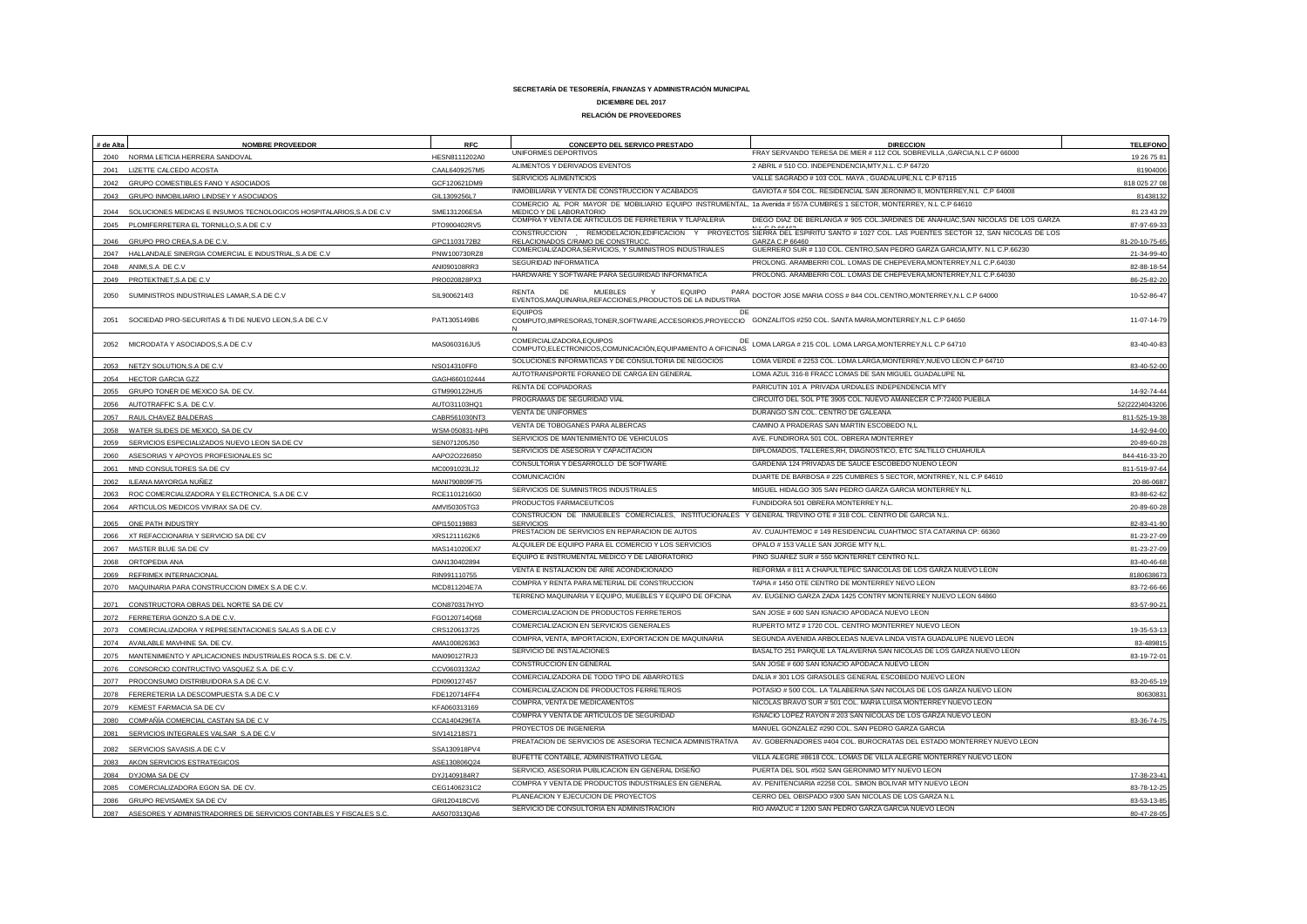**SECRETARÍA DE TESORERÍA, FINANZAS Y ADMINISTRACIÓN MUNICIPAL**

**DICIEMBRE DEL 2017**

**RELACIÓN DE PROVEEDORES**

| # de Alta | NOMBRE PROVEEDOR | RFC | CONCEPTO DEL SERVICO PRESTADO | DIRECCION | TELEFONO |
|---|---|---|---|---|---|
| 2040 | NORMA LETICIA HERRERA SANDOVAL | HESN8111202A0 | UNIFORMES DEPORTIVOS | FRAY SERVANDO TERESA DE MIER # 112 COL SOBREVILLA ,GARCIA,N.L C.P 66000 | 19 26 75 81 |
| 2041 | LIZETTE CALCEDO ACOSTA | CAAL6409257M5 | ALIMENTOS Y DERIVADOS EVENTOS | 2 ABRIL # 510 CO. INDEPENDENCIA,MTY,N.L. C.P 64720 | 81904006 |
| 2042 | GRUPO COMESTIBLES FANO Y ASOCIADOS | GCF120621DM9 | SERVICIOS ALIMENTICIOS | VALLE SAGRADO # 103 COL. MAYA , GUADALUPE,N.L C.P 67115 | 818 025 27 08 |
| 2043 | GRUPO INMOBILIARIO LINDSEY Y ASOCIADOS | GIL1309256L7 | INMOBILIARIA Y VENTA DE CONSTRUCCION Y ACABADOS | GAVIOTA # 504 COL. RESIDENCIAL SAN JERONIMO II, MONTERREY,N.L C.P 64008 | 81438132 |
| 2044 | SOLUCIONES MEDICAS E INSUMOS TECNOLOGICOS HOSPITALARIOS,S.A DE C.V | SME131206ESA | COMERCIO AL POR MAYOR DE MOBILIARIO INSTRUMENTAL MEDICO Y DE LABORATORIO | 1a Avenida # 557A CUMBRES 1 SECTOR, MONTERREY, N.L C.P 64610 | 81 23 43 29 |
| 2045 | PLOMIFERRETERA EL TORNILLO,S.A DE C.V | PTO900402RV5 | COMPRA Y VENTA DE ARTICULOS DE FERRETERIA Y TLAPALERIA | DIEGO DIAZ DE BERLANGA # 905 COL.JARDINES DE ANAHUAC,SAN NICOLAS DE LOS GARZA N.L C.P 66460 | 87-97-69-33 |
| 2046 | GRUPO PRO CREA,S.A DE C.V. | GPC1103172B2 | CONSTRUCCION , REMODELACION,EDIFICACION Y PROYECTOS RELACIONADOS C/RAMO DE CONSTRUCC. | SIERRA DEL ESPIRITU SANTO # 1027 COL. LAS PUENTES SECTOR 12, SAN NICOLAS DE LOS GARZA C.P 66460 | 81-20-10-75-65 |
| 2047 | HALLANDALE SINERGIA COMERCIAL E INDUSTRIAL,S.A DE C.V | PNW100730RZ8 | COMERCIALIZADORA,SERVICIOS, Y SUMINISTROS INDUSTRIALES | GUERRERO SUR # 110 COL. CENTRO,SAN PEDRO GARZA GARCIA,MTY. N.L C.P.66230 | 21-34-99-40 |
| 2048 | ANIMI,S.A DE C.V | ANI090108RR3 | SEGURIDAD INFORMATICA | PROLONG. ARAMBERRI COL. LOMAS DE CHEPEVERA,MONTERREY,N.L C.P.64030 | 82-88-18-54 |
| 2049 | PROTEKTNET,S.A DE C.V | PRO020828PX3 | HARDWARE Y SOFTWARE PARA SEGUIRIDAD INFORMATICA | PROLONG. ARAMBERRI COL. LOMAS DE CHEPEVERA,MONTERREY,N.L C.P.64030 | 86-25-82-20 |
| 2050 | SUMINISTROS INDUSTRIALES LAMAR,S.A DE C.V | SIL9006214I3 | RENTA DE MUEBLES Y EQUIPO PARA EVENTOS,MAQUINARIA,REFACCIONES,PRODUCTOS DE LA INDUSTRIA | DOCTOR JOSE MARIA COSS # 844 COL.CENTRO,MONTERREY,N.L C.P 64000 | 10-52-86-47 |
| 2051 | SOCIEDAD PRO-SECURITAS & TI DE NUEVO LEON,S.A DE C.V | PAT1305149B6 | EQUIPOS DE COMPUTO,IMPRESORAS,TONER,SOFTWARE,ACCESORIOS,PROYECCION | GONZALITOS #250 COL. SANTA MARIA,MONTERREY,N.L C.P 64650 | 11-07-14-79 |
| 2052 | MICRODATA Y ASOCIADOS,S.A DE C.V | MAS060316JU5 | COMERCIALIZADORA,EQUIPOS DE COMPUTO,ELECTRONICOS,COMUNICACIÓN,EQUIPAMIENTO A OFICINAS | LOMA LARGA # 215 COL. LOMA LARGA,MONTERREY,N.L C.P 64710 | 83-40-40-83 |
| 2053 | NETZY SOLUTION,S.A DE C.V | NSO14310FF0 | SOLUCIONES INFORMATICAS Y DE CONSULTORIA DE NEGOCIOS | LOMA VERDE # 2253 COL. LOMA LARGA,MONTERREY,NUEVO LEON C.P 64710 | 83-40-52-00 |
| 2054 | HECTOR GARCIA GZZ | GAGH6601024444 | AUTOTRANSPORTE FORANEO DE CARGA EN GENERAL | LOMA AZUL 316-8 FRACC LOMAS DE SAN MIGUEL GUADALUPE NL | |
| 2055 | GRUPO TONER DE MEXICO SA. DE CV. | GTM990122HU5 | RENTA DE COPIADORAS | PARICUTIN 101 A PRIVADA URDIALES INDEPENDENCIA MTY | 14-92-74-44 |
| 2056 | AUTOTRAFFIC S.A. DE C.V. | AUTO31103HQ1 | PROGRAMAS DE SEGURIDAD VIAL | CIRCUITO DEL SOL PTE 3905 COL. NUEVO AMANECER C.P:72400 PUEBLA | 52(222)4043206 |
| 2057 | RAUL CHAVEZ BALDERAS | CABR561030NT3 | VENTA DE UNIFORMES | DURANGO S/N COL. CENTRO DE GALEANA | 811-525-19-38 |
| 2058 | WATER SLIDES DE MEXICO, SA DE CV | WSM-050831-NP6 | VENTA DE TOBOGANES PARA ALBERCAS | CAMINO A PRADERAS SAN MARTIN ESCOBEDO N,L | 14-92-94-00 |
| 2059 | SERVICIOS ESPECIALIZADOS NUEVO LEON SA DE CV | SEN071205J50 | SERVICIOS DE MANTENIMIENTO DE VEHICULOS | AVE. FUNDIRORA 501 COL. OBRERA MONTERREY | 20-89-60-28 |
| 2060 | ASESORIAS Y APOYOS PROFESIONALES SC | AAPO2O226850 | SERVICIOS DE ASESORIA Y CAPACITACION | DIPLOMADOS, TALLERES,RH, DIAGNOSTICO, ETC SALTILLO CHUAHUILA | 844-416-33-20 |
| 2061 | MND CONSULTORES SA DE CV | MC0091023LJ2 | CONSULTORIA Y DESARROLLO DE SOFTWARE | GARDENIA 124 PRIVADAS DE SAUCE ESCOBEDO NUENO LEON | 811-519-97-64 |
| 2062 | ILEANA MAYORGA NUÑEZ | MANI790809F75 | COMUNICACIÓN | DUARTE DE BARBOSA # 225 CUMBRES 5 SECTOR, MONTRREY, N.L C.P 64610 | 20-86-0687 |
| 2063 | ROC COMERCIALIZADORA Y ELECTRONICA, S.A DE C.V | RCE1101216G0 | SERVICIOS DE SUMINISTROS INDUSTRIALES | MIGUEL HIDALGO 305 SAN PEDRO GARZA GARCIA MONTERREY N,L | 83-88-62-62 |
| 2064 | ARTICULOS MEDICOS VIVIRAX SA DE CV. | AMVI50305TG3 | PRODUCTOS FARMACEUTICOS | FUNDIDORA 501 OBRERA MONTERREY N,L. | 20-89-60-28 |
| 2065 | ONE PATH INDUSTRY | OPI150119883 | CONSTRUCION DE INMUEBLES COMERCIALES, INSTITUCIONALES Y SERVICIOS | GENERAL TREVINO OTE # 318 COL. CENTRO DE GARCIA N.L. | 82-83-41-90 |
| 2066 | XT REFACCIONARIA Y SERVICIO SA DE CV | XRS1211162K6 | PRESTACION DE SERVICIOS EN REPARACION DE AUTOS | AV. CUAUHTEMOC # 149 RESIDENCIAL CUAHTMOC STA CATARINA CP: 66360 | 81-23-27-09 |
| 2067 | MASTER BLUE SA DE CV | MAS141020EX7 | ALQUILER DE EQUIPO PARA EL COMERCIO Y LOS SERVICIOS | OPALO # 153 VALLE SAN JORGE MTY N,L. | 81-23-27-09 |
| 2068 | ORTOPEDIA ANA | OAN130402894 | EQUIPO E INSTRUMENTAL MEDICO Y DE LABORATORIO | PINO SUAREZ SUR # 550 MONTERRET CENTRO N,L. | 83-40-46-68 |
| 2069 | REFRIMEX INTERNACIONAL | RIN991110755 | VENTA E INSTALACION DE AIRE ACONDICIONADO | REFORMA # 811 A CHAPULTEPEC SANICOLAS DE LOS GARZA NUEVO LEON | 8180638673 |
| 2070 | MAQUINARIA PARA CONSTRUCCION DIMEX S.A DE C.V. | MCD811204E7A | COMPRA Y RENTA PARA METERIAL DE CONSTRUCCION | TAPIA # 1450 OTE CENTRO DE MONTERREY NEVO LEON | 83-72-66-66 |
| 2071 | CONSTRUCTORA OBRAS DEL NORTE SA DE CV | CON870317HYO | TERRENO MAQUINARIA Y EQUIPO, MUEBLES Y EQUIPO DE OFICINA | AV. EUGENIO GARZA ZADA 1425 CONTRY MONTERREY NUEVO LEON 64860 | 83-57-90-21 |
| 2072 | FERRETERIA GONZO S.A DE C.V. | FGO120714Q68 | COMERCIALIZACION DE PRODUCTOS FERRETEROS | SAN JOSE # 600 SAN IGNACIO APODACA NUEVO LEON | |
| 2073 | COMERCIALIZADORA Y REPRESENTACIONES SALAS S.A DE C.V | CRS120613725 | COMERCIALIZACION EN SERVICIOS GENERALES | RUPERTO MTZ # 1720 COL. CENTRO MONTERREY NUEVO LEON | 19-35-53-13 |
| 2074 | AVAILABLE MAVHINE SA. DE CV. | AMA100826363 | COMPRA, VENTA, IMPORTACION, EXPORTACION DE MAQUINARIA | SEGUNDA AVENIDA ARBOLEDAS NUEVA LINDA VISTA GUADALUPE NUEVO LEON | 83-489815 |
| 2075 | MANTENIMIENTO Y APLICACIONES INDUSTRIALES ROCA S.S. DE C.V. | MAI090127RJ3 | SERVICIO DE INSTALACIONES | BASALTO 251 PARQUE LA TALAVERNA SAN NICOLAS DE LOS GARZA NUEVO LEON | 83-19-72-01 |
| 2076 | CONSORCIO CONTRUCTIVO VASQUEZ S.A. DE C.V. | CCV0603132A2 | CONSTRUCCION EN GENERAL | SAN JOSE # 600 SAN IGNACIO APODACA NUEVO LEON | |
| 2077 | PROCONSUMO DISTRIBUIDORA S.A DE C.V. | PDI090127457 | COMERCIALIZADORA DE TODO TIPO DE ABARROTES | DALIA # 301 LOS GIRASOLES GENERAL ESCOBEDO NUEVO LEON | 83-20-65-19 |
| 2078 | FERERETERIA LA DESCOMPUESTA S.A DE C.V | FDE120714FF4 | COMERCIALIZACION DE PRODUCTOS FERRETEROS | POTASIO # 500 COL. LA TALABERNA SAN NICOLAS DE LOS GARZA NUEVO LEON | 80630831 |
| 2079 | KEMEST FARMACIA SA DE CV | KFA060313169 | COMPRA, VENTA DE MEDICAMENTOS | NICOLAS BRAVO SUR # 501 COL. MARIA LUISA MONTERREY NUEVO LEON | |
| 2080 | COMPAÑÍA COMERCIAL CASTAN SA DE C.V | CCA1404296TA | COMPRA Y VENTA DE ARTICULOS DE SEGURIDAD | IGNACIO LOPEZ RAYON # 203 SAN NICOLAS DE LOS GARZA NUEVO LEON | 83-36-74-75 |
| 2081 | SERVICIOS INTEGRALES VALSAR S.A DE C.V | SIV141218S71 | PROYECTOS DE INGENIERIA | MANUEL GONZALEZ #290 COL. SAN PEDRO GARZA GARCIA | |
| 2082 | SERVICIOS SAVASIS.A DE C.V | SSA130918PV4 | PREATACION DE SERVICIOS DE ASESORIA TECNICA ADMINISTRATIVA | AV. GOBERNADORES #404 COL. BUROCRATAS DEL ESTADO MONTERREY NUEVO LEON | |
| 2083 | AKON SERVICIOS ESTRATEGICOS | ASE130806Q24 | BUFETTE CONTABLE, ADMINISTRATIVO LEGAL | VILLA ALEGRE #8618 COL. LOMAS DE VILLA ALEGRE MONTERREY NUEVO LEON | |
| 2084 | DYJOMA SA DE CV | DYJ1409184R7 | SERVICIO, ASESORIA PUBLICACION EN GENERAL DISEÑO | PUERTA DEL SOL #502 SAN GERONIMO MTY NUEVO LEON | 17-38-23-41 |
| 2085 | COMERCIALIZADORA EGON SA. DE CV. | CEG1406231C2 | COMPRA Y VENTA DE PRODUCTOS INDUSTRIALES EN GENERAL | AV. PENITENCIARIA #2258 COL. SIMON BOLIVAR MTY NUEVO LEON | 83-78-12-25 |
| 2086 | GRUPO REVISAMEX SA DE CV | GRI120418CV6 | PLANEACION Y EJECUCION DE PROYECTOS | CERRO DEL OBISPADO #300 SAN NICOLAS DE LOS GARZA N.L | 83-53-13-85 |
| 2087 | ASESORES Y ADMINISTRADORRES DE SERVICIOS CONTABLES Y FISCALES S.C. | AA5070313QA6 | SERVICIO DE CONSULTORIA EN ADMINISTRACION | RIO AMAZUC # 1200 SAN PEDRO GARZA GARCIA NUEVO LEON | 80-47-28-05 |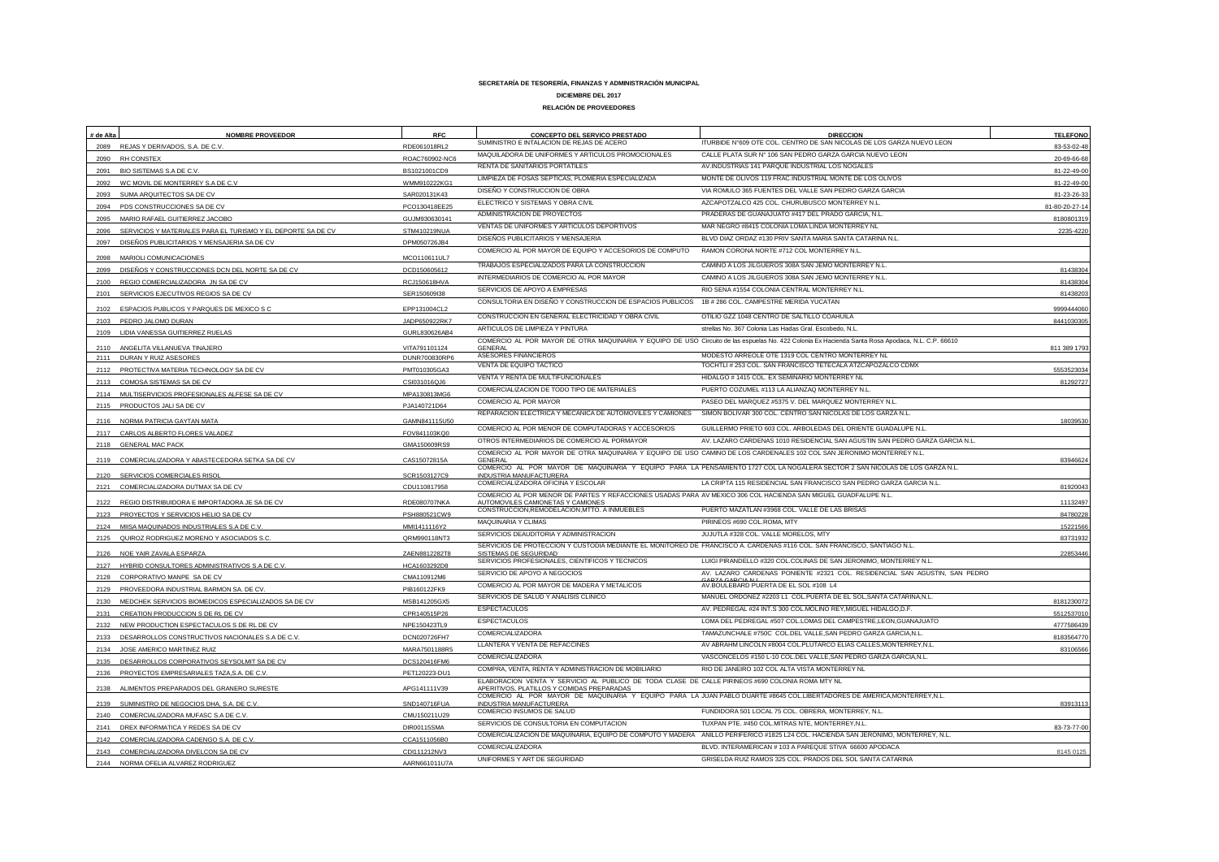**SECRETARÍA DE TESORERÍA, FINANZAS Y ADMINISTRACIÓN MUNICIPAL**

**DICIEMBRE DEL 2017**

**RELACIÓN DE PROVEEDORES**

| # de Alta | NOMBRE PROVEEDOR | RFC | CONCEPTO DEL SERVICO PRESTADO | DIRECCION | TELEFONO |
|---|---|---|---|---|---|
| 2089 | REJAS Y DERIVADOS, S.A. DE C.V. | RDE061018RL2 | SUMINISTRO E INTALACION DE REJAS DE ACERO | ITURBIDE N°609 OTE COL. CENTRO DE SAN NICOLAS DE LOS GARZA NUEVO LEON | 83-53-02-48 |
| 2090 | RH CONSTEX | ROAC760902-NC6 | MAQUILADORA DE UNIFORMES Y ARTICULOS PROMOCIONALES | CALLE PLATA SUR N° 106 SAN PEDRO GARZA GARCIA NUEVO LEON | 20-69-66-68 |
| 2091 | BIO SISTEMAS S.A DE C.V. | BS1021001CD9 | RENTA DE SANITARIOS PORTATILES | AV.INDUSTRIAS 141 PARQUE INDUSTRIAL LOS NOGALES | 81-22-49-00 |
| 2092 | WC MOVIL DE MONTERREY S.A DE C.V | WMM910222KG1 | LIMPIEZA DE FOSAS SEPTICAS, PLOMERIA ESPECIALIZADA | MONTE DE OLIVOS 119 FRAC.INDUSTRIAL MONTE DE LOS OLIVOS | 81-22-49-00 |
| 2093 | SUMA ARQUITECTOS SA DE CV | SAR020131K43 | DISEÑO Y CONSTRUCCION DE OBRA | VIA ROMULO 365 FUENTES DEL VALLE SAN PEDRO GARZA GARCIA | 81-23-26-33 |
| 2094 | PDS CONSTRUCCIONES SA DE CV | PCO130418EE25 | ELECTRICO Y SISTEMAS Y OBRA CIVIL | AZCAPOTZALCO 425 COL. CHURUBUSCO MONTERREY N.L. | 81-80-20-27-14 |
| 2095 | MARIO RAFAEL GUITIERREZ JACOBO | GUJM930630141 | ADMINISTRACION DE PROYECTOS | PRADERAS DE GUANAJUATO #417 DEL PRADO GARCIA, N.L. | 8180801319 |
| 2096 | SERVICIOS Y MATERIALES PARA EL TURISMO Y EL DEPORTE SA DE CV | STM410219NUA | VENTAS DE UNIFORMES Y ARTICULOS DEPORTIVOS | MAR NEGRO #8415 COLONIA LOMA LINDA MONTERREY NL | 2235-4220 |
| 2097 | DISEÑOS PUBLICITARIOS Y MENSAJERIA SA DE CV | DPM050726JB4 | DISEÑOS PUBLICITARIOS Y MENSAJERIA | BLVD DIAZ ORDAZ #130 PRIV SANTA MARIA SANTA CATARINA N.L. | |
| 2098 | MARIOLI COMUNICACIONES | MCO110611UL7 | COMERCIO AL POR MAYOR DE EQUIPO Y ACCESORIOS DE COMPUTO | RAMON CORONA NORTE #712 COL MONTERREY N.L. | |
| 2099 | DISEÑOS Y CONSTRUCCIONES DCN DEL NORTE SA DE CV | DCD150605612 | TRABAJOS ESPECIALIZADOS PARA LA CONSTRUCCION | CAMINO A LOS JILGUEROS 308A SAN JEMO MONTERREY N.L. | 81438304 |
| 2100 | REGIO COMERCIALIZADORA JN SA DE CV | RCJ150618HVA | INTERMEDIARIOS DE COMERCIO AL POR MAYOR | CAMINO A LOS JILGUEROS 308A SAN JEMO MONTERREY N.L. | 81438304 |
| 2101 | SERVICIOS EJECUTIVOS REGIOS SA DE CV | SER150609I38 | SERVICIOS DE APOYO A EMPRESAS | RIO SENA #1554 COLONIA CENTRAL MONTERREY N.L. | 81438203 |
| 2102 | ESPACIOS PUBLICOS Y PARQUES DE MEXICO S C | EPP131004CL2 | CONSULTORIA EN DISEÑO Y CONSTRUCCION DE ESPACIOS PUBLICOS | 1B # 286 COL. CAMPESTRE MERIDA YUCATAN | 9999444060 |
| 2103 | PEDRO JALOMO DURAN | JADP650922RK7 | CONSTRUCCION EN GENERAL ELECTRICIDAD Y OBRA CIVIL | OTILIO GZZ 1048 CENTRO DE SALTILLO COAHUILA | 8441030305 |
| 2109 | LIDIA VANESSA GUITIERREZ RUELAS | GURL830626AB4 | ARTICULOS DE LIMPIEZA Y PINTURA | strellas No. 367 Colonia Las Hadas Gral. Escobedo, N.L. | |
| 2110 | ANGELITA VILLANUEVA TINAJERO | VITA791101124 | COMERCIO AL POR MAYOR DE OTRA MAQUINARIA Y EQUIPO DE USO GENERAL | Circuito de las espuelas No. 422 Colonia Ex Hacienda Santa Rosa Apodaca, N.L. C.P. 66610 | 811 389 1793 |
| 2111 | DURAN Y RUIZ ASESORES | DUNR700830RP6 | ASESORES FINANCIEROS | MODESTO ARREOLE OTE 1319 COL CENTRO MONTERREY NL | |
| 2112 | PROTECTIVA MATERIA TECHNOLOGY SA DE CV | PMT010305GA3 | VENTA DE EQUIPO TACTICO | TOCHTLI # 253 COL. SAN FRANCISCO TETECALA ATZCAPOZALCO CDMX | 5553523034 |
| 2113 | COMOSA SISTEMAS SA DE CV | CSI031016QJ6 | VENTA Y RENTA DE MULTIFUNCIONALES | HIDALGO # 1415 COL. EX SEMINARIO MONTERREY NL | 81292727 |
| 2114 | MULTISERVICIOS PROFESIONALES ALFESE SA DE CV | MPA130813MG6 | COMERCIALIZACION DE TODO TIPO DE MATERIALES | PUERTO COZUMEL #113 LA ALIANZAQ MONTERREY N.L. | |
| 2115 | PRODUCTOS JALI SA DE CV | PJA140721D64 | COMERCIO AL POR MAYOR | PASEO DEL MARQUEZ #5375 V. DEL MARQUEZ MONTERREY N.L. | |
| 2116 | NORMA PATRICIA GAYTAN MATA | GAMN841115U50 | REPARACION ELECTRICA Y MECANICA DE AUTOMOVILES Y CAMIONES | SIMON BOLIVAR 300 COL. CENTRO SAN NICOLAS DE LOS GARZA N.L. | 18039530 |
| 2117 | CARLOS ALBERTO FLORES VALADEZ | FOVB41103KQ0 | COMERCIO AL POR MENOR DE COMPUTADORAS Y ACCESORIOS | GUILLERMO PRIETO 603 COL. ARBOLEDAS DEL ORIENTE GUADALUPE N.L. | |
| 2118 | GENERAL MAC PACK | GMA150609RS9 | OTROS INTERMEDIARIOS DE COMERCIO AL PORMAYOR | AV. LAZARO CARDENAS 1010 RESIDENCIAL SAN AGUSTIN SAN PEDRO GARZA GARCIA N.L. | |
| 2119 | COMERCIALIZADORA Y ABASTECEDORA SETKA SA DE CV | CAS150728I5A | COMERCIO AL POR MAYOR DE OTRA MAQUINARIA Y EQUIPO DE USO GENERAL | CAMINO DE LOS CARDENALES 102 COL SAN JERONIMO MONTERREY N.L. | 83946624 |
| 2120 | SERVICIOS COMERCIALES RISOL | SCR1503127C9 | COMERCIO AL POR MAYOR DE MAQUINARIA Y EQUIPO PARA LA INDUSTRIA MANUFACTURERA | PENSAMIENTO 1727 COL LA NOGALERA SECTOR 2 SAN NICOLAS DE LOS GARZA N.L. | |
| 2121 | COMERCIALIZADORA DUTMAX SA DE CV | CDU110817958 | COMERCIALIZADORA OFICINA Y ESCOLAR | LA CRIPTA 115 RESIDENCIAL SAN FRANCISCO SAN PEDRO GARZA GARCIA N.L. | 81920043 |
| 2122 | REGIO DISTRIBUIDORA E IMPORTADORA JE SA DE CV | RDE080707NKA | COMERCIO AL POR MENOR DE PARTES Y REFACCIONES USADAS PARA AUTOMOVILES CAMIONETAS Y CAMIONES | AV MEXICO 306 COL HACIENDA SAN MIGUEL GUADFALUPE N.L. | 11132497 |
| 2123 | PROYECTOS Y SERVICIOS HELIO SA DE CV | PSH880521CW9 | CONSTRUCCION,REMODELACION,MTTO. A INMUEBLES | PUERTO MAZATLAN #3968 COL. VALLE DE LAS BRISAS | 84780228 |
| 2124 | MIISA MAQUINADOS INDUSTRIALES S.A DE C.V. | MMI1411116Y2 | MAQUINARIA Y CLIMAS | PIRINEOS #690 COL.ROMA, MTY | 15221566 |
| 2125 | QUIROZ RODRIGUEZ MORENO Y ASOCIADOS S.C. | QRM990118NT3 | SERVICIOS DEAUDITORIA Y ADMINISTRACION | JUJUTLA #328 COL. VALLE MORELOS, MTY | 83731932 |
| 2126 | NOE YAIR ZAVALA ESPARZA | ZAEN8812282T8 | SERVICIOS DE PROTECCION Y CUSTODIA MEDIANTE EL MONITOREO DE SISTEMAS DE SEGURIDAD | FRANCISCO A. CARDENAS #116 COL. SAN FRANCISCO, SANTIAGO N.L. | 22853446 |
| 2127 | HYBRID CONSULTORES ADMINISTRATIVOS S.A DE C.V. | HCA1603292D8 | SERVICIOS PROFESIONALES, CIENTIFICOS Y TECNICOS | LUIGI PIRANDELLO #320 COL.COLINAS DE SAN JERONIMO, MONTERREY N.L. | |
| 2128 | CORPORATIVO MANPE SA DE CV | CMA110912M6 | SERVICIO DE APOYO A NEGOCIOS | AV. LAZARO CARDENAS PONIENTE #2321 COL. RESIDENCIAL SAN AGUSTIN, SAN PEDRO GARZA GARCIA N.L. | |
| 2129 | PROVEEDORA INDUSTRIAL BARMON SA. DE CV. | PIB160122FK9 | COMERCIO AL POR MAYOR DE MADERA Y METALICOS | AV.BOULEBARD PUERTA DE EL SOL #108 L4 | |
| 2130 | MEDCHEK SERVICIOS BIOMEDICOS ESPECIALIZADOS SA DE CV | MSB141205GX5 | SERVICIOS DE SALUD Y ANALISIS CLINICO | MANUEL ORDONEZ #2203 L1 COL.PUERTA DE EL SOL,SANTA CATARINA,N.L. | 8181230072 |
| 2131 | CREATION PRODUCCION S DE RL DE CV | CPR140515P26 | ESPECTACULOS | AV. PEDREGAL #24 INT.S 300 COL.MOLINO REY,MIGUEL HIDALGO,D.F. | 5512537010 |
| 2132 | NEW PRODUCTION ESPECTACULOS S DE RL DE CV | NPE150423TL9 | ESPECTACULOS | LOMA DEL PEDREGAL #507 COL.LOMAS DEL CAMPESTRE,LEON,GUANAJUATO | 4777586439 |
| 2133 | DESARROLLOS CONSTRUCTIVOS NACIONALES S.A DE C.V. | DCN020726FH7 | COMERCIALIZADORA | TAMAZUNCHALE #750C COL.DEL VALLE,SAN PEDRO GARZA GARCIA,N.L. | 8183564770 |
| 2134 | JOSE AMERICO MARTINEZ RUIZ | MARA7501188R5 | LLANTERA Y VENTA DE REFACCINES | AV ABRAHM LINCOLN #8004 COL.PLUTARCO ELIAS CALLES,MONTERREY,N.L. | 83106566 |
| 2135 | DESARROLLOS CORPORATIVOS SEYSOLMIT SA DE CV | DCS120416FM6 | COMERCIALIZADORA | VASCONCELOS #150 L-10 COL.DEL VALLE,SAN PEDRO GARZA GARCIA,N.L. | |
| 2136 | PROYECTOS EMPRESARIALES TAZA,S.A. DE C.V. | PET120223-DU1 | COMPRA, VENTA, RENTA Y ADMINISTRACION DE MOBILIARIO | RIO DE JANEIRO 102 COL ALTA VISTA MONTERREY NL | |
| 2138 | ALIMENTOS PREPARADOS DEL GRANERO SURESTE | APG141111V39 | ELABORACION VENTA Y SERVICIO AL PUBLICO DE TODA CLASE DE APERITIVOS, PLATILLOS Y COMIDAS PREPARADAS | CALLE PIRINEOS #690 COLONIA ROMA MTY NL | |
| 2139 | SUMINISTRO DE NEGOCIOS DHA, S.A. DE C.V. | SND140716FUA | COMERCIO AL POR MAYOR DE MAQUINARIA Y EQUIPO PARA LA INDUSTRIA MANUFACTURERA | JUAN PABLO DUARTE #8645 COL.LIBERTADORES DE AMERICA,MONTERREY,N.L. | 83913113 |
| 2140 | COMERCIALIZADORA MUFASC S.A DE C.V. | CMU150211U29 | COMERCIO INSUMOS DE SALUD | FUNDIDORA 501 LOCAL 75 COL. OBRERA, MONTERREY, N.L. | |
| 2141 | DREX INFORMATICA Y REDES SA DE CV | DIR00115SMA | SERVICIOS DE CONSULTORIA EN COMPUTACION | TUXPAN PTE. #450 COL.MITRAS NTE, MONTERREY,N.L. | 83-73-77-00 |
| 2142 | COMERCIALIZADORA CADENGO S.A. DE C.V. | CCA1511056B0 | COMERCIALIZACION DE MAQUINARIA, EQUIPO DE COMPUTO Y MADERA | ANILLO PERIFERICO #1825 L24 COL. HACIENDA SAN JERONIMO, MONTERREY, N.L. | |
| 2143 | COMERCIALIZADORA DIVELCON SA DE CV | CDI111212NV3 | COMERCIALIZADORA | BLVD. INTERAMERICAN # 103 A PAREQUE STIVA 66600 APODACA | 8145 0125 |
| 2144 | NORMA OFELIA ALVAREZ RODRIGUEZ | AARN661011U7A | UNIFORMES Y ART DE SEGURIDAD | GRISELDA RUIZ RAMOS 325 COL. PRADOS DEL SOL SANTA CATARINA | |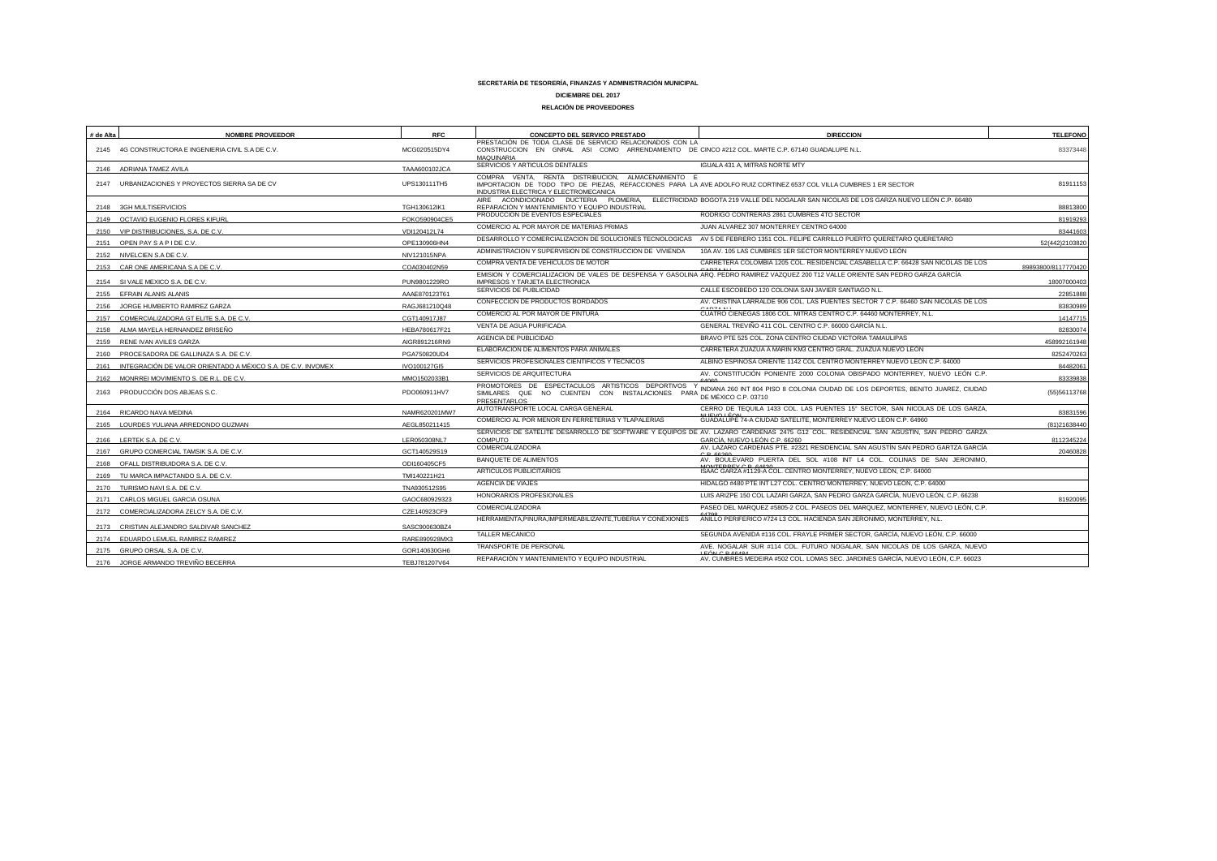**SECRETARÍA DE TESORERÍA, FINANZAS Y ADMINISTRACIÓN MUNICIPAL**

**DICIEMBRE DEL 2017**

**RELACIÓN DE PROVEEDORES**

| # de Alta | NOMBRE PROVEEDOR | RFC | CONCEPTO DEL SERVICO PRESTADO | DIRECCION | TELEFONO |
|---|---|---|---|---|---|
| 2145 | 4G CONSTRUCTORA E INGENIERIA CIVIL S.A DE C.V. | MCG020515DY4 | PRESTACIÓN DE TODA CLASE DE SERVICIO RELACIONADOS CON LA CONSTRUCCION EN GNRAL ASI COMO ARRENDAMIENTO DE MAQUINARIA | CINCO #212 COL. MARTE C.P. 67140 GUADALUPE N.L. | 83373448 |
| 2146 | ADRIANA TAMEZ AVILA | TAAA600102JCA | SERVICIOS Y ARTICULOS DENTALES | IGUALA 431 A, MITRAS NORTE MTY | |
| 2147 | URBANIZACIONES Y PROYECTOS SIERRA SA DE CV | UPS130111TH5 | COMPRA VENTA, RENTA DISTRIBUCION, ALMACENAMIENTO E IMPORTACION DE TODO TIPO DE PIEZAS, REFACCIONES PARA LA INDUSTRIA ELECTRICA Y ELECTROMECANICA | AVE ADOLFO RUIZ CORTINEZ 6537 COL VILLA CUMBRES 1 ER SECTOR | 81911153 |
| 2148 | 3GH MULTISERVICIOS | TGH130612IK1 | AIRE ACONDICIONADO DUCTERIA PLOMERIA, ELECTRICIDAD REPARACIÓN Y MANTENIMIENTO Y EQUIPO INDUSTRIAL | BOGOTA 219 VALLE DEL NOGALAR SAN NICOLAS DE LOS GARZA NUEVO LEÓN C.P. 66480 | 88813800 |
| 2149 | OCTAVIO EUGENIO FLORES KIFURL | FOKO590904CE5 | PRODUCCION DE EVENTOS ESPECIALES | RODRIGO CONTRERAS 2861 CUMBRES 4TO SECTOR | 81919293 |
| 2150 | VIP DISTRIBUCIONES, S.A. DE C.V. | VDI120412L74 | COMERCIO AL POR MAYOR DE MATERIAS PRIMAS | JUAN ALVAREZ 307 MONTERREY CENTRO 64000 | 83441603 |
| 2151 | OPEN PAY S A P I DE C.V. | OPE130906HN4 | DESARROLLO Y COMERCIALIZACION DE SOLUCIONES TECNOLOGICAS | AV 5 DE FEBRERO 1351 COL. FELIPE CARRILLO PUERTO QUERETARO QUERETARO | 52(442)2103820 |
| 2152 | NIVELCIEN S.A DE C.V. | NIV121015NPA | ADMINISTRACION Y SUPERVISION DE CONSTRUCCION DE VIVIENDA | 10A AV. 105 LAS CUMBRES 1ER SECTOR MONTERREY NUEVO LEÓN | |
| 2153 | CAR ONE AMERICANA S.A DE C.V. | COA030402N59 | COMPRA VENTA DE VEHICULOS DE MOTOR | CARRETERA COLOMBIA 1205 COL. RESIDENCIAL CASABELLA C.P. 66428 SAN NICOLAS DE LOS GARZA N.L. | 89893800/8117770420 |
| 2154 | SI VALE MEXICO S.A. DE C.V. | PUN9801229RO | EMISION Y COMERCIALIZACION DE VALES DE DESPENSA Y GASOLINA IMPRESOS Y TARJETA ELECTRONICA | ARQ. PEDRO RAMIREZ VAZQUEZ 200 T12 VALLE ORIENTE SAN PEDRO GARZA GARCÍA | 18007000403 |
| 2155 | EFRAIN ALANIS ALANIS | AAAE870123T61 | SERVICIOS DE PUBLICIDAD | CALLE ESCOBEDO 120 COLONIA SAN JAVIER SANTIAGO N.L. | 22851888 |
| 2156 | JORGE HUMBERTO RAMIREZ GARZA | RAGJ681210Q48 | CONFECCION DE PRODUCTOS BORDADOS | AV. CRISTINA LARRALDE 906 COL. LAS PUENTES SECTOR 7 C.P. 66460 SAN NICOLAS DE LOS GARZA N.L. | 83830989 |
| 2157 | COMERCIALIZADORA GT ELITE S.A. DE C.V. | CGT140917J87 | COMERCIO AL POR MAYOR DE PINTURA | CUATRO CIENEGAS 1806 COL. MITRAS CENTRO C.P. 64460 MONTERREY, N.L. | 14147715 |
| 2158 | ALMA MAYELA HERNANDEZ BRISEÑO | HEBA780617F21 | VENTA DE AGUA PURIFICADA | GENERAL TREVIÑO 411 COL. CENTRO C.P. 66000 GARCÍA N.L. | 82830074 |
| 2159 | RENE IVAN AVILES GARZA | AIGR891216RN9 | AGENCIA DE PUBLICIDAD | BRAVO PTE 525 COL. ZONA CENTRO CIUDAD VICTORIA TAMAULIPAS | 458992161948 |
| 2160 | PROCESADORA DE GALLINAZA S.A. DE C.V. | PGA750820UD4 | ELABORACIÓN DE ALIMENTOS PARA ANIMALES | CARRETERA ZUAZUA A MARIN KM3 CENTRO GRAL. ZUAZUA NUEVO LEÓN | 8252470263 |
| 2161 | INTEGRACIÓN DE VALOR ORIENTADO A MÉXICO S.A. DE C.V. INVOMEX | IVO100127GI5 | SERVICIOS PROFESIONALES CIENTIFICOS Y TECNICOS | ALBINO ESPINOSA ORIENTE 1142 COL CENTRO MONTERREY NUEVO LEÓN C.P. 64000 | 84482061 |
| 2162 | MONRREI MOVIMIENTO S. DE R.L. DE C.V. | MMO1502033B1 | SERVICIOS DE ARQUITECTURA | AV. CONSTITUCIÓN PONIENTE 2000 COLONIA OBISPADO MONTERREY, NUEVO LEÓN C.P. 64060 | 83339838 |
| 2163 | PRODUCCIÓN DOS ABJEAS S.C. | PDO060911HV7 | PROMOTORES DE ESPECTACULOS ARTISTICOS DEPORTIVOS Y SIMILARES QUE NO CUENTEN CON INSTALACIONES PARA PRESENTARLOS | INDIANA 260 INT 804 PISO 8 COLONIA CIUDAD DE LOS DEPORTES, BENITO JUAREZ, CIUDAD DE MÉXICO C.P. 03710 | (55)56113768 |
| 2164 | RICARDO NAVA MEDINA | NAMR620201MW7 | AUTOTRANSPORTE LOCAL CARGA GENERAL | CERRO DE TEQUILA 1433 COL. LAS PUENTES 15° SECTOR, SAN NICOLAS DE LOS GARZA, NUEVO LEÓN | 83831596 |
| 2165 | LOURDES YULIANA ARREDONDO GUZMAN | AEGL850211415 | COMERCIO AL POR MENOR EN FERRETERIAS Y TLAPALERIAS | GUADALUPE 74-A CIUDAD SATELITE, MONTERREY NUEVO LEON C.P. 64960 | (81)21638440 |
| 2166 | LERTEK S.A. DE C.V. | LER050308NL7 | SERVICIOS DE SATELITE DESARROLLO DE SOFTWARE Y EQUIPOS DE COMPUTO | AV. LAZARO CARDENAS 2475 G12 COL. RESIDENCIAL SAN AGUSTIN, SAN PEDRO GARZA GARCÍA, NUEVO LEÓN C.P. 66260 | 8112345224 |
| 2167 | GRUPO COMERCIAL TAMSIK S.A. DE C.V. | GCT140529S19 | COMERCIALIZADORA | AV. LAZARO CARDENAS PTE. #2321 RESIDENCIAL SAN AGUSTÍN SAN PEDRO GARTZA GARCÍA C.P. 66260 | 20460828 |
| 2168 | OFALL DISTRIBUIDORA S.A. DE C.V. | ODI160405CF5 | BANQUETE DE ALIMENTOS | AV. BOULEVARD PUERTA DEL SOL #108 INT L4 COL. COLINAS DE SAN JERONIMO, MONTERREY C.P. 64630 | |
| 2169 | TU MARCA IMPACTANDO S.A. DE C.V. | TMI140221H21 | ARTICULOS PUBLICITARIOS | ISAAC GARZA #1129-A COL. CENTRO MONTERREY, NUEVO LEON, C.P. 64000 | |
| 2170 | TURISMO NAVI S.A. DE C.V. | TNA930512S95 | AGENCIA DE VIAJES | HIDALGO #480 PTE INT L27 COL. CENTRO MONTERREY, NUEVO LEÓN, C.P. 64000 | |
| 2171 | CARLOS MIGUEL GARCIA OSUNA | GAOC680929323 | HONORARIOS PROFESIONALES | LUIS ARIZPE 150 COL LAZARI GARZA, SAN PEDRO GARZA GARCÍA, NUEVO LEÓN, C.P. 66238 | 81920095 |
| 2172 | COMERCIALIZADORA ZELCY S.A. DE C.V. | CZE140923CF9 | COMERCIALIZADORA | PASEO DEL MARQUEZ #5805-2 COL. PASEOS DEL MARQUEZ, MONTERREY, NUEVO LEÓN, C.P. 64790 | |
| 2173 | CRISTIAN ALEJANDRO SALDIVAR SANCHEZ | SASC900630BZ4 | HERRAMIENTA,PINURA,IMPERMEABILIZANTE,TUBERIA Y CONEXIONES | ANILLO PERIFERICO #724 L3 COL. HACIENDA SAN JERONIMO, MONTERREY, N.L. | |
| 2174 | EDUARDO LEMUEL RAMIREZ RAMIREZ | RARE890928MX3 | TALLER MECANICO | SEGUNDA AVENIDA #116 COL. FRAYLE PRIMER SECTOR, GARCÍA, NUEVO LEÓN, C.P. 66000 | |
| 2175 | GRUPO ORSAL S.A. DE C.V. | GOR140630GH6 | TRANSPORTE DE PERSONAL | AVE. NOGALAR SUR #114 COL. FUTURO NOGALAR, SAN NICOLAS DE LOS GARZA, NUEVO LEÓN C.P. 66484 | |
| 2176 | JORGE ARMANDO TREVIÑO BECERRA | TEBJ781207V64 | REPARACIÓN Y MANTENIMIENTO Y EQUIPO INDUSTRIAL | AV. CUMBRES MEDEIRA #502 COL. LOMAS SEC. JARDINES GARCÍA, NUEVO LEÓN, C.P. 66023 | |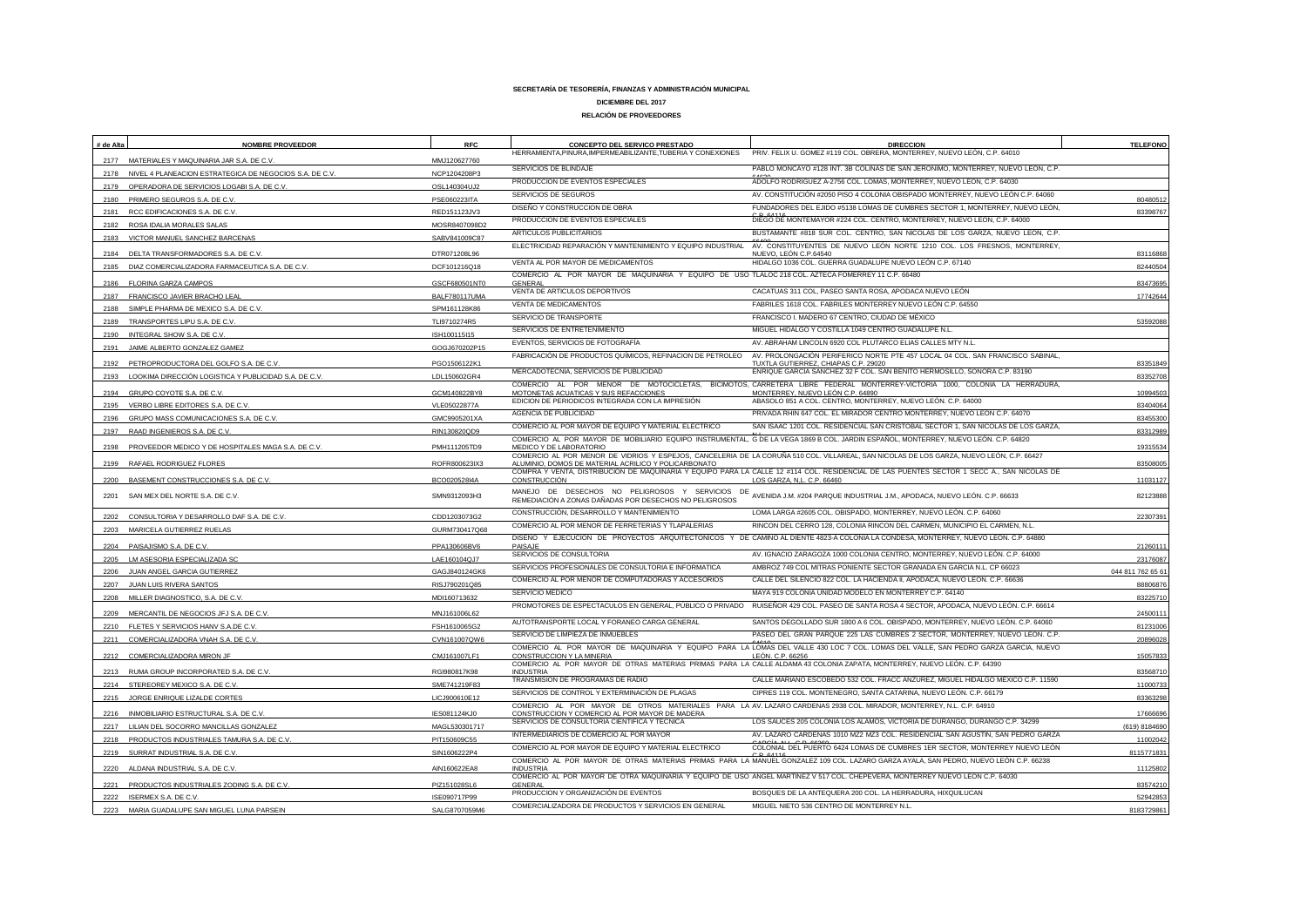**SECRETARÍA DE TESORERÍA, FINANZAS Y ADMINISTRACIÓN MUNICIPAL**

**DICIEMBRE DEL 2017**

**RELACIÓN DE PROVEEDORES**

| # de Alta | NOMBRE PROVEEDOR | RFC | CONCEPTO DEL SERVICO PRESTADO | DIRECCION | TELEFONO |
|---|---|---|---|---|---|
| 2177 | MATERIALES Y MAQUINARIA JAR S.A. DE C.V. | MMJ120627760 | HERRAMIENTA,PINURA,IMPERMEABILIZANTE,TUBERIA Y CONEXIONES | PRIV. FELIX U. GOMEZ #119 COL. OBRERA, MONTERREY, NUEVO LEÓN, C.P. 64010 | |
| 2178 | NIVEL 4 PLANEACION ESTRATEGICA DE NEGOCIOS S.A. DE C.V. | NCP1204208P3 | SERVICIOS DE BLINDAJE | PABLO MONCAYO #128 INT. 3B COLINAS DE SAN JERONIMO, MONTERREY, NUEVO LEON, C.P. 64630 | |
| 2179 | OPERADORA DE SERVICIOS LOGABI S.A. DE C.V. | OSL140304UJ2 | PRODUCCION DE EVENTOS ESPECIALES | ADOLFO RODRIGUEZ A-2756 COL. LOMAS, MONTERREY, NUEVO LEON, C.P. 64030 | |
| 2180 | PRIMERO SEGUROS S.A. DE C.V. | PSE060223ITA | SERVICIOS DE SEGUROS | AV. CONSTITUCIÓN #2050 PISO 4 COLONIA OBISPADO MONTERREY, NUEVO LEÓN C.P. 64060 | 80480512 |
| 2181 | RCC EDIFICACIONES S.A. DE C.V. | RED151123JV3 | DISEÑO Y CONSTRUCCION DE OBRA | FUNDADORES DEL EJIDO #5138 LOMAS DE CUMBRES SECTOR 1, MONTERREY, NUEVO LEÓN, C.P. 64116 | 83398767 |
| 2182 | ROSA IDALIA MORALES SALAS | MOSR8407098D2 | PRODUCCION DE EVENTOS ESPECIALES | DIEGO DE MONTEMAYOR #224 COL. CENTRO, MONTERREY, NUEVO LEON, C.P. 64000 | |
| 2183 | VICTOR MANUEL SANCHEZ BARCENAS | SABV841009C87 | ARTICULOS PUBLICITARIOS | BUSTAMANTE #818 SUR COL. CENTRO, SAN NICOLAS DE LOS GARZA, NUEVO LEÓN, C.P. 66400 | |
| 2184 | DELTA TRANSFORMADORES S.A. DE C.V. | DTR071208L96 | ELECTRICIDAD REPARACIÓN Y MANTENIMIENTO Y EQUIPO INDUSTRIAL | AV. CONSTITUYENTES DE NUEVO LEÓN NORTE 1210 COL. LOS FRESNOS, MONTERREY, NUEVO, LEÓN C.P.64540 | 83116868 |
| 2185 | DIAZ COMERCIALIZADORA FARMACEUTICA S.A. DE C.V. | DCF101216Q18 | VENTA AL POR MAYOR DE MEDICAMENTOS | HIDALGO 1036 COL. GUERRA GUADALUPE NUEVO LEÓN C.P. 67140 | 82440504 |
| 2186 | FLORINA GARZA CAMPOS | GSCF680501NT0 | COMERCIO AL POR MAYOR DE MAQUINARIA Y EQUIPO DE USO GENERAL | TLALOC 218 COL. AZTECA FOMERREY 11 C.P. 66480 | 83473695 |
| 2187 | FRANCISCO JAVIER BRACHO LEAL | BALF780117UMA | VENTA DE ARTICULOS DEPORTIVOS | CACATUAS 311 COL, PASEO SANTA ROSA, APODACA NUEVO LEÓN | 17742644 |
| 2188 | SIMPLE PHARMA DE MEXICO S.A. DE C.V. | SPM161128K86 | VENTA DE MEDICAMENTOS | FABRILES 1618 COL. FABRILES MONTERREY NUEVO LEÓN C.P. 64550 | |
| 2189 | TRANSPORTES LIPU S.A. DE C.V. | TLI9710274R5 | SERVICIO DE TRANSPORTE | FRANCISCO I. MADERO 67 CENTRO, CIUDAD DE MÉXICO | 53592088 |
| 2190 | INTEGRAL SHOW S.A. DE C.V. | ISH100115I15 | SERVICIOS DE ENTRETENIMIENTO | MIGUEL HIDALGO Y COSTILLA 1049 CENTRO GUADALUPE N.L. | |
| 2191 | JAIME ALBERTO GONZALEZ GAMEZ | GOGJ670202P15 | EVENTOS, SERVICIOS DE FOTOGRAFÍA | AV. ABRAHAM LINCOLN 6920 COL PLUTARCO ELIAS CALLES MTY N.L. | |
| 2192 | PETROPRODUCTORA DEL GOLFO S.A. DE C.V. | PGO1506122K1 | FABRICACIÓN DE PRODUCTOS QUÍMICOS, REFINACION DE PETROLEO | AV. PROLONGACIÓN PERIFERICO NORTE PTE 457 LOCAL 04 COL. SAN FRANCISCO SABINAL, TUXTLA GUTIERREZ, CHIAPAS C.P. 29020 | 83351849 |
| 2193 | LOOKIMA DIRECCIÓN LOGISTICA Y PUBLICIDAD S.A. DE C.V. | LDL150602GR4 | MERCADOTECNIA, SERVICIOS DE PUBLICIDAD | ENRIQUE GARCIA SANCHEZ 32 F COL. SAN BENITO HERMOSILLO, SONORA C.P. 83190 | 83352708 |
| 2194 | GRUPO COYOTE S.A. DE C.V. | GCM140822BY8 | COMERCIO AL POR MENOR DE MOTOCICLETAS, BICIMOTOS, MOTONETAS ACUATICAS Y SUS REFACCIONES | CARRETERA LIBRE FEDERAL MONTERREY-VICTORIA 1000, COLONIA LA HERRADURA, MONTERREY, NUEVO LEÓN C.P. 64890 | 10994503 |
| 2195 | VERBO LIBRE EDITORES S.A. DE C.V. | VLE05022877A | EDICION DE PERIODICOS INTEGRADA CON LA IMPRESIÓN | ABASOLO 851 A COL. CENTRO, MONTERREY, NUEVO LEÓN. C.P. 64000 | 83404064 |
| 2196 | GRUPO MASS COMUNICACIONES S.A. DE C.V. | GMC9905201XA | AGENCIA DE PUBLICIDAD | PRIVADA RHIN 647 COL. EL MIRADOR CENTRO MONTERREY, NUEVO LEÓN C.P. 64070 | 83455300 |
| 2197 | RAAD INGENIEROS S.A. DE C.V. | RIN130820QD9 | COMERCIO AL POR MAYOR DE EQUIPO Y MATERIAL ELECTRICO | SAN ISAAC 1201 COL. RESIDENCIAL SAN CRISTOBAL SECTOR 1, SAN NICOLAS DE LOS GARZA, N.L. | 83312989 |
| 2198 | PROVEEDOR MEDICO Y DE HOSPITALES MAGA S.A. DE C.V. | PMH111205TD9 | COMERCIO AL POR MAYOR DE MOBILIARIO EQUIPO INSTRUMENTAL, MEDICO Y DE LABORATORIO | G DE LA VEGA 1869 B COL. JARDIN ESPAÑOL, MONTERREY, NUEVO LEÓN. C.P. 64820 | 19315534 |
| 2199 | RAFAEL RODRIGUEZ FLORES | ROFR800623IX3 | COMERCIO AL POR MENOR DE VIDRIOS Y ESPEJOS, CANCELERIA DE ALUMINIO, DOMOS DE MATERIAL ACRILICO Y POLICARBONATO | LA CORUÑA 510 COL. VILLAREAL, SAN NICOLAS DE LOS GARZA, NUEVO LEÓN, C.P. 66427 | 83508005 |
| 2200 | BASEMENT CONSTRUCCIONES S.A. DE C.V. | BCO020528I4A | COMPRA Y VENTA, DISTRIBUCION DE MAQUINARIA Y EQUIPO PARA LA CONSTRUCCIÓN | CALLE 12 #114 COL. RESIDENCIAL DE LAS PUENTES SECTOR 1 SECC A., SAN NICOLAS DE LOS GARZA, N.L. C.P. 66460 | 11031127 |
| 2201 | SAN MEX DEL NORTE S.A. DE C.V. | SMN9312093H3 | MANEJO DE DESECHOS NO PELIGROSOS Y SERVICIOS DE REMEDIACIÓN A ZONAS DAÑADAS POR DESECHOS NO PELIGROSOS | AVENIDA J.M. #204 PARQUE INDUSTRIAL J.M., APODACA, NUEVO LEÓN. C.P. 66633 | 82123888 |
| 2202 | CONSULTORIA Y DESARROLLO DAF S.A. DE C.V. | CDD1203073G2 | CONSTRUCCIÓN, DESARROLLO Y MANTENIMIENTO | LOMA LARGA #2605 COL. OBISPADO, MONTERREY, NUEVO LEÓN. C.P. 64060 | 22307391 |
| 2203 | MARICELA GUTIERREZ RUELAS | GURM730417Q68 | COMERCIO AL POR MENOR DE FERRETERIAS Y TLAPALERIAS | RINCON DEL CERRO 128, COLONIA RINCON DEL CARMEN, MUNICIPIO EL CARMEN, N.L. | |
| 2204 | PAISAJISMO S.A. DE C.V. | PPA130606BV6 | DISEÑO Y EJECUCION DE PROYECTOS ARQUITECTONICOS Y DE PAISAJE | CAMINO AL DIENTE 4823-A COLONIA LA CONDESA, MONTERREY, NUEVO LEÓN. C.P. 64880 | 21260111 |
| 2205 | LM ASESORIA ESPECIALIZADA SC | LAE160104QJ7 | SERVICIOS DE CONSULTORIA | AV. IGNACIO ZARAGOZA 1000 COLONIA CENTRO, MONTERREY, NUEVO LEÓN. C.P. 64000 | 23176087 |
| 2206 | JUAN ANGEL GARCIA GUTIERREZ | GAGJ840124GK6 | SERVICIOS PROFESIONALES DE CONSULTORIA E INFORMATICA | AMBROZ 749 COL MITRAS PONIENTE SECTOR GRANADA EN GARCIA N.L. CP 66023 | 044 811 762 65 61 |
| 2207 | JUAN LUIS RIVERA SANTOS | RISJ790201Q85 | COMERCIO AL POR MENOR DE COMPUTADORAS Y ACCESORIOS | CALLE DEL SILENCIO 822 COL. LA HACIENDA II, APODACA, NUEVO LEON. C.P. 66636 | 88806876 |
| 2208 | MILLER DIAGNOSTICO, S.A. DE C.V. | MDI160713632 | SERVICIO MEDICO | MAYA 919 COLONIA UNIDAD MODELO EN MONTERREY C.P. 64140 | 83225710 |
| 2209 | MERCANTIL DE NEGOCIOS JFJ S.A. DE C.V. | MNJ161006L62 | PROMOTORES DE ESPECTACULOS EN GENERAL, PUBLICO O PRIVADO | RUISEÑOR 429 COL. PASEO DE SANTA ROSA 4 SECTOR, APODACA, NUEVO LEÓN. C.P. 66614 | 24500111 |
| 2210 | FLETES Y SERVICIOS HANV S.A.DE C.V. | FSH1610065G2 | AUTOTRANSPORTE LOCAL Y FORANEO CARGA GENERAL | SANTOS DEGOLLADO SUR 1800 A 6 COL. OBISPADO, MONTERREY, NUEVO LEÓN. C.P. 64060 | 81231006 |
| 2211 | COMERCIALIZADORA VNAH S.A. DE C.V. | CVN161007QW6 | SERVICIO DE LIMPIEZA DE INMUEBLES | PASEO DEL GRAN PARQUE 225 LAS CUMBRES 2 SECTOR, MONTERREY, NUEVO LEÓN. C.P. 64610 | 20896028 |
| 2212 | COMERCIALIZADORA MIRON JF | CMJ161007LF1 | COMERCIO AL POR MAYOR DE MAQUINARIA Y EQUIPO PARA LA CONSTRUCCION Y LA MINERIA | LOMAS DEL VALLE 430 LOC 7 COL. LOMAS DEL VALLE, SAN PEDRO GARZA GARCIA, NUEVO LEÓN. C.P. 66256 | 15057833 |
| 2213 | RUMA GROUP INCORPORATED S.A. DE C.V. | RGI980817K98 | COMERCIO AL POR MAYOR DE OTRAS MATERIAS PRIMAS PARA LA INDUSTRIA | CALLE ALDAMA 43 COLONIA ZAPATA, MONTERREY, NUEVO LEÓN. C.P. 64390 | 83568710 |
| 2214 | STEREOREY MEXICO S.A. DE C.V. | SME741219F83 | TRANSMISION DE PROGRAMAS DE RADIO | CALLE MARIANO ESCOBEDO 532 COL. FRACC ANZURES, MIGUEL HIDALGO MEXICO C.P. 11590 | 11000733 |
| 2215 | JORGE ENRIQUE LIZALDE CORTES | LICJ900610E12 | SERVICIOS DE CONTROL Y EXTERMINACIÓN DE PLAGAS | CIPRES 119 COL. MONTENEGRO, SANTA CATARINA, NUEVO LEÓN. C.P. 66179 | 83363298 |
| 2216 | INMOBILIARIO ESTRUCTURAL S.A. DE C.V. | IES081124KJ0 | COMERCIO AL POR MAYOR DE OTROS MATERIALES PARA LA CONSTRUCCION Y COMERCIO AL POR MAYOR DE MADERA | AV. LAZARO CARDENAS 2938 COL. MIRADOR, MONTERREY, N.L. C.P. 64910 | 17666696 |
| 2217 | LILIAN DEL SOCORRO MANCILLAS GONZALEZ | MAGL530301717 | SERVICIOS DE CONSULTORIA CIENTIFICA Y TECNICA | LOS SAUCES 205 COLONIA LOS ALAMOS, VICTORIA DE DURANGO, DURANGO C.P. 34299 | (619) 8184690 |
| 2218 | PRODUCTOS INDUSTRIALES TAMURA S.A. DE C.V. | PIT150609C55 | INTERMEDIARIOS DE COMERCIO AL POR MAYOR | AV. LAZARO CARDENAS 1010 MZ2 MZ3 COL. RESIDENCIAL SAN AGUSTIN, SAN PEDRO GARZA GARCÍA, N.L. C.P. 66260 | 11002042 |
| 2219 | SURRAT INDUSTRIAL S.A. DE C.V. | SIN1606222P4 | COMERCIO AL POR MAYOR DE EQUIPO Y MATERIAL ELECTRICO | COLONIAL DEL PUERTO 6424 LOMAS DE CUMBRES 1ER SECTOR, MONTERREY NUEVO LEÓN C.P. 64116 | 8115771831 |
| 2220 | ALDANA INDUSTRIAL S.A. DE C.V. | AIN160622EA8 | COMERCIO AL POR MAYOR DE OTRAS MATERIAS PRIMAS PARA LA INDUSTRIA | MANUEL GONZALEZ 109 COL. LAZARO GARZA AYALA, SAN PEDRO, NUEVO LEÓN C.P. 66238 | 11125802 |
| 2221 | PRODUCTOS INDUSTRIALES ZODING S.A. DE C.V. | PIZ151028SL6 | COMERCIO AL POR MAYOR DE OTRA MAQUINARIA Y EQUIPO DE USO GENERAL | ANGEL MARTINEZ V 517 COL. CHEPEVERA, MONTERREY NUEVO LEÓN C.P. 64030 | 83574210 |
| 2222 | ISERMEX S.A. DE C.V. | ISE090717P99 | PRODUCCION Y ORGANIZACIÓN DE EVENTOS | BOSQUES DE LA ANTEQUERA 200 COL. LA HERRADURA, HIXQUILUCAN | 52942853 |
| 2223 | MARIA GUADALUPE SAN MIGUEL LUNA PARSEIN | SALG8707059M6 | COMERCIALIZADORA DE PRODUCTOS Y SERVICIOS EN GENERAL | MIGUEL NIETO 536 CENTRO DE MONTERREY N.L. | 8183729861 |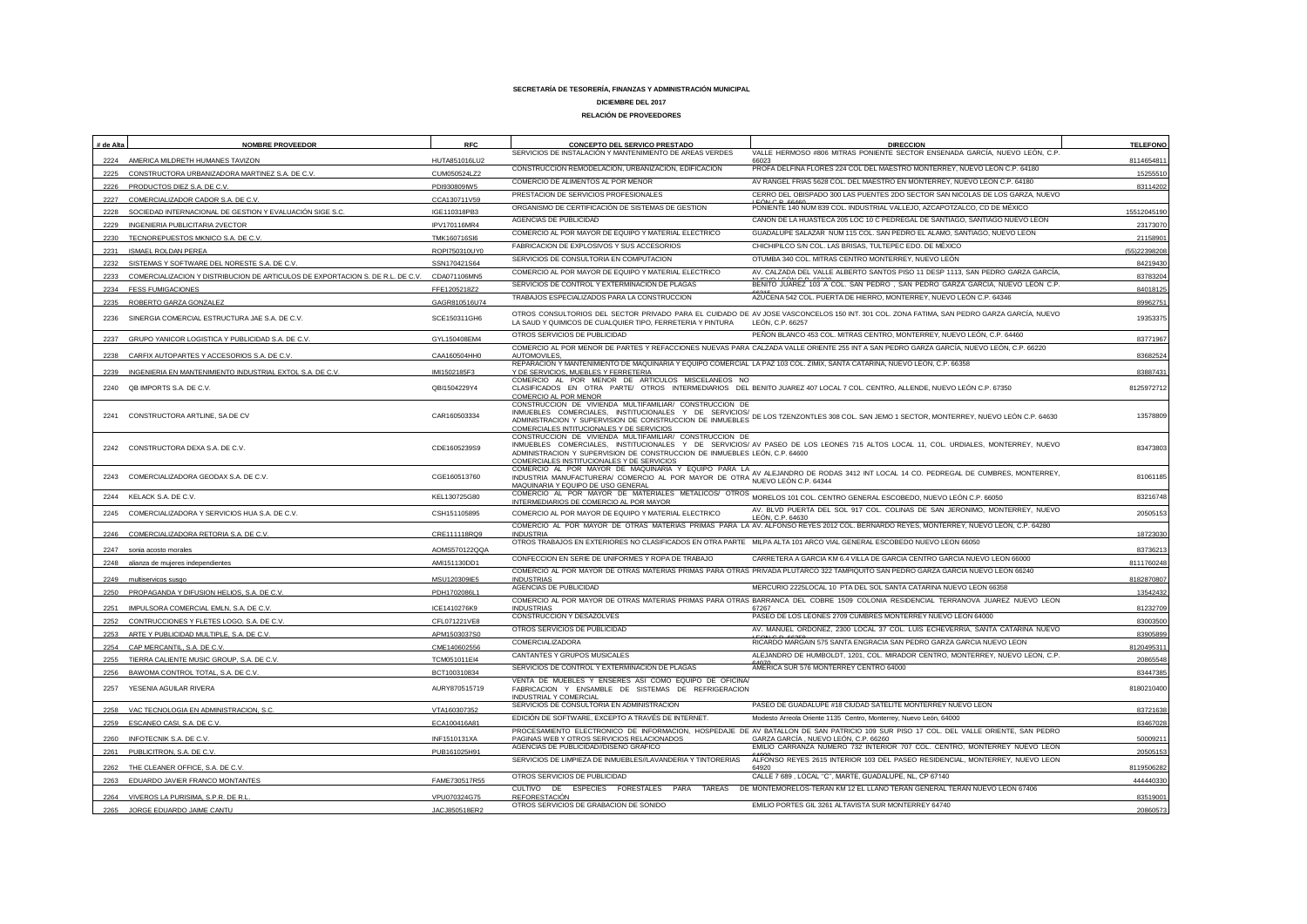**SECRETARÍA DE TESORERÍA, FINANZAS Y ADMINISTRACIÓN MUNICIPAL**

**DICIEMBRE DEL 2017**

**RELACIÓN DE PROVEEDORES**

| # de Alta | NOMBRE PROVEEDOR | RFC | CONCEPTO DEL SERVICO PRESTADO | DIRECCION | TELEFONO |
|---|---|---|---|---|---|
| 2224 | AMERICA MILDRETH HUMANES TAVIZON | HUTA851016LU2 | SERVICIOS DE INSTALACIÓN Y MANTENIMIENTO DE AREAS VERDES | VALLE HERMOSO #806 MITRAS PONIENTE SECTOR ENSENADA GARCÍA, NUEVO LEÓN, C.P. 66023 | 8114654811 |
| 2225 | CONSTRUCTORA URBANIZADORA MARTINEZ S.A. DE C.V. | CUM050524LZ2 | CONSTRUCCION REMODELACION, URBANIZACION, EDIFICACION | PROFA DELFINA FLORES 224 COL DEL MAESTRO MONTERREY, NUEVO LEON C.P. 64180 | 15255510 |
| 2226 | PRODUCTOS DIEZ S.A. DE C.V. | PDI930809IW5 | COMERCIO DE ALIMENTOS AL POR MENOR | AV RANGEL FRIAS 5628 COL. DEL MAESTRO EN MONTERREY, NUEVO LEON C.P. 64180 | 83114202 |
| 2227 | COMERCIALIZADOR CADOR S.A. DE C.V. | CCA130711V59 | PRESTACION DE SERVICIOS PROFESIONALES | CERRO DEL OBISPADO 300 LAS PUENTES 2DO SECTOR SAN NICOLAS DE LOS GARZA, NUEVO LEÓN C.P. 66460 | |
| 2228 | SOCIEDAD INTERNACIONAL DE GESTION Y EVALUACIÓN SIGE S.C. | IGE110318PB3 | ORGANISMO DE CERTIFICACIÓN DE SISTEMAS DE GESTION | PONIENTE 140 NUM 839 COL. INDUSTRIAL VALLEJO, AZCAPOTZALCO, CD DE MÉXICO | 15512045190 |
| 2229 | INGENIERIA PUBLICITARIA 2VECTOR | IPV170116MR4 | AGENCIAS DE PUBLICIDAD | CAÑON DE LA HUASTECA 205 LOC 10 C PEDREGAL DE SANTIAGO, SANTIAGO NUEVO LEON | 23173070 |
| 2230 | TECNOREPUESTOS MKNICO S.A. DE C.V. | TMK160716SI6 | COMERCIO AL POR MAYOR DE EQUIPO Y MATERIAL ELECTRICO | GUADALUPE SALAZAR NUM 115 COL. SAN PEDRO EL ALAMO, SANTIAGO, NUEVO LEON | 21158901 |
| 2231 | ISMAEL ROLDAN PEREA | ROPI750310UY0 | FABRICACION DE EXPLOSIVOS Y SUS ACCESORIOS | CHICHIPILCO S/N COL. LAS BRISAS, TULTEPEC EDO. DE MÉXICO | (55)22398208 |
| 2232 | SISTEMAS Y SOFTWARE DEL NORESTE S.A. DE C.V. | SSN170421S64 | SERVICIOS DE CONSULTORIA EN COMPUTACION | OTUMBA 340 COL. MITRAS CENTRO MONTERREY, NUEVO LEÓN | 84219430 |
| 2233 | COMERCIALIZACION Y DISTRIBUCION DE ARTICULOS DE EXPORTACION S. DE R.L. DE C.V. | CDA071106MN5 | COMERCIO AL POR MAYOR DE EQUIPO Y MATERIAL ELECTRICO | AV. CALZADA DEL VALLE ALBERTO SANTOS PISO 11 DESP 1113, SAN PEDRO GARZA GARCÍA, NUEVO LEÓN C.P. 66220 | 83783204 |
| 2234 | FESS FUMIGACIONES | FFE1205218Z2 | SERVICIOS DE CONTROL Y EXTERMINACION DE PLAGAS | BENITO JUAREZ 103 A COL. SAN PEDRO , SAN PEDRO GARZA GARCIA, NUEVO LEON C.P. 66215 | 84018125 |
| 2235 | ROBERTO GARZA GONZALEZ | GAGR810516U74 | TRABAJOS ESPECIALIZADOS PARA LA CONSTRUCCION | AZUCENA 542 COL. PUERTA DE HIERRO, MONTERREY, NUEVO LEÓN C.P. 64346 | 89962751 |
| 2236 | SINERGIA COMERCIAL ESTRUCTURA JAE S.A. DE C.V. | SCE150311GH6 | OTROS CONSULTORIOS DEL SECTOR PRIVADO PARA EL CUIDADO DE LA SAUD Y QUIMICOS DE CUALQUIER TIPO, FERRETERIA Y PINTURA | AV JOSE VASCONCELOS 150 INT. 301 COL. ZONA FATIMA, SAN PEDRO GARZA GARCÍA, NUEVO LEÓN, C.P. 66257 | 19353375 |
| 2237 | GRUPO YANICOR LOGISTICA Y PUBLICIDAD S.A. DE C.V. | GYL150408EM4 | OTROS SERVICIOS DE PUBLICIDAD | PEÑON BLANCO 453 COL. MITRAS CENTRO, MONTERREY, NUEVO LEÓN, C.P. 64460 | 83771967 |
| 2238 | CARFIX AUTOPARTES Y ACCESORIOS S.A. DE C.V. | CAA160504HH0 | COMERCIO AL POR MENOR DE PARTES Y REFACCIONES NUEVAS PARA AUTOMOVILES, | CALZADA VALLE ORIENTE 255 INT A SAN PEDRO GARZA GARCÍA, NUEVO LEÓN, C.P. 66220 | 83682524 |
| 2239 | INGENIERIA EN MANTENIMIENTO INDUSTRIAL EXTOL S.A. DE C.V. | IMI1502185F3 | REPARACION Y MANTENIMIENTO DE MAQUINARIA Y EQUIPO COMERCIAL Y DE SERVICIOS, MUEBLES Y FERRETERIA | LA PAZ 103 COL. ZIMIX, SANTA CATARINA, NUEVO LEON, C.P. 66358 | 83887431 |
| 2240 | QB IMPORTS S.A. DE C.V. | QBI1504229Y4 | COMERCIO AL POR MENOR DE ARTICULOS MISCELANEOS NO CLASIFICADOS EN OTRA PARTE/ OTROS INTERMEDIARIOS DEL COMERCIO AL POR MENOR | BENITO JUAREZ 407 LOCAL 7 COL. CENTRO, ALLENDE, NUEVO LEÓN C.P. 67350 | 8125972712 |
| 2241 | CONSTRUCTORA ARTLINE, SA DE CV | CAR160503334 | CONSTRUCCION DE VIVIENDA MULTIFAMILIAR/ CONSTRUCCION DE INMUEBLES COMERCIALES, INSTITUCIONALES Y DE SERVICIOS/ ADMINISTRACION Y SUPERVISION DE CONSTRUCCION DE INMUEBLES COMERCIALES INTITUCIONALES Y DE SERVICIOS | DE LOS TZENZONTLES 308 COL. SAN JEMO 1 SECTOR, MONTERREY, NUEVO LEÓN C.P. 64630 | 13578809 |
| 2242 | CONSTRUCTORA DEXA S.A. DE C.V. | CDE1605239S9 | CONSTRUCCION DE VIVIENDA MULTIFAMILIAR/ CONSTRUCCION DE INMUEBLES COMERCIALES, INSTITUCIONALES Y DE SERVICIOS/ ADMINISTRACION Y SUPERVISION DE CONSTRUCCION DE INMUEBLES COMERCIALES INSTITUCIONALES Y DE SERVICIOS | AV PASEO DE LOS LEONES 715 ALTOS LOCAL 11, COL. URDIALES, MONTERREY, NUEVO LEÓN, C.P. 64600 | 83473803 |
| 2243 | COMERCIALIZADORA GEODAX S.A. DE C.V. | CGE160513760 | COMERCIO AL POR MAYOR DE MAQUINARIA Y EQUIPO PARA LA INDUSTRIA MANUFACTURERA/ COMERCIO AL POR MAYOR DE OTRA MAQUINARIA Y EQUIPO DE USO GENERAL | AV ALEJANDRO DE RODAS 3412 INT LOCAL 14 CO. PEDREGAL DE CUMBRES, MONTERREY, NUEVO LEÓN C.P. 64344 | 81061185 |
| 2244 | KELACK S.A. DE C.V. | KEL130725G80 | COMERCIO AL POR MAYOR DE MATERIALES METALICOS/ OTROS INTERMEDIARIOS DE COMERCIO AL POR MAYOR | MORELOS 101 COL. CENTRO GENERAL ESCOBEDO, NUEVO LEÓN C.P. 66050 | 83216748 |
| 2245 | COMERCIALIZADORA Y SERVICIOS HUA S.A. DE C.V. | CSH151105895 | COMERCIO AL POR MAYOR DE EQUIPO Y MATERIAL ELECTRICO | AV. BLVD PUERTA DEL SOL 917 COL. COLINAS DE SAN JERONIMO, MONTERREY, NUEVO LEÓN, C.P. 64630 | 20505153 |
| 2246 | COMERCIALIZADORA RETORIA S.A. DE C.V. | CRE111118RQ9 | COMERCIO AL POR MAYOR DE OTRAS MATERIAS PRIMAS PARA LA INDUSTRIA | AV. ALFONSO REYES 2012 COL. BERNARDO REYES, MONTERREY, NUEVO LEÓN, C.P. 64280 | 18723030 |
| 2247 | sonia acosto morales | AOMS570122QQA | OTROS TRABAJOS EN EXTERIORES NO CLASIFICADOS EN OTRA PARTE | MILPA ALTA 101 ARCO VIAL GENERAL ESCOBEDO NUEVO LEON 66050 | 83736213 |
| 2248 | alianza de mujeres independientes | AMI151130DD1 | CONFECCION EN SERIE DE UNIFORMES Y ROPA DE TRABAJO | CARRETERA A GARCIA KM 6.4 VILLA DE GARCIA CENTRO GARCIA NUEVO LEON 66000 | 8111760248 |
| 2249 | multiservicos susgo | MSU120309IE5 | COMERCIO AL POR MAYOR DE OTRAS MATERIAS PRIMAS PARA OTRAS INDUSTRIAS | PRIVADA PLUTARCO 322 TAMPIQUITO SAN PEDRO GARZA GARCIA NUEVO LEON 66240 | 8182870807 |
| 2250 | PROPAGANDA Y DIFUSION HELIOS, S.A. DE C.V. | PDH1702086L1 | AGENCIAS DE PUBLICIDAD | MERCURIO 2225LOCAL 10 PTA DEL SOL SANTA CATARINA NUEVO LEON 66358 | 13542432 |
| 2251 | IMPULSORA COMERCIAL EMLN, S.A. DE C.V. | ICE1410276K9 | COMERCIO AL POR MAYOR DE OTRAS MATERIAS PRIMAS PARA OTRAS INDUSTRIAS | BARRANCA DEL COBRE 1509 COLONIA RESIDENCIAL TERRANOVA JUAREZ NUEVO LEON 67267 | 81232709 |
| 2252 | CONTRUCCIONES Y FLETES LOGO, S.A. DE C.V. | CFL071221VE8 | CONSTRUCCIONES Y DESAZOLVES | PASEO DE LOS LEONES 2709 CUMBRES MONTERREY NUEVO LEON 64000 | 83003500 |
| 2253 | ARTE Y PUBLICIDAD MULTIPLE, S.A. DE C.V. | APM1503037S0 | OTROS SERVICIOS DE PUBLICIDAD | AV. MANUEL ORDONEZ, 2300 LOCAL 37 COL. LUIS ECHEVERRIA, SANTA CATARINA NUEVO LEON C.P. 66358 | 83905899 |
| 2254 | CAP MERCANTIL, S.A. DE C.V. | CME140602556 | COMERCIALIZADORA | RICARDO MARGAIN 575 SANTA ENGRACIA SAN PEDRO GARZA GARCIA NUEVO LEON | 8120495311 |
| 2255 | TIERRA CALIENTE MUSIC GROUP, S.A. DE C.V. | TCM051011EI4 | CANTANTES Y GRUPOS MUSICALES | ALEJANDRO DE HUMBOLDT, 1201, COL. MIRADOR CENTRO, MONTERREY, NUEVO LEON, C.P. 64070 | 20865548 |
| 2256 | BAWOMA CONTROL TOTAL, S.A. DE C.V. | BCT100310834 | SERVICIOS DE CONTROL Y EXTERMINACION DE PLAGAS | AMERICA SUR 576 MONTERREY CENTRO 64000 | 83447385 |
| 2257 | YESENIA AGUILAR RIVERA | AURY870515719 | VENTA DE MUEBLES Y ENSERES ASI COMO EQUIPO DE OFICINA/ FABRICACION Y ENSAMBLE DE SISTEMAS DE REFRIGERACION INDUSTRIAL Y COMERCIAL | | 8180210400 |
| 2258 | VAC TECNOLOGIA EN ADMINISTRACION, S.C. | VTA160307352 | SERVICIOS DE CONSULTORIA EN ADMINISTRACION | PASEO DE GUADALUPE #18 CIUDAD SATELITE MONTERREY NUEVO LEON | 83721638 |
| 2259 | ESCANEO CASI, S.A. DE C.V. | ECA100416A81 | EDICIÓN DE SOFTWARE, EXCEPTO A TRAVÉS DE INTERNET. | Modesto Arreola Oriente 1135 Centro, Monterrey, Nuevo León, 64000 | 83467028 |
| 2260 | INFOTECNIK S.A. DE C.V. | INF1510131XA | PROCESAMIENTO ELECTRONICO DE INFORMACION, HOSPEDAJE DE PAGINAS WEB Y OTROS SERVICIOS RELACIONADOS | AV BATALLON DE SAN PATRICIO 109 SUR PISO 17 COL. DEL VALLE ORIENTE, SAN PEDRO GARZA GARCÍA , NUEVO LEÓN, C.P. 66260 | 50009211 |
| 2261 | PUBLICITRON, S.A. DE C.V. | PUB161025H91 | AGENCIAS DE PUBLICIDAD/DISEÑO GRAFICO | EMILIO CARRANZA NUMERO 732 INTERIOR 707 COL. CENTRO, MONTERREY NUEVO LEON 64000 | 20505153 |
| 2262 | THE CLEANER OFFICE, S.A. DE C.V. | | SERVICIOS DE LIMPIEZA DE INMUEBLES//LAVANDERIA Y TINTORERIAS | ALFONSO REYES 2615 INTERIOR 103 DEL PASEO RESIDENCIAL, MONTERREY, NUEVO LEON 64920 | 8119506282 |
| 2263 | EDUARDO JAVIER FRANCO MONTANTES | FAME730517R55 | OTROS SERVICIOS DE PUBLICIDAD | CALLE 7 689 , LOCAL "C", MARTE, GUADALUPE, NL, CP 67140 | 444440330 |
| 2264 | VIVEROS LA PURISIMA, S.P.R. DE R.L. | VPU070324G75 | CULTIVO DE ESPECIES FORESTALES PARA TAREAS DE REFORESTACIÓN | MONTEMORELOS-TERAN KM 12 EL LLANO TERAN GENERAL TERAN NUEVO LEON 67406 | 83519001 |
| 2265 | JORGE EDUARDO JAIME CANTU | JACJ850518ER2 | OTROS SERVICIOS DE GRABACION DE SONIDO | EMILIO PORTES GIL 3261 ALTAVISTA SUR MONTERREY 64740 | 20860573 |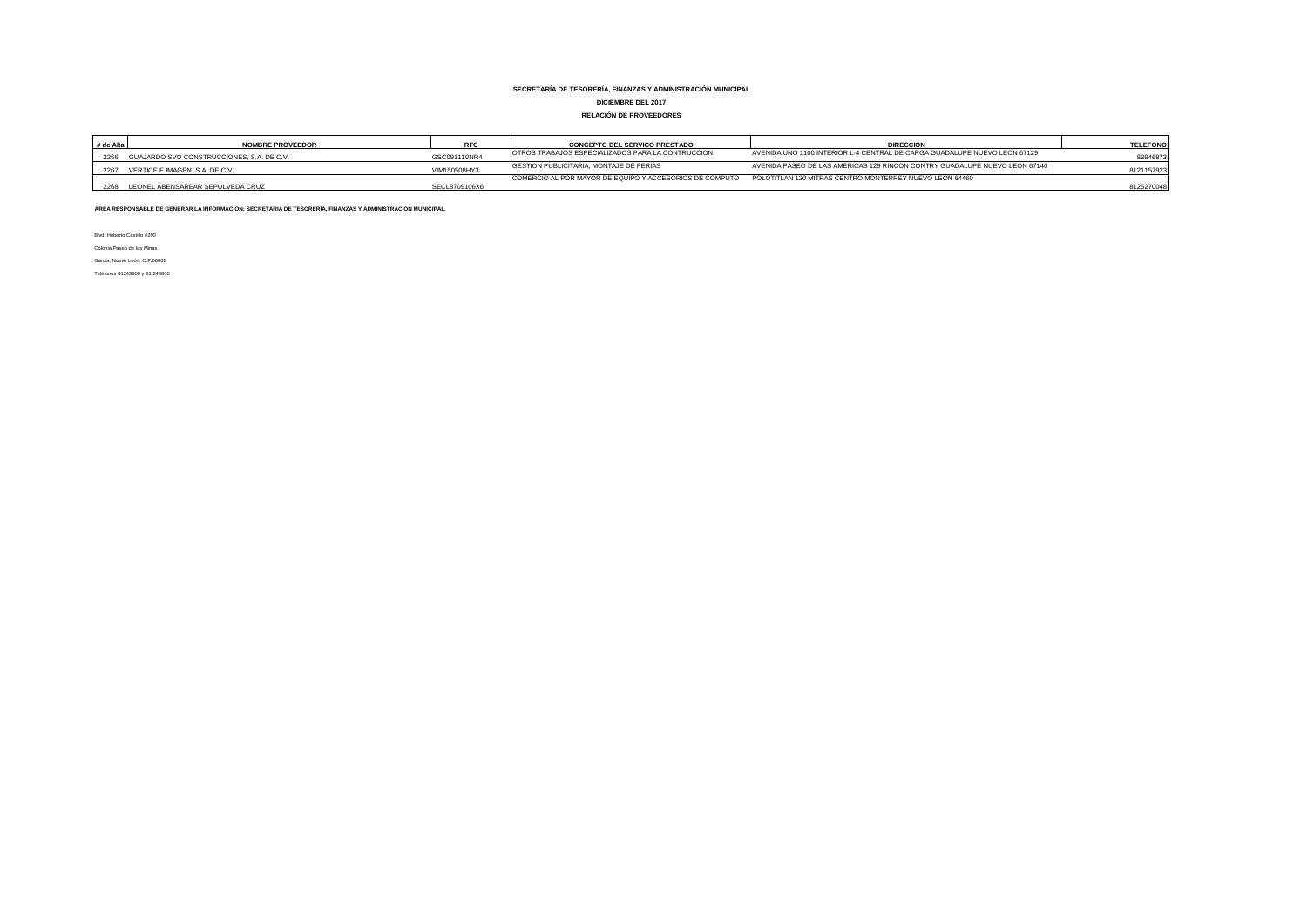**SECRETARÍA DE TESORERÍA, FINANZAS Y ADMINISTRACIÓN MUNICIPAL**

**DICIEMBRE DEL 2017**

**RELACIÓN DE PROVEEDORES**

| # de Alta | NOMBRE PROVEEDOR | RFC | CONCEPTO DEL SERVICO PRESTADO | DIRECCION | TELEFONO |
|---|---|---|---|---|---|
| 2266 | GUAJARDO SVO CONSTRUCCIONES, S.A. DE C.V. | GSC091110NR4 | OTROS TRABAJOS ESPECIALIZADOS PARA LA CONTRUCCION | AVENIDA UNO 1100 INTERIOR L-4 CENTRAL DE CARGA GUADALUPE NUEVO LEON 67129 | 83946873 |
| 2267 | VERTICE E IMAGEN, S.A. DE C.V. | VIM150508HY3 | GESTION PUBLICITARIA, MONTAJE DE FERIAS | AVENIDA PASEO DE LAS AMERICAS 129 RINCON CONTRY GUADALUPE NUEVO LEON 67140 | 8121157923 |
| 2268 | LEONEL ABENSAREAR SEPULVEDA CRUZ | SECL8709106X6 | COMERCIO AL POR MAYOR DE EQUIPO Y ACCESORIOS DE COMPUTO | POLOTITLAN 120 MITRAS CENTRO MONTERREY NUEVO LEON 64460 | 8125270048 |

**ÁREA RESPONSABLE DE GENERAR LA INFORMACIÓN: SECRETARÍA DE TESORERÍA, FINANZAS Y ADMINISTRACIÓN MUNICIPAL.**

Blvd. Heberto Castillo #200

Colonia Paseo de las Minas

García, Nuevo León, C.P.66001

Teléfonos 81243900 y 81 248800